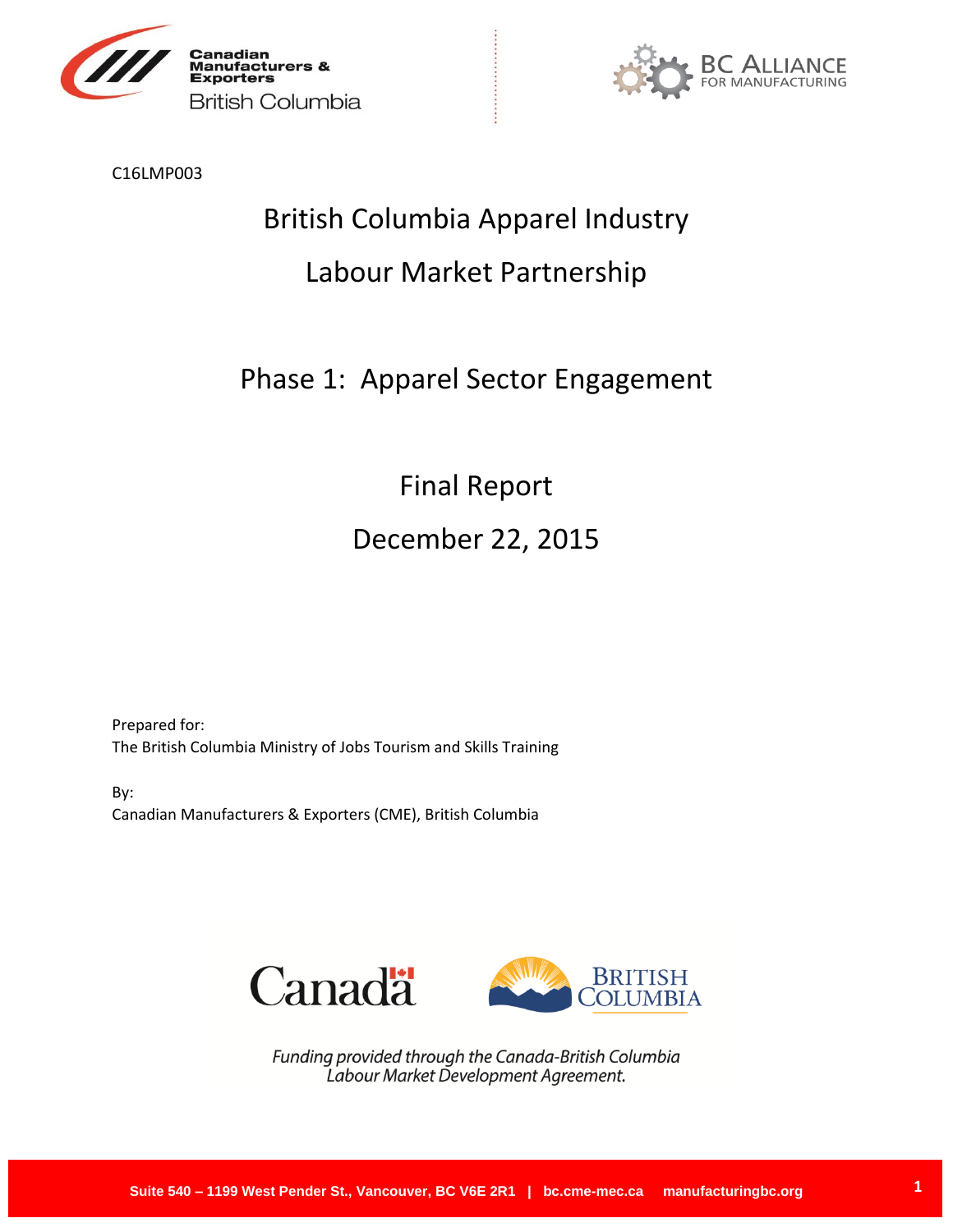Canadian Manufacturers & Exporters
British Columbia

BC ALLIANCE FOR MANUFACTURING

C16LMP003

# British Columbia Apparel Industry

# Labour Market Partnership

## Phase 1: Apparel Sector Engagement

## Final Report

## December 22, 2015

Prepared for:
The British Columbia Ministry of Jobs Tourism and Skills Training

By:
Canadian Manufacturers & Exporters (CME), British Columbia

Canada

BRITISH COLUMBIA

*Funding provided through the Canada-British Columbia Labour Market Development Agreement.*

**Suite 540 – 1199 West Pender St., Vancouver, BC V6E 2R1 | bc.cme-mec.ca manufacturingbc.org**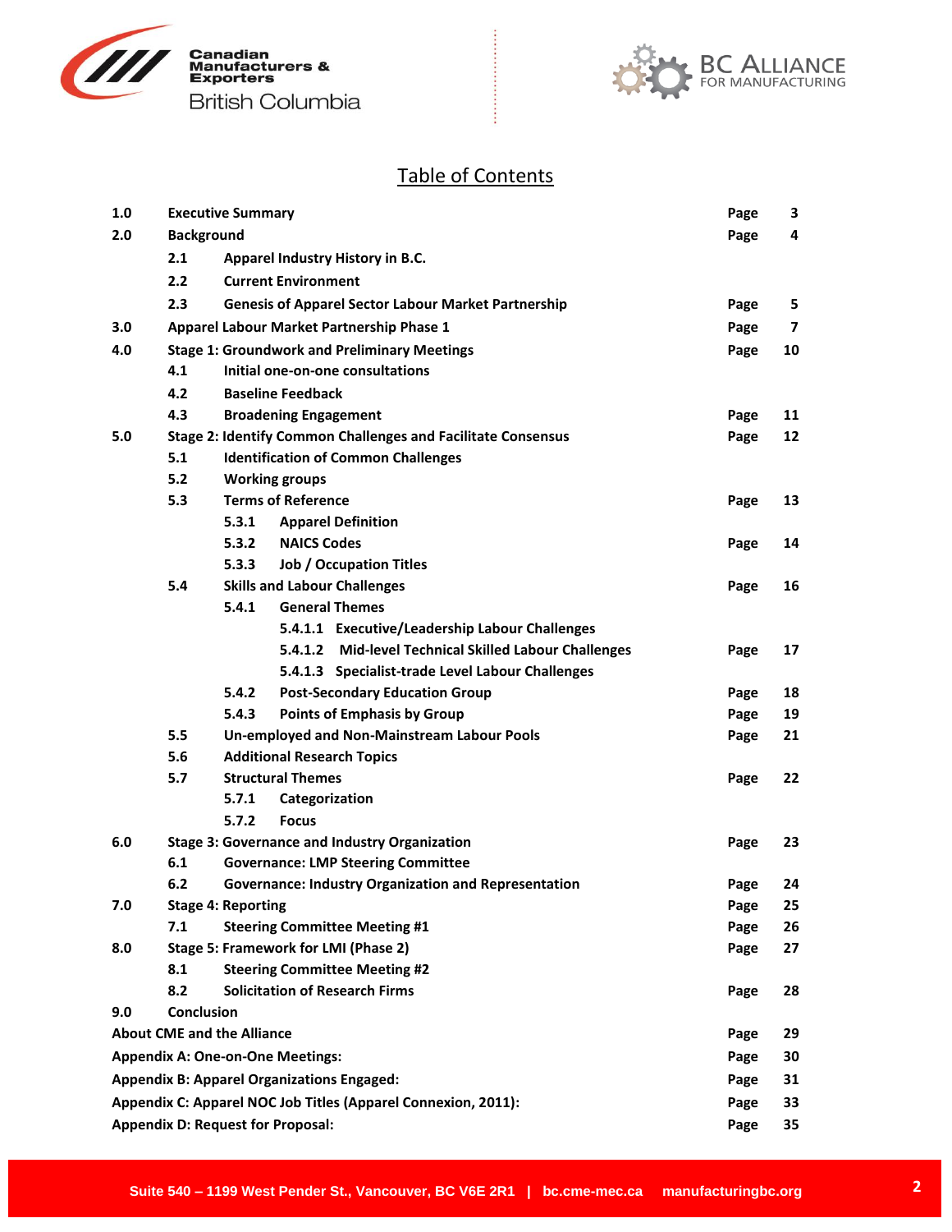# Table of Contents

| | | |
|---|---|---|
| **1.0 Executive Summary** | Page | 3 |
| **2.0 Background** | Page | 4 |
| 2.1 Apparel Industry History in B.C. | | |
| 2.2 Current Environment | | |
| 2.3 Genesis of Apparel Sector Labour Market Partnership | Page | 5 |
| **3.0 Apparel Labour Market Partnership Phase 1** | Page | 7 |
| **4.0 Stage 1: Groundwork and Preliminary Meetings** | Page | 10 |
| 4.1 Initial one-on-one consultations | | |
| 4.2 Baseline Feedback | | |
| 4.3 Broadening Engagement | Page | 11 |
| **5.0 Stage 2: Identify Common Challenges and Facilitate Consensus** | Page | 12 |
| 5.1 Identification of Common Challenges | | |
| 5.2 Working groups | | |
| 5.3 Terms of Reference | Page | 13 |
| 5.3.1 Apparel Definition | | |
| 5.3.2 NAICS Codes | Page | 14 |
| 5.3.3 Job / Occupation Titles | | |
| 5.4 Skills and Labour Challenges | Page | 16 |
| 5.4.1 General Themes | | |
| 5.4.1.1 Executive/Leadership Labour Challenges | | |
| 5.4.1.2 Mid-level Technical Skilled Labour Challenges | Page | 17 |
| 5.4.1.3 Specialist-trade Level Labour Challenges | | |
| 5.4.2 Post-Secondary Education Group | Page | 18 |
| 5.4.3 Points of Emphasis by Group | Page | 19 |
| 5.5 Un-employed and Non-Mainstream Labour Pools | Page | 21 |
| 5.6 Additional Research Topics | | |
| 5.7 Structural Themes | Page | 22 |
| 5.7.1 Categorization | | |
| 5.7.2 Focus | | |
| **6.0 Stage 3: Governance and Industry Organization** | Page | 23 |
| 6.1 Governance: LMP Steering Committee | | |
| 6.2 Governance: Industry Organization and Representation | Page | 24 |
| **7.0 Stage 4: Reporting** | Page | 25 |
| 7.1 Steering Committee Meeting #1 | Page | 26 |
| **8.0 Stage 5: Framework for LMI (Phase 2)** | Page | 27 |
| 8.1 Steering Committee Meeting #2 | | |
| 8.2 Solicitation of Research Firms | Page | 28 |
| **9.0 Conclusion** | | |
| **About CME and the Alliance** | Page | 29 |
| **Appendix A: One-on-One Meetings:** | Page | 30 |
| **Appendix B: Apparel Organizations Engaged:** | Page | 31 |
| **Appendix C: Apparel NOC Job Titles (Apparel Connexion, 2011):** | Page | 33 |
| **Appendix D: Request for Proposal:** | Page | 35 |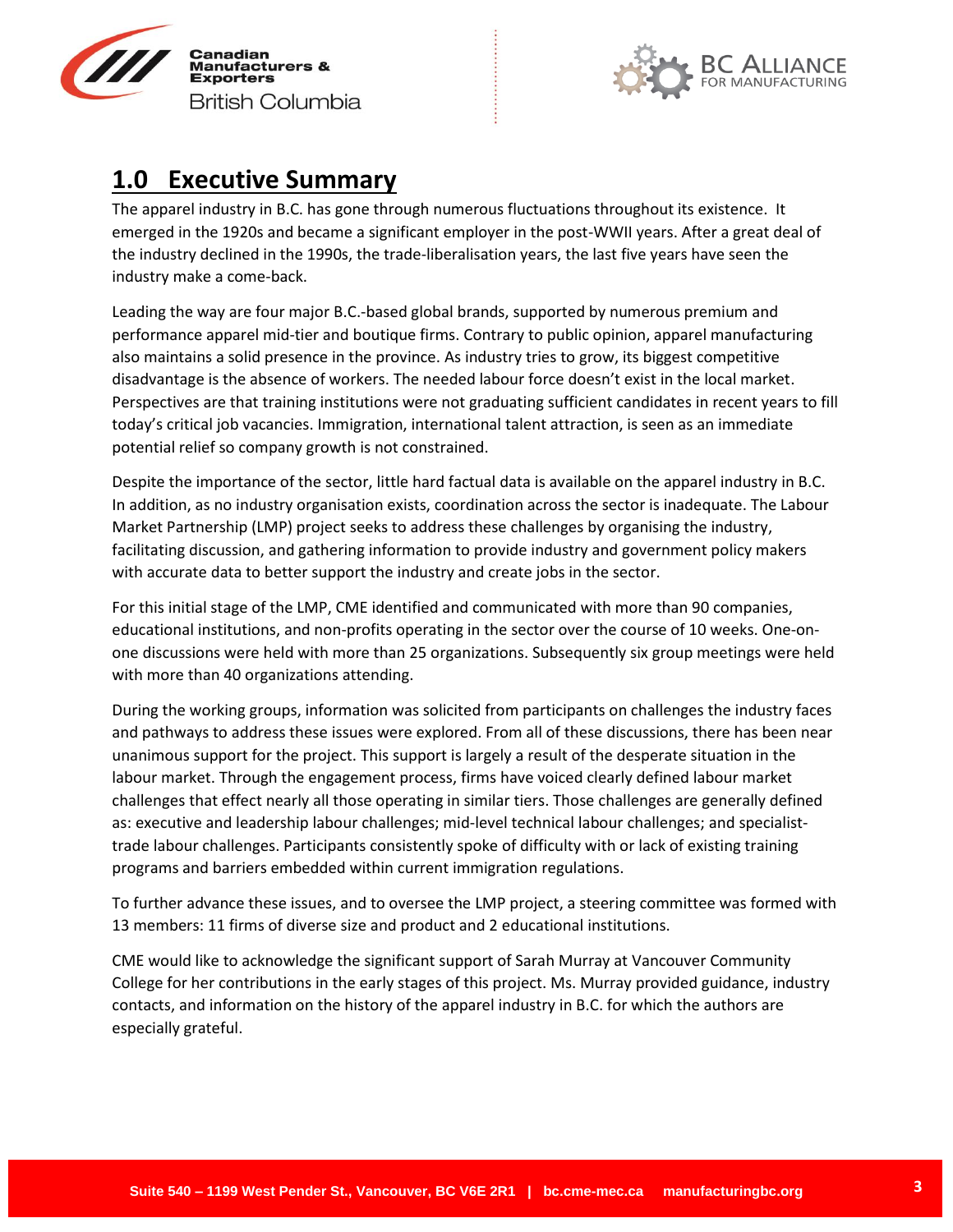# 1.0 Executive Summary

The apparel industry in B.C. has gone through numerous fluctuations throughout its existence. It emerged in the 1920s and became a significant employer in the post-WWII years. After a great deal of the industry declined in the 1990s, the trade-liberalisation years, the last five years have seen the industry make a come-back.

Leading the way are four major B.C.-based global brands, supported by numerous premium and performance apparel mid-tier and boutique firms. Contrary to public opinion, apparel manufacturing also maintains a solid presence in the province. As industry tries to grow, its biggest competitive disadvantage is the absence of workers. The needed labour force doesn't exist in the local market. Perspectives are that training institutions were not graduating sufficient candidates in recent years to fill today's critical job vacancies. Immigration, international talent attraction, is seen as an immediate potential relief so company growth is not constrained.

Despite the importance of the sector, little hard factual data is available on the apparel industry in B.C. In addition, as no industry organisation exists, coordination across the sector is inadequate. The Labour Market Partnership (LMP) project seeks to address these challenges by organising the industry, facilitating discussion, and gathering information to provide industry and government policy makers with accurate data to better support the industry and create jobs in the sector.

For this initial stage of the LMP, CME identified and communicated with more than 90 companies, educational institutions, and non-profits operating in the sector over the course of 10 weeks. One-on-one discussions were held with more than 25 organizations. Subsequently six group meetings were held with more than 40 organizations attending.

During the working groups, information was solicited from participants on challenges the industry faces and pathways to address these issues were explored. From all of these discussions, there has been near unanimous support for the project. This support is largely a result of the desperate situation in the labour market. Through the engagement process, firms have voiced clearly defined labour market challenges that effect nearly all those operating in similar tiers. Those challenges are generally defined as: executive and leadership labour challenges; mid-level technical labour challenges; and specialist-trade labour challenges. Participants consistently spoke of difficulty with or lack of existing training programs and barriers embedded within current immigration regulations.

To further advance these issues, and to oversee the LMP project, a steering committee was formed with 13 members: 11 firms of diverse size and product and 2 educational institutions.

CME would like to acknowledge the significant support of Sarah Murray at Vancouver Community College for her contributions in the early stages of this project. Ms. Murray provided guidance, industry contacts, and information on the history of the apparel industry in B.C. for which the authors are especially grateful.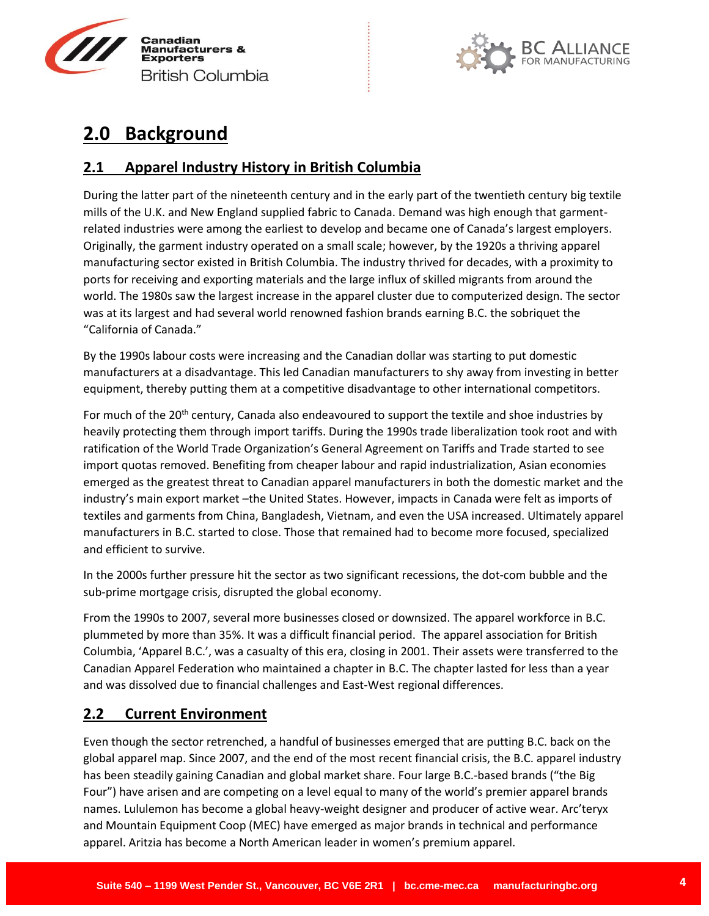# 2.0 Background

## 2.1 Apparel Industry History in British Columbia

During the latter part of the nineteenth century and in the early part of the twentieth century big textile mills of the U.K. and New England supplied fabric to Canada. Demand was high enough that garment-related industries were among the earliest to develop and became one of Canada's largest employers. Originally, the garment industry operated on a small scale; however, by the 1920s a thriving apparel manufacturing sector existed in British Columbia. The industry thrived for decades, with a proximity to ports for receiving and exporting materials and the large influx of skilled migrants from around the world. The 1980s saw the largest increase in the apparel cluster due to computerized design. The sector was at its largest and had several world renowned fashion brands earning B.C. the sobriquet the "California of Canada."

By the 1990s labour costs were increasing and the Canadian dollar was starting to put domestic manufacturers at a disadvantage. This led Canadian manufacturers to shy away from investing in better equipment, thereby putting them at a competitive disadvantage to other international competitors.

For much of the 20th century, Canada also endeavoured to support the textile and shoe industries by heavily protecting them through import tariffs. During the 1990s trade liberalization took root and with ratification of the World Trade Organization's General Agreement on Tariffs and Trade started to see import quotas removed. Benefiting from cheaper labour and rapid industrialization, Asian economies emerged as the greatest threat to Canadian apparel manufacturers in both the domestic market and the industry's main export market –the United States. However, impacts in Canada were felt as imports of textiles and garments from China, Bangladesh, Vietnam, and even the USA increased. Ultimately apparel manufacturers in B.C. started to close. Those that remained had to become more focused, specialized and efficient to survive.

In the 2000s further pressure hit the sector as two significant recessions, the dot-com bubble and the sub-prime mortgage crisis, disrupted the global economy.

From the 1990s to 2007, several more businesses closed or downsized. The apparel workforce in B.C. plummeted by more than 35%. It was a difficult financial period. The apparel association for British Columbia, 'Apparel B.C.', was a casualty of this era, closing in 2001. Their assets were transferred to the Canadian Apparel Federation who maintained a chapter in B.C. The chapter lasted for less than a year and was dissolved due to financial challenges and East-West regional differences.

## 2.2 Current Environment

Even though the sector retrenched, a handful of businesses emerged that are putting B.C. back on the global apparel map. Since 2007, and the end of the most recent financial crisis, the B.C. apparel industry has been steadily gaining Canadian and global market share. Four large B.C.-based brands ("the Big Four") have arisen and are competing on a level equal to many of the world's premier apparel brands names. Lululemon has become a global heavy-weight designer and producer of active wear. Arc'teryx and Mountain Equipment Coop (MEC) have emerged as major brands in technical and performance apparel. Aritzia has become a North American leader in women's premium apparel.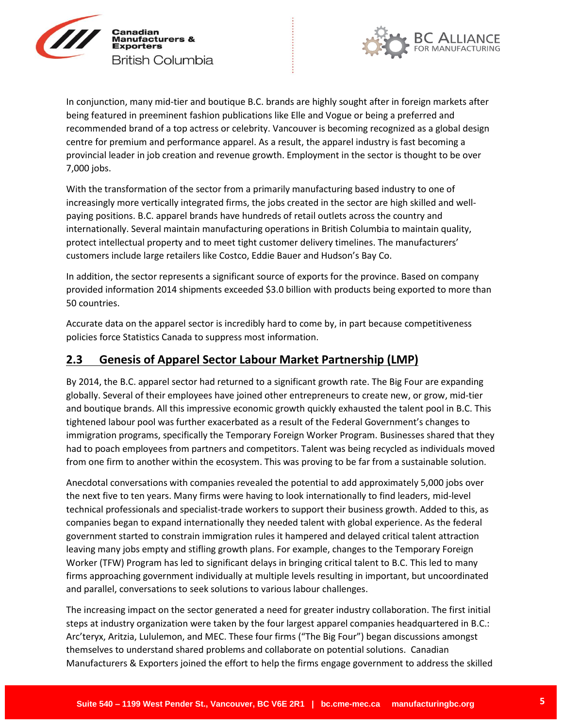In conjunction, many mid-tier and boutique B.C. brands are highly sought after in foreign markets after being featured in preeminent fashion publications like Elle and Vogue or being a preferred and recommended brand of a top actress or celebrity. Vancouver is becoming recognized as a global design centre for premium and performance apparel. As a result, the apparel industry is fast becoming a provincial leader in job creation and revenue growth. Employment in the sector is thought to be over 7,000 jobs.

With the transformation of the sector from a primarily manufacturing based industry to one of increasingly more vertically integrated firms, the jobs created in the sector are high skilled and well-paying positions. B.C. apparel brands have hundreds of retail outlets across the country and internationally. Several maintain manufacturing operations in British Columbia to maintain quality, protect intellectual property and to meet tight customer delivery timelines. The manufacturers' customers include large retailers like Costco, Eddie Bauer and Hudson's Bay Co.

In addition, the sector represents a significant source of exports for the province. Based on company provided information 2014 shipments exceeded $3.0 billion with products being exported to more than 50 countries.

Accurate data on the apparel sector is incredibly hard to come by, in part because competitiveness policies force Statistics Canada to suppress most information.

## 2.3 Genesis of Apparel Sector Labour Market Partnership (LMP)

By 2014, the B.C. apparel sector had returned to a significant growth rate. The Big Four are expanding globally. Several of their employees have joined other entrepreneurs to create new, or grow, mid-tier and boutique brands. All this impressive economic growth quickly exhausted the talent pool in B.C. This tightened labour pool was further exacerbated as a result of the Federal Government's changes to immigration programs, specifically the Temporary Foreign Worker Program. Businesses shared that they had to poach employees from partners and competitors. Talent was being recycled as individuals moved from one firm to another within the ecosystem. This was proving to be far from a sustainable solution.

Anecdotal conversations with companies revealed the potential to add approximately 5,000 jobs over the next five to ten years. Many firms were having to look internationally to find leaders, mid-level technical professionals and specialist-trade workers to support their business growth. Added to this, as companies began to expand internationally they needed talent with global experience. As the federal government started to constrain immigration rules it hampered and delayed critical talent attraction leaving many jobs empty and stifling growth plans. For example, changes to the Temporary Foreign Worker (TFW) Program has led to significant delays in bringing critical talent to B.C. This led to many firms approaching government individually at multiple levels resulting in important, but uncoordinated and parallel, conversations to seek solutions to various labour challenges.

The increasing impact on the sector generated a need for greater industry collaboration. The first initial steps at industry organization were taken by the four largest apparel companies headquartered in B.C.: Arc'teryx, Aritzia, Lululemon, and MEC. These four firms ("The Big Four") began discussions amongst themselves to understand shared problems and collaborate on potential solutions. Canadian Manufacturers & Exporters joined the effort to help the firms engage government to address the skilled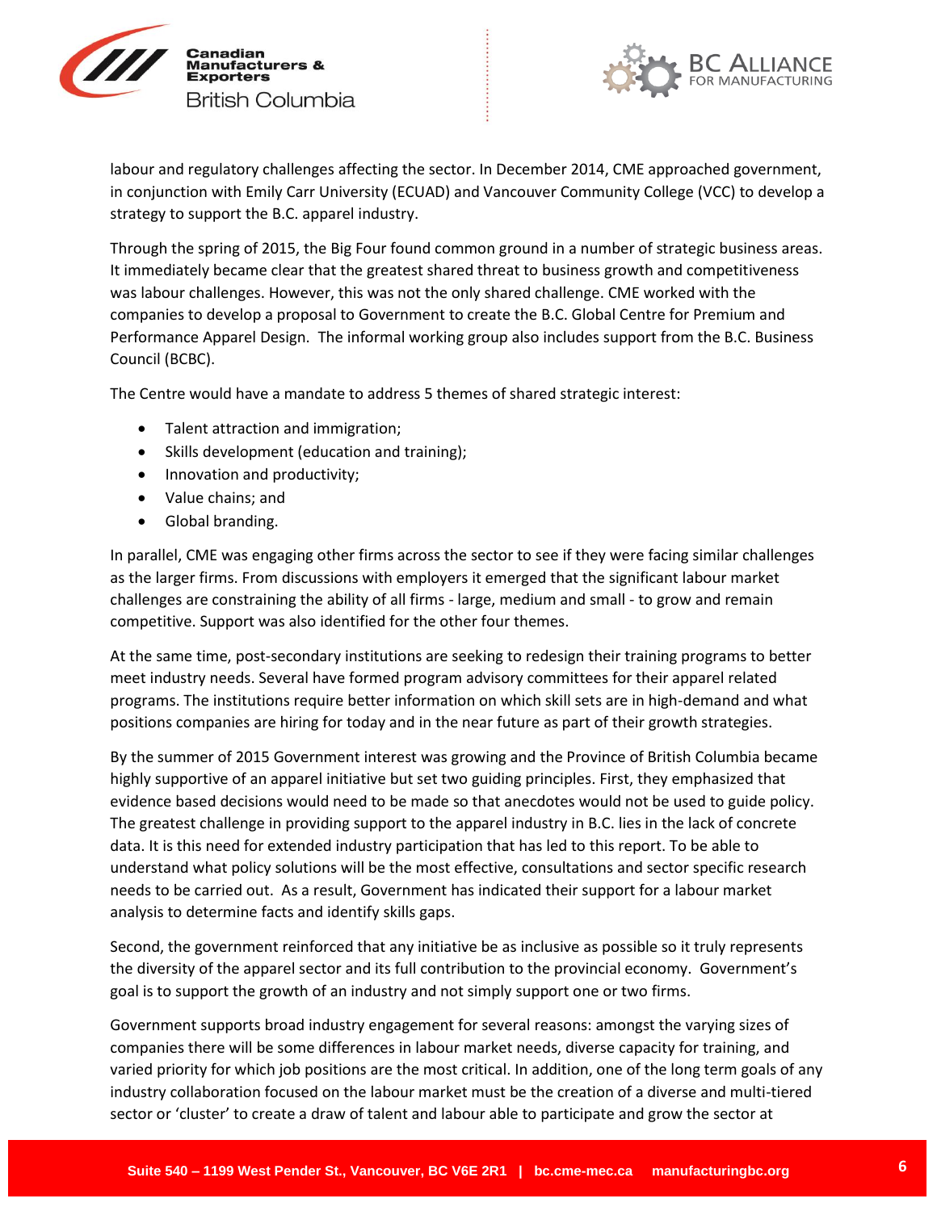labour and regulatory challenges affecting the sector. In December 2014, CME approached government, in conjunction with Emily Carr University (ECUAD) and Vancouver Community College (VCC) to develop a strategy to support the B.C. apparel industry.

Through the spring of 2015, the Big Four found common ground in a number of strategic business areas. It immediately became clear that the greatest shared threat to business growth and competitiveness was labour challenges. However, this was not the only shared challenge. CME worked with the companies to develop a proposal to Government to create the B.C. Global Centre for Premium and Performance Apparel Design. The informal working group also includes support from the B.C. Business Council (BCBC).

The Centre would have a mandate to address 5 themes of shared strategic interest:

- Talent attraction and immigration;
- Skills development (education and training);
- Innovation and productivity;
- Value chains; and
- Global branding.

In parallel, CME was engaging other firms across the sector to see if they were facing similar challenges as the larger firms. From discussions with employers it emerged that the significant labour market challenges are constraining the ability of all firms - large, medium and small - to grow and remain competitive. Support was also identified for the other four themes.

At the same time, post-secondary institutions are seeking to redesign their training programs to better meet industry needs. Several have formed program advisory committees for their apparel related programs. The institutions require better information on which skill sets are in high-demand and what positions companies are hiring for today and in the near future as part of their growth strategies.

By the summer of 2015 Government interest was growing and the Province of British Columbia became highly supportive of an apparel initiative but set two guiding principles. First, they emphasized that evidence based decisions would need to be made so that anecdotes would not be used to guide policy. The greatest challenge in providing support to the apparel industry in B.C. lies in the lack of concrete data. It is this need for extended industry participation that has led to this report. To be able to understand what policy solutions will be the most effective, consultations and sector specific research needs to be carried out. As a result, Government has indicated their support for a labour market analysis to determine facts and identify skills gaps.

Second, the government reinforced that any initiative be as inclusive as possible so it truly represents the diversity of the apparel sector and its full contribution to the provincial economy. Government's goal is to support the growth of an industry and not simply support one or two firms.

Government supports broad industry engagement for several reasons: amongst the varying sizes of companies there will be some differences in labour market needs, diverse capacity for training, and varied priority for which job positions are the most critical. In addition, one of the long term goals of any industry collaboration focused on the labour market must be the creation of a diverse and multi-tiered sector or 'cluster' to create a draw of talent and labour able to participate and grow the sector at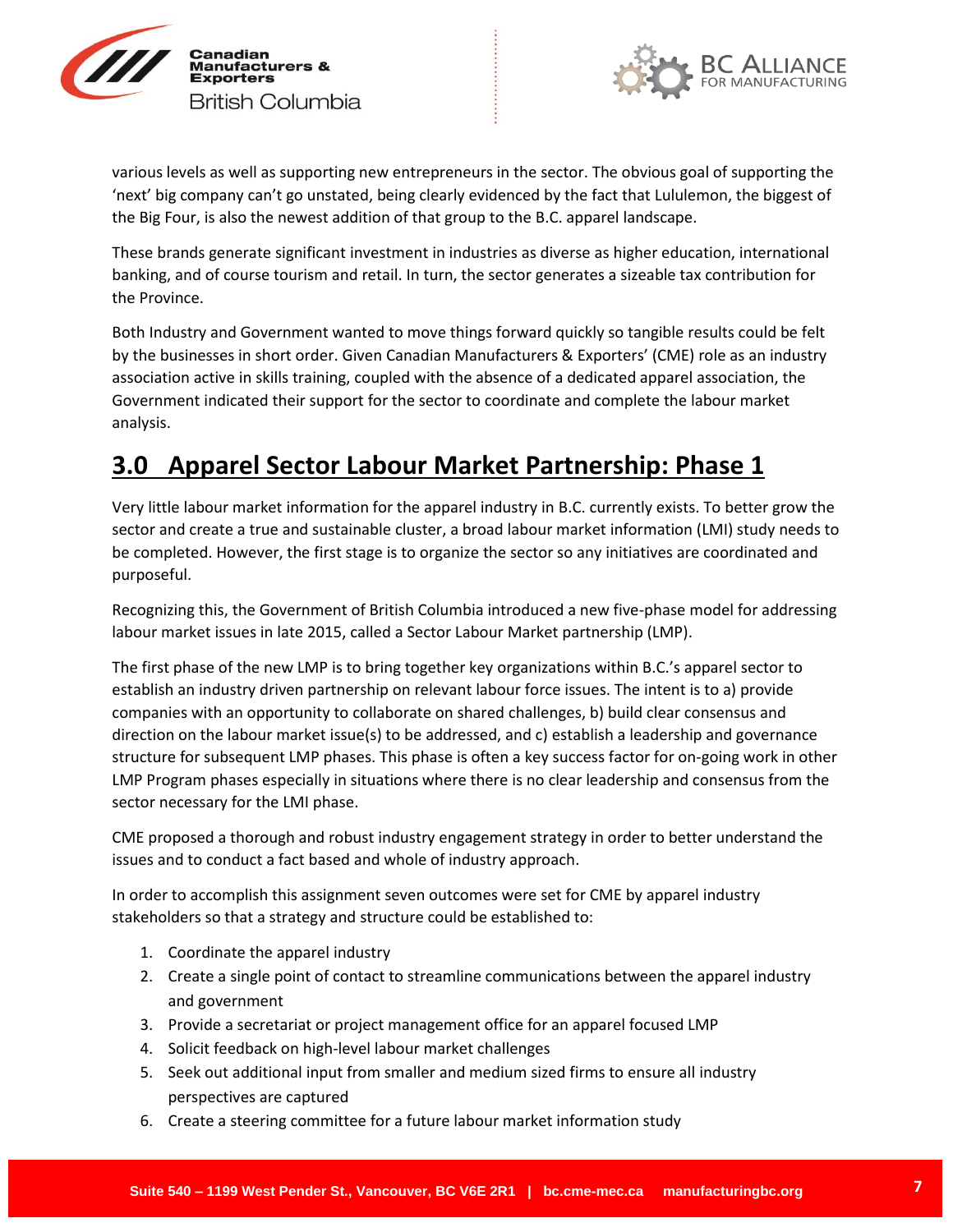various levels as well as supporting new entrepreneurs in the sector. The obvious goal of supporting the 'next' big company can't go unstated, being clearly evidenced by the fact that Lululemon, the biggest of the Big Four, is also the newest addition of that group to the B.C. apparel landscape.

These brands generate significant investment in industries as diverse as higher education, international banking, and of course tourism and retail. In turn, the sector generates a sizeable tax contribution for the Province.

Both Industry and Government wanted to move things forward quickly so tangible results could be felt by the businesses in short order. Given Canadian Manufacturers & Exporters' (CME) role as an industry association active in skills training, coupled with the absence of a dedicated apparel association, the Government indicated their support for the sector to coordinate and complete the labour market analysis.

# 3.0 Apparel Sector Labour Market Partnership: Phase 1

Very little labour market information for the apparel industry in B.C. currently exists. To better grow the sector and create a true and sustainable cluster, a broad labour market information (LMI) study needs to be completed. However, the first stage is to organize the sector so any initiatives are coordinated and purposeful.

Recognizing this, the Government of British Columbia introduced a new five-phase model for addressing labour market issues in late 2015, called a Sector Labour Market partnership (LMP).

The first phase of the new LMP is to bring together key organizations within B.C.'s apparel sector to establish an industry driven partnership on relevant labour force issues. The intent is to a) provide companies with an opportunity to collaborate on shared challenges, b) build clear consensus and direction on the labour market issue(s) to be addressed, and c) establish a leadership and governance structure for subsequent LMP phases. This phase is often a key success factor for on-going work in other LMP Program phases especially in situations where there is no clear leadership and consensus from the sector necessary for the LMI phase.

CME proposed a thorough and robust industry engagement strategy in order to better understand the issues and to conduct a fact based and whole of industry approach.

In order to accomplish this assignment seven outcomes were set for CME by apparel industry stakeholders so that a strategy and structure could be established to:

1. Coordinate the apparel industry
2. Create a single point of contact to streamline communications between the apparel industry and government
3. Provide a secretariat or project management office for an apparel focused LMP
4. Solicit feedback on high-level labour market challenges
5. Seek out additional input from smaller and medium sized firms to ensure all industry perspectives are captured
6. Create a steering committee for a future labour market information study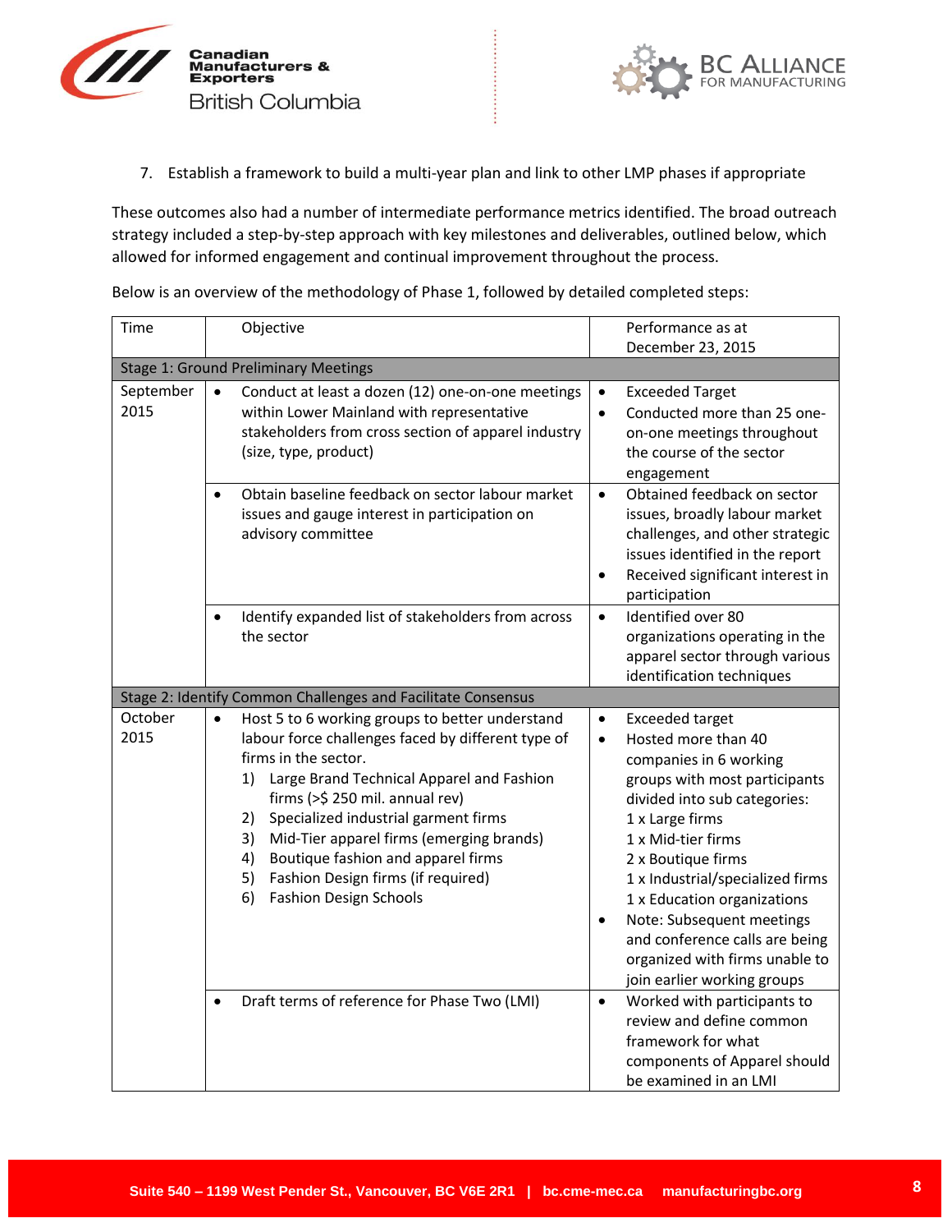7. Establish a framework to build a multi-year plan and link to other LMP phases if appropriate

These outcomes also had a number of intermediate performance metrics identified. The broad outreach strategy included a step-by-step approach with key milestones and deliverables, outlined below, which allowed for informed engagement and continual improvement throughout the process.

Below is an overview of the methodology of Phase 1, followed by detailed completed steps:

| Time | Objective | Performance as at December 23, 2015 |
|---|---|---|
| **Stage 1: Ground Preliminary Meetings** | | |
| September 2015 | • Conduct at least a dozen (12) one-on-one meetings within Lower Mainland with representative stakeholders from cross section of apparel industry (size, type, product) | • Exceeded Target<br>• Conducted more than 25 one-on-one meetings throughout the course of the sector engagement |
| | • Obtain baseline feedback on sector labour market issues and gauge interest in participation on advisory committee | • Obtained feedback on sector issues, broadly labour market challenges, and other strategic issues identified in the report<br>• Received significant interest in participation |
| | • Identify expanded list of stakeholders from across the sector | • Identified over 80 organizations operating in the apparel sector through various identification techniques |
| **Stage 2: Identify Common Challenges and Facilitate Consensus** | | |
| October 2015 | • Host 5 to 6 working groups to better understand labour force challenges faced by different type of firms in the sector.<br>1) Large Brand Technical Apparel and Fashion firms (>$ 250 mil. annual rev)<br>2) Specialized industrial garment firms<br>3) Mid-Tier apparel firms (emerging brands)<br>4) Boutique fashion and apparel firms<br>5) Fashion Design firms (if required)<br>6) Fashion Design Schools | • Exceeded target<br>• Hosted more than 40 companies in 6 working groups with most participants divided into sub categories:<br>1 x Large firms<br>1 x Mid-tier firms<br>2 x Boutique firms<br>1 x Industrial/specialized firms<br>1 x Education organizations<br>• Note: Subsequent meetings and conference calls are being organized with firms unable to join earlier working groups |
| | • Draft terms of reference for Phase Two (LMI) | • Worked with participants to review and define common framework for what components of Apparel should be examined in an LMI |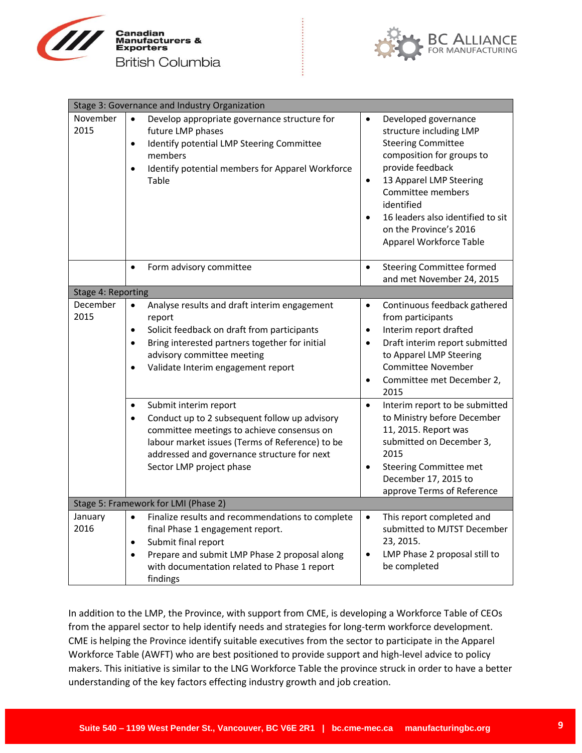| Stage 3: Governance and Industry Organization | | |
|---|---|---|
| November 2015 | • Develop appropriate governance structure for future LMP phases<br>• Identify potential LMP Steering Committee members<br>• Identify potential members for Apparel Workforce Table | • Developed governance structure including LMP Steering Committee composition for groups to provide feedback<br>• 13 Apparel LMP Steering Committee members identified<br>• 16 leaders also identified to sit on the Province's 2016 Apparel Workforce Table |
| | • Form advisory committee | • Steering Committee formed and met November 24, 2015 |
| **Stage 4: Reporting** | | |
| December 2015 | • Analyse results and draft interim engagement report<br>• Solicit feedback on draft from participants<br>• Bring interested partners together for initial advisory committee meeting<br>• Validate Interim engagement report | • Continuous feedback gathered from participants<br>• Interim report drafted<br>• Draft interim report submitted to Apparel LMP Steering Committee November<br>• Committee met December 2, 2015 |
| | • Submit interim report<br>• Conduct up to 2 subsequent follow up advisory committee meetings to achieve consensus on labour market issues (Terms of Reference) to be addressed and governance structure for next Sector LMP project phase | • Interim report to be submitted to Ministry before December 11, 2015. Report was submitted on December 3, 2015<br>• Steering Committee met December 17, 2015 to approve Terms of Reference |
| **Stage 5: Framework for LMI (Phase 2)** | | |
| January 2016 | • Finalize results and recommendations to complete final Phase 1 engagement report.<br>• Submit final report<br>• Prepare and submit LMP Phase 2 proposal along with documentation related to Phase 1 report findings | • This report completed and submitted to MJTST December 23, 2015.<br>• LMP Phase 2 proposal still to be completed |

In addition to the LMP, the Province, with support from CME, is developing a Workforce Table of CEOs from the apparel sector to help identify needs and strategies for long-term workforce development. CME is helping the Province identify suitable executives from the sector to participate in the Apparel Workforce Table (AWFT) who are best positioned to provide support and high-level advice to policy makers. This initiative is similar to the LNG Workforce Table the province struck in order to have a better understanding of the key factors effecting industry growth and job creation.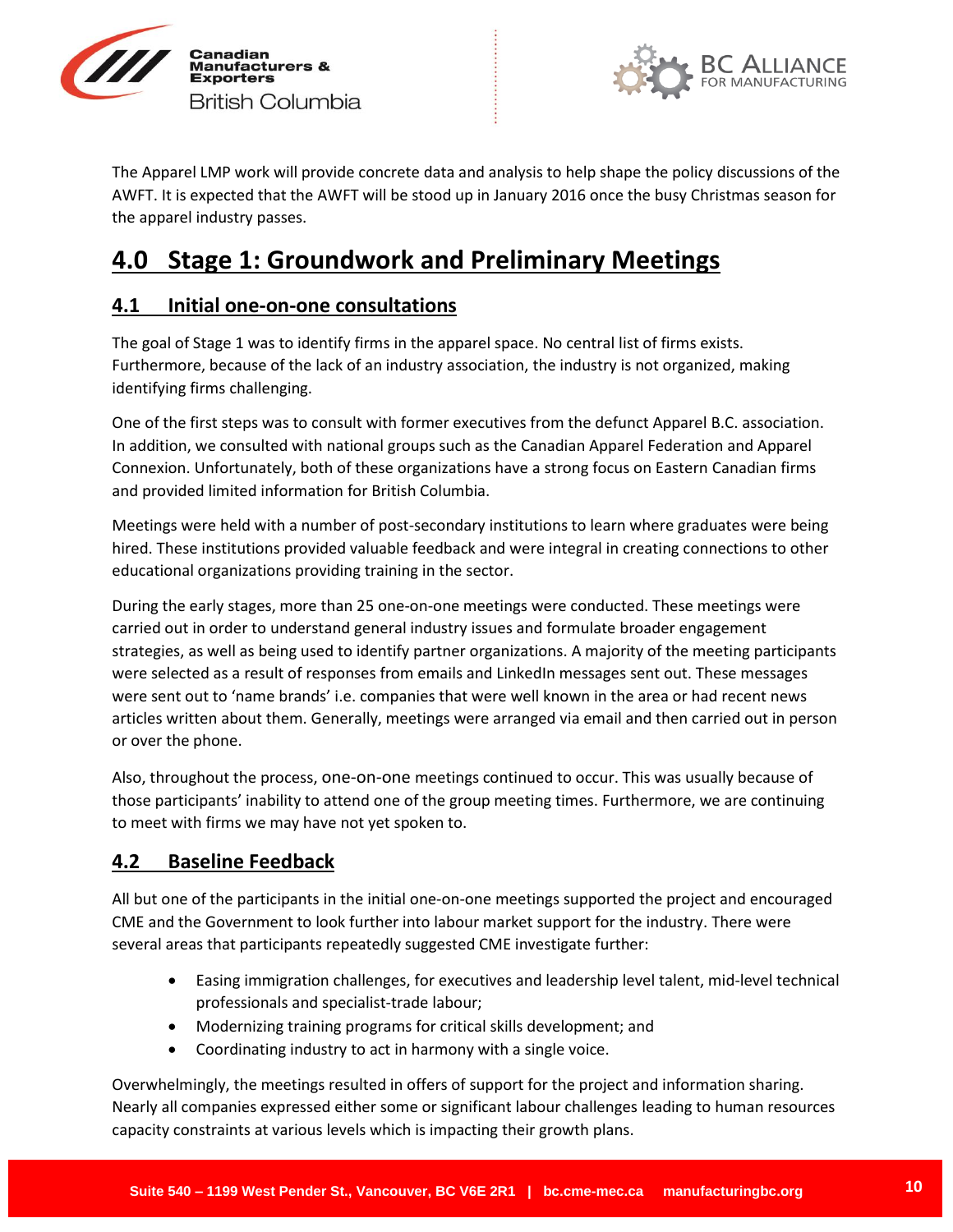The Apparel LMP work will provide concrete data and analysis to help shape the policy discussions of the AWFT. It is expected that the AWFT will be stood up in January 2016 once the busy Christmas season for the apparel industry passes.

# 4.0 Stage 1: Groundwork and Preliminary Meetings

## 4.1 Initial one-on-one consultations

The goal of Stage 1 was to identify firms in the apparel space. No central list of firms exists. Furthermore, because of the lack of an industry association, the industry is not organized, making identifying firms challenging.

One of the first steps was to consult with former executives from the defunct Apparel B.C. association. In addition, we consulted with national groups such as the Canadian Apparel Federation and Apparel Connexion. Unfortunately, both of these organizations have a strong focus on Eastern Canadian firms and provided limited information for British Columbia.

Meetings were held with a number of post-secondary institutions to learn where graduates were being hired. These institutions provided valuable feedback and were integral in creating connections to other educational organizations providing training in the sector.

During the early stages, more than 25 one-on-one meetings were conducted. These meetings were carried out in order to understand general industry issues and formulate broader engagement strategies, as well as being used to identify partner organizations. A majority of the meeting participants were selected as a result of responses from emails and LinkedIn messages sent out. These messages were sent out to 'name brands' i.e. companies that were well known in the area or had recent news articles written about them. Generally, meetings were arranged via email and then carried out in person or over the phone.

Also, throughout the process, one-on-one meetings continued to occur. This was usually because of those participants' inability to attend one of the group meeting times. Furthermore, we are continuing to meet with firms we may have not yet spoken to.

## 4.2 Baseline Feedback

All but one of the participants in the initial one-on-one meetings supported the project and encouraged CME and the Government to look further into labour market support for the industry. There were several areas that participants repeatedly suggested CME investigate further:

- Easing immigration challenges, for executives and leadership level talent, mid-level technical professionals and specialist-trade labour;
- Modernizing training programs for critical skills development; and
- Coordinating industry to act in harmony with a single voice.

Overwhelmingly, the meetings resulted in offers of support for the project and information sharing. Nearly all companies expressed either some or significant labour challenges leading to human resources capacity constraints at various levels which is impacting their growth plans.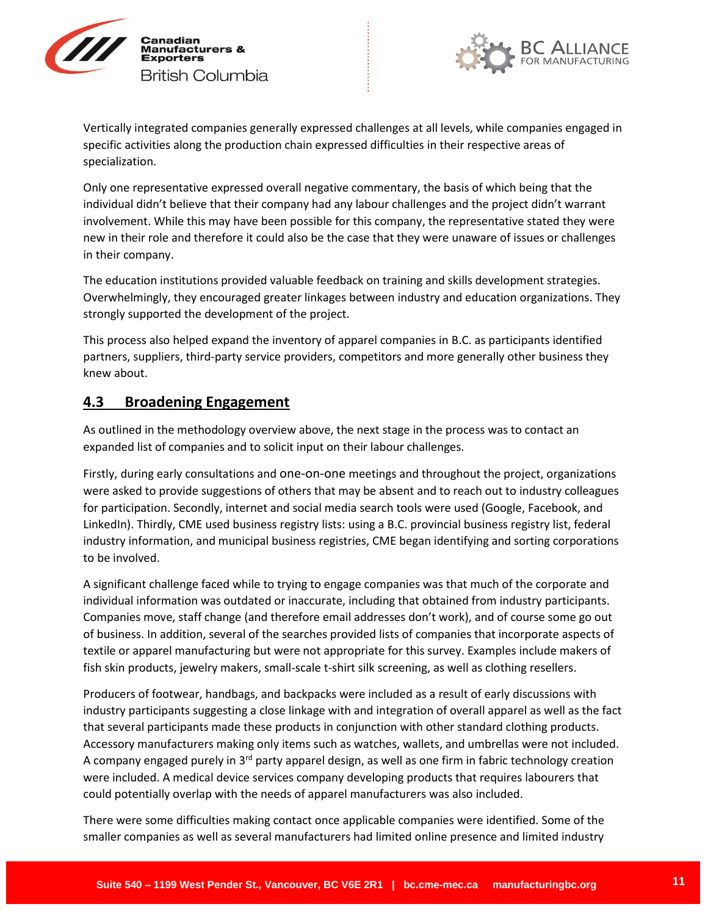Vertically integrated companies generally expressed challenges at all levels, while companies engaged in specific activities along the production chain expressed difficulties in their respective areas of specialization.

Only one representative expressed overall negative commentary, the basis of which being that the individual didn't believe that their company had any labour challenges and the project didn't warrant involvement. While this may have been possible for this company, the representative stated they were new in their role and therefore it could also be the case that they were unaware of issues or challenges in their company.

The education institutions provided valuable feedback on training and skills development strategies. Overwhelmingly, they encouraged greater linkages between industry and education organizations. They strongly supported the development of the project.

This process also helped expand the inventory of apparel companies in B.C. as participants identified partners, suppliers, third-party service providers, competitors and more generally other business they knew about.

## 4.3 Broadening Engagement

As outlined in the methodology overview above, the next stage in the process was to contact an expanded list of companies and to solicit input on their labour challenges.

Firstly, during early consultations and one-on-one meetings and throughout the project, organizations were asked to provide suggestions of others that may be absent and to reach out to industry colleagues for participation. Secondly, internet and social media search tools were used (Google, Facebook, and LinkedIn). Thirdly, CME used business registry lists: using a B.C. provincial business registry list, federal industry information, and municipal business registries, CME began identifying and sorting corporations to be involved.

A significant challenge faced while to trying to engage companies was that much of the corporate and individual information was outdated or inaccurate, including that obtained from industry participants. Companies move, staff change (and therefore email addresses don't work), and of course some go out of business. In addition, several of the searches provided lists of companies that incorporate aspects of textile or apparel manufacturing but were not appropriate for this survey. Examples include makers of fish skin products, jewelry makers, small-scale t-shirt silk screening, as well as clothing resellers.

Producers of footwear, handbags, and backpacks were included as a result of early discussions with industry participants suggesting a close linkage with and integration of overall apparel as well as the fact that several participants made these products in conjunction with other standard clothing products. Accessory manufacturers making only items such as watches, wallets, and umbrellas were not included. A company engaged purely in 3rd party apparel design, as well as one firm in fabric technology creation were included. A medical device services company developing products that requires labourers that could potentially overlap with the needs of apparel manufacturers was also included.

There were some difficulties making contact once applicable companies were identified. Some of the smaller companies as well as several manufacturers had limited online presence and limited industry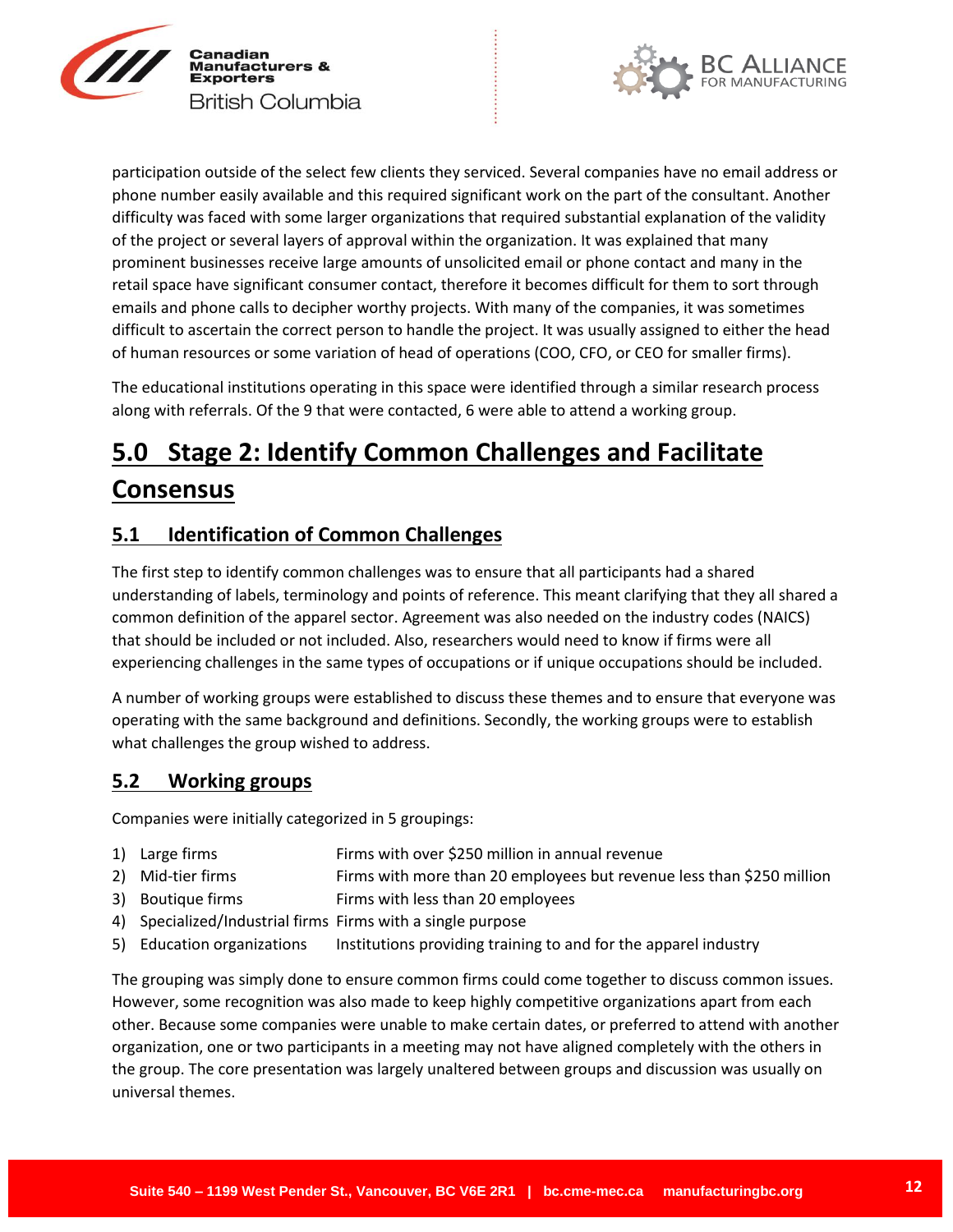participation outside of the select few clients they serviced. Several companies have no email address or phone number easily available and this required significant work on the part of the consultant. Another difficulty was faced with some larger organizations that required substantial explanation of the validity of the project or several layers of approval within the organization. It was explained that many prominent businesses receive large amounts of unsolicited email or phone contact and many in the retail space have significant consumer contact, therefore it becomes difficult for them to sort through emails and phone calls to decipher worthy projects. With many of the companies, it was sometimes difficult to ascertain the correct person to handle the project. It was usually assigned to either the head of human resources or some variation of head of operations (COO, CFO, or CEO for smaller firms).

The educational institutions operating in this space were identified through a similar research process along with referrals. Of the 9 that were contacted, 6 were able to attend a working group.

# 5.0 Stage 2: Identify Common Challenges and Facilitate Consensus

## 5.1 Identification of Common Challenges

The first step to identify common challenges was to ensure that all participants had a shared understanding of labels, terminology and points of reference. This meant clarifying that they all shared a common definition of the apparel sector. Agreement was also needed on the industry codes (NAICS) that should be included or not included. Also, researchers would need to know if firms were all experiencing challenges in the same types of occupations or if unique occupations should be included.

A number of working groups were established to discuss these themes and to ensure that everyone was operating with the same background and definitions. Secondly, the working groups were to establish what challenges the group wished to address.

## 5.2 Working groups

Companies were initially categorized in 5 groupings:

1) Large firms — Firms with over $250 million in annual revenue
2) Mid-tier firms — Firms with more than 20 employees but revenue less than $250 million
3) Boutique firms — Firms with less than 20 employees
4) Specialized/Industrial firms — Firms with a single purpose
5) Education organizations — Institutions providing training to and for the apparel industry

The grouping was simply done to ensure common firms could come together to discuss common issues. However, some recognition was also made to keep highly competitive organizations apart from each other. Because some companies were unable to make certain dates, or preferred to attend with another organization, one or two participants in a meeting may not have aligned completely with the others in the group. The core presentation was largely unaltered between groups and discussion was usually on universal themes.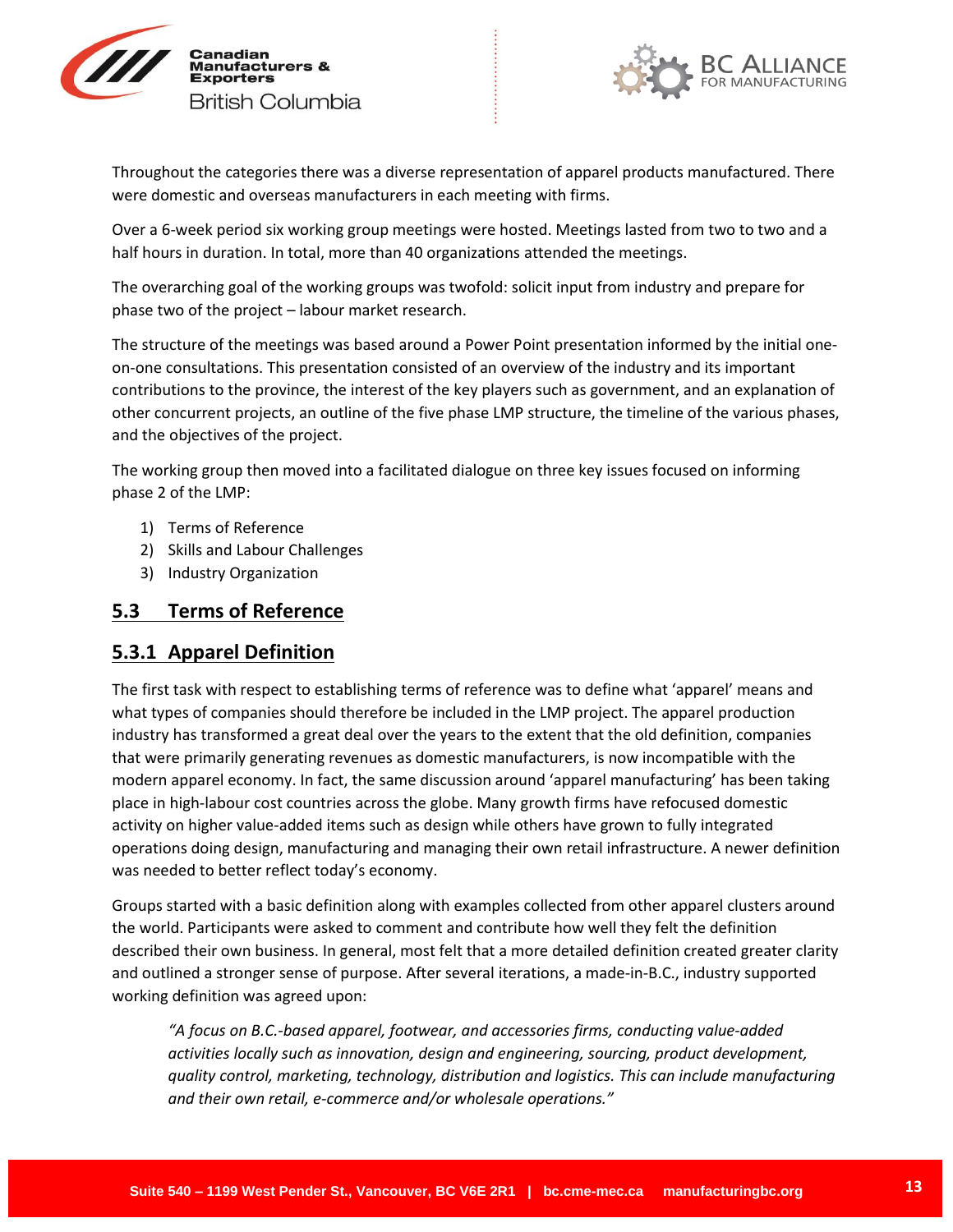Throughout the categories there was a diverse representation of apparel products manufactured. There were domestic and overseas manufacturers in each meeting with firms.

Over a 6-week period six working group meetings were hosted. Meetings lasted from two to two and a half hours in duration. In total, more than 40 organizations attended the meetings.

The overarching goal of the working groups was twofold: solicit input from industry and prepare for phase two of the project – labour market research.

The structure of the meetings was based around a Power Point presentation informed by the initial one-on-one consultations. This presentation consisted of an overview of the industry and its important contributions to the province, the interest of the key players such as government, and an explanation of other concurrent projects, an outline of the five phase LMP structure, the timeline of the various phases, and the objectives of the project.

The working group then moved into a facilitated dialogue on three key issues focused on informing phase 2 of the LMP:

1) Terms of Reference
2) Skills and Labour Challenges
3) Industry Organization

## 5.3 Terms of Reference

### 5.3.1 Apparel Definition

The first task with respect to establishing terms of reference was to define what 'apparel' means and what types of companies should therefore be included in the LMP project. The apparel production industry has transformed a great deal over the years to the extent that the old definition, companies that were primarily generating revenues as domestic manufacturers, is now incompatible with the modern apparel economy. In fact, the same discussion around 'apparel manufacturing' has been taking place in high-labour cost countries across the globe. Many growth firms have refocused domestic activity on higher value-added items such as design while others have grown to fully integrated operations doing design, manufacturing and managing their own retail infrastructure. A newer definition was needed to better reflect today's economy.

Groups started with a basic definition along with examples collected from other apparel clusters around the world. Participants were asked to comment and contribute how well they felt the definition described their own business. In general, most felt that a more detailed definition created greater clarity and outlined a stronger sense of purpose. After several iterations, a made-in-B.C., industry supported working definition was agreed upon:

> *"A focus on B.C.-based apparel, footwear, and accessories firms, conducting value-added activities locally such as innovation, design and engineering, sourcing, product development, quality control, marketing, technology, distribution and logistics. This can include manufacturing and their own retail, e-commerce and/or wholesale operations."*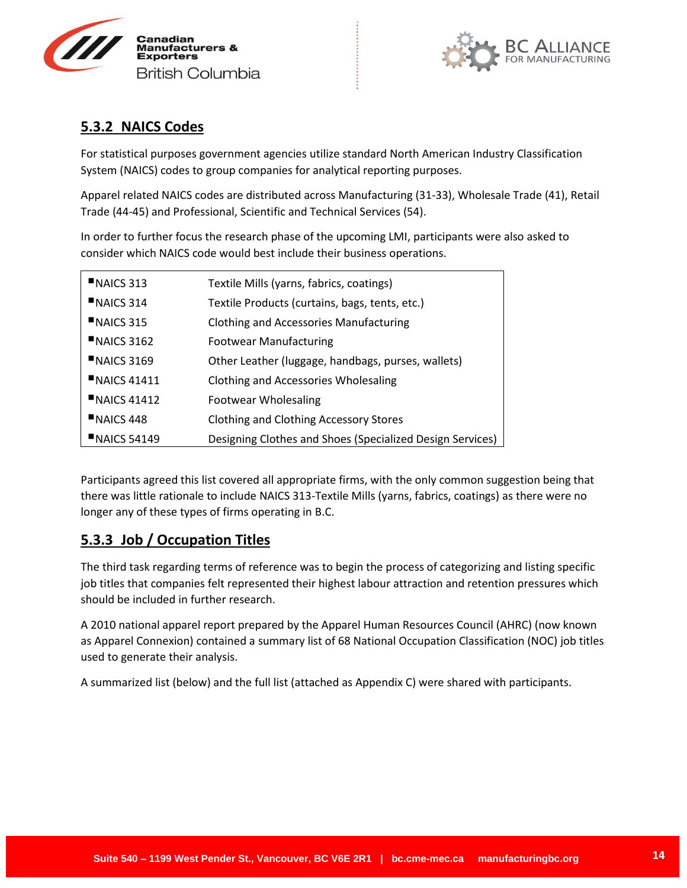### 5.3.2 NAICS Codes

For statistical purposes government agencies utilize standard North American Industry Classification System (NAICS) codes to group companies for analytical reporting purposes.

Apparel related NAICS codes are distributed across Manufacturing (31-33), Wholesale Trade (41), Retail Trade (44-45) and Professional, Scientific and Technical Services (54).

In order to further focus the research phase of the upcoming LMI, participants were also asked to consider which NAICS code would best include their business operations.

| | |
|---|---|
| ▪NAICS 313 | Textile Mills (yarns, fabrics, coatings) |
| ▪NAICS 314 | Textile Products (curtains, bags, tents, etc.) |
| ▪NAICS 315 | Clothing and Accessories Manufacturing |
| ▪NAICS 3162 | Footwear Manufacturing |
| ▪NAICS 3169 | Other Leather (luggage, handbags, purses, wallets) |
| ▪NAICS 41411 | Clothing and Accessories Wholesaling |
| ▪NAICS 41412 | Footwear Wholesaling |
| ▪NAICS 448 | Clothing and Clothing Accessory Stores |
| ▪NAICS 54149 | Designing Clothes and Shoes (Specialized Design Services) |

Participants agreed this list covered all appropriate firms, with the only common suggestion being that there was little rationale to include NAICS 313-Textile Mills (yarns, fabrics, coatings) as there were no longer any of these types of firms operating in B.C.

### 5.3.3 Job / Occupation Titles

The third task regarding terms of reference was to begin the process of categorizing and listing specific job titles that companies felt represented their highest labour attraction and retention pressures which should be included in further research.

A 2010 national apparel report prepared by the Apparel Human Resources Council (AHRC) (now known as Apparel Connexion) contained a summary list of 68 National Occupation Classification (NOC) job titles used to generate their analysis.

A summarized list (below) and the full list (attached as Appendix C) were shared with participants.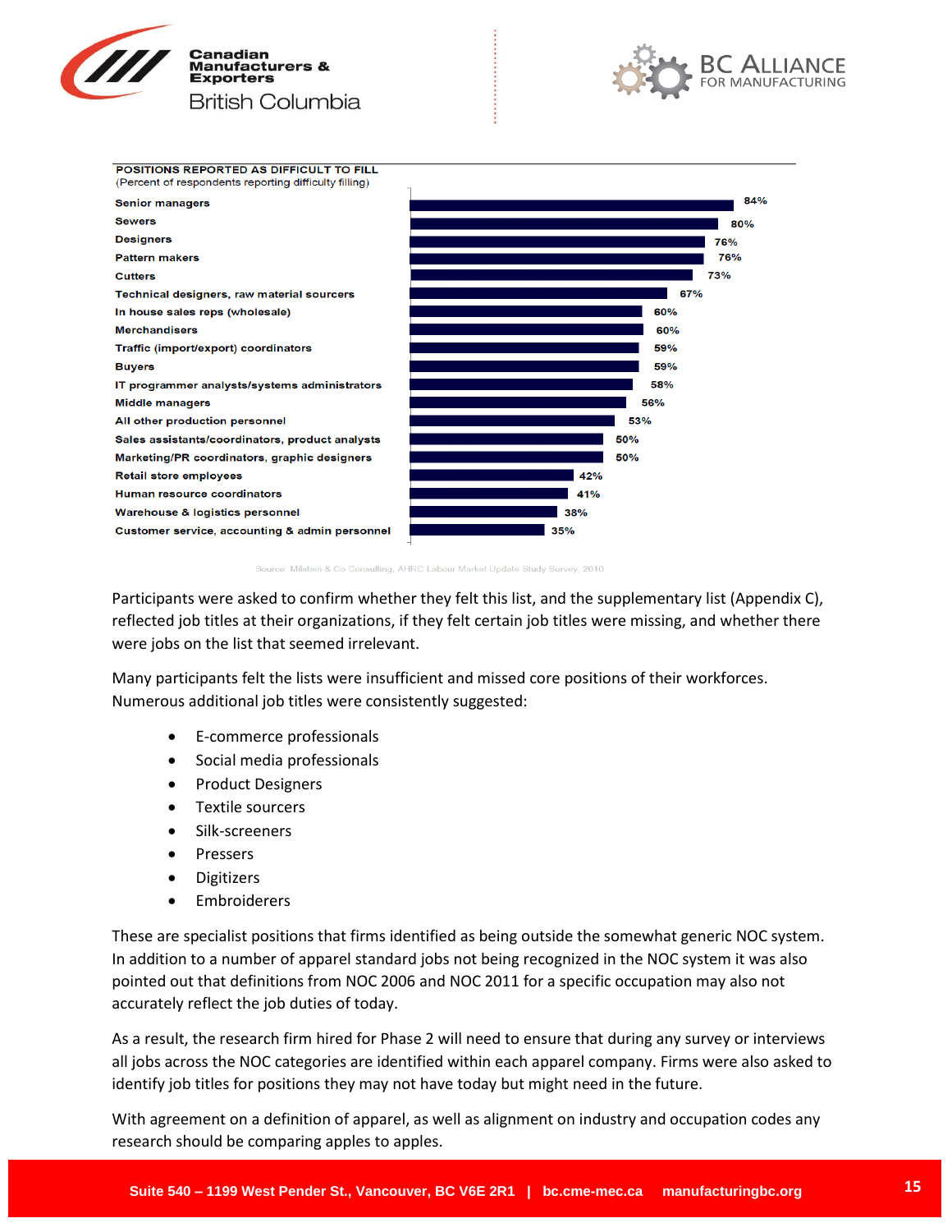**POSITIONS REPORTED AS DIFFICULT TO FILL**
(Percent of respondents reporting difficulty filling)

| Position | Percent |
|---|---|
| Senior managers | 84% |
| Sewers | 80% |
| Designers | 76% |
| Pattern makers | 76% |
| Cutters | 73% |
| Technical designers, raw material sourcers | 67% |
| In house sales reps (wholesale) | 60% |
| Merchandisers | 60% |
| Traffic (import/export) coordinators | 59% |
| Buyers | 59% |
| IT programmer analysts/systems administrators | 58% |
| Middle managers | 56% |
| All other production personnel | 53% |
| Sales assistants/coordinators, product analysts | 50% |
| Marketing/PR coordinators, graphic designers | 50% |
| Retail store employees | 42% |
| Human resource coordinators | 41% |
| Warehouse & logistics personnel | 38% |
| Customer service, accounting & admin personnel | 35% |

Source: Milstein & Co Consulting, AHRC Labour Market Update Study Survey, 2010

Participants were asked to confirm whether they felt this list, and the supplementary list (Appendix C), reflected job titles at their organizations, if they felt certain job titles were missing, and whether there were jobs on the list that seemed irrelevant.

Many participants felt the lists were insufficient and missed core positions of their workforces. Numerous additional job titles were consistently suggested:

- E-commerce professionals
- Social media professionals
- Product Designers
- Textile sourcers
- Silk-screeners
- Pressers
- Digitizers
- Embroiderers

These are specialist positions that firms identified as being outside the somewhat generic NOC system. In addition to a number of apparel standard jobs not being recognized in the NOC system it was also pointed out that definitions from NOC 2006 and NOC 2011 for a specific occupation may also not accurately reflect the job duties of today.

As a result, the research firm hired for Phase 2 will need to ensure that during any survey or interviews all jobs across the NOC categories are identified within each apparel company. Firms were also asked to identify job titles for positions they may not have today but might need in the future.

With agreement on a definition of apparel, as well as alignment on industry and occupation codes any research should be comparing apples to apples.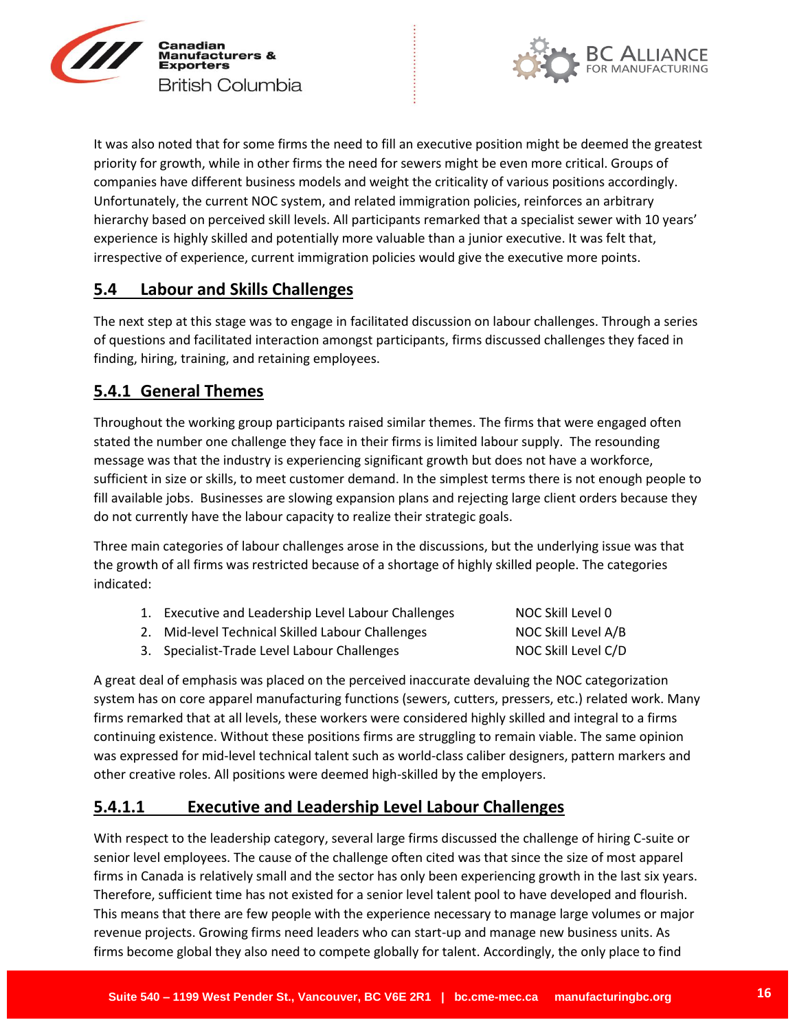It was also noted that for some firms the need to fill an executive position might be deemed the greatest priority for growth, while in other firms the need for sewers might be even more critical. Groups of companies have different business models and weight the criticality of various positions accordingly. Unfortunately, the current NOC system, and related immigration policies, reinforces an arbitrary hierarchy based on perceived skill levels. All participants remarked that a specialist sewer with 10 years' experience is highly skilled and potentially more valuable than a junior executive. It was felt that, irrespective of experience, current immigration policies would give the executive more points.

## 5.4 Labour and Skills Challenges

The next step at this stage was to engage in facilitated discussion on labour challenges. Through a series of questions and facilitated interaction amongst participants, firms discussed challenges they faced in finding, hiring, training, and retaining employees.

### 5.4.1 General Themes

Throughout the working group participants raised similar themes. The firms that were engaged often stated the number one challenge they face in their firms is limited labour supply. The resounding message was that the industry is experiencing significant growth but does not have a workforce, sufficient in size or skills, to meet customer demand. In the simplest terms there is not enough people to fill available jobs. Businesses are slowing expansion plans and rejecting large client orders because they do not currently have the labour capacity to realize their strategic goals.

Three main categories of labour challenges arose in the discussions, but the underlying issue was that the growth of all firms was restricted because of a shortage of highly skilled people. The categories indicated:

1. Executive and Leadership Level Labour Challenges — NOC Skill Level 0
2. Mid-level Technical Skilled Labour Challenges — NOC Skill Level A/B
3. Specialist-Trade Level Labour Challenges — NOC Skill Level C/D

A great deal of emphasis was placed on the perceived inaccurate devaluing the NOC categorization system has on core apparel manufacturing functions (sewers, cutters, pressers, etc.) related work. Many firms remarked that at all levels, these workers were considered highly skilled and integral to a firms continuing existence. Without these positions firms are struggling to remain viable. The same opinion was expressed for mid-level technical talent such as world-class caliber designers, pattern markers and other creative roles. All positions were deemed high-skilled by the employers.

#### 5.4.1.1 Executive and Leadership Level Labour Challenges

With respect to the leadership category, several large firms discussed the challenge of hiring C-suite or senior level employees. The cause of the challenge often cited was that since the size of most apparel firms in Canada is relatively small and the sector has only been experiencing growth in the last six years. Therefore, sufficient time has not existed for a senior level talent pool to have developed and flourish. This means that there are few people with the experience necessary to manage large volumes or major revenue projects. Growing firms need leaders who can start-up and manage new business units. As firms become global they also need to compete globally for talent. Accordingly, the only place to find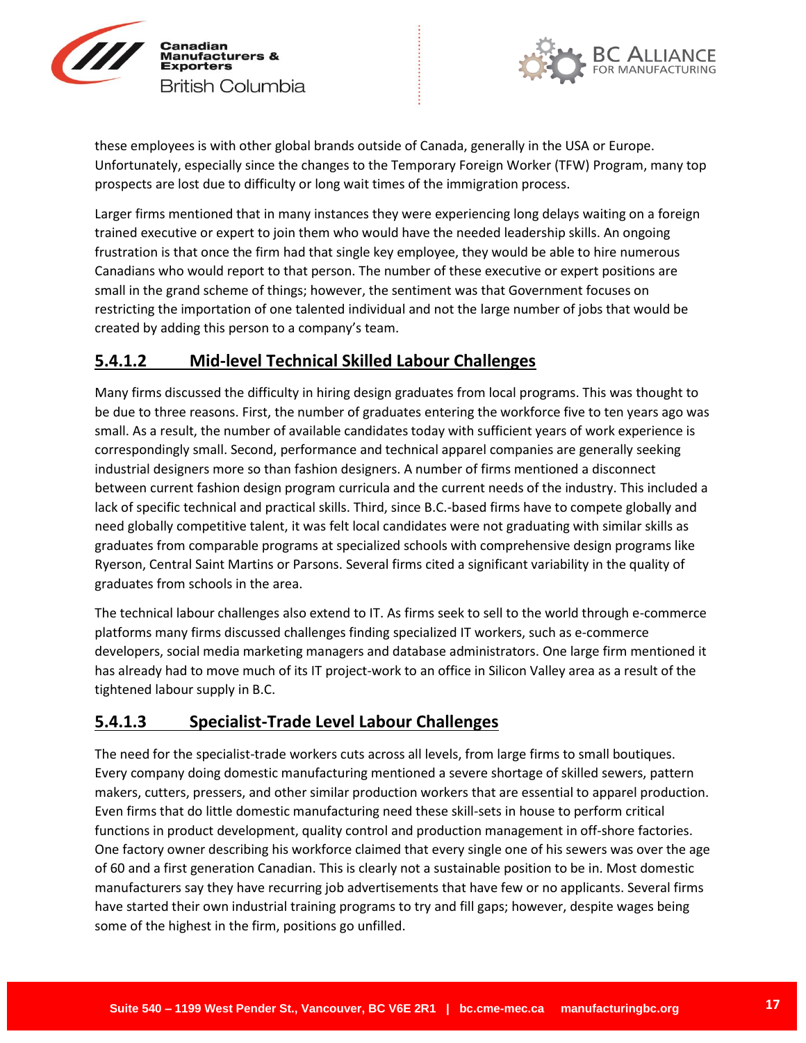these employees is with other global brands outside of Canada, generally in the USA or Europe. Unfortunately, especially since the changes to the Temporary Foreign Worker (TFW) Program, many top prospects are lost due to difficulty or long wait times of the immigration process.

Larger firms mentioned that in many instances they were experiencing long delays waiting on a foreign trained executive or expert to join them who would have the needed leadership skills. An ongoing frustration is that once the firm had that single key employee, they would be able to hire numerous Canadians who would report to that person. The number of these executive or expert positions are small in the grand scheme of things; however, the sentiment was that Government focuses on restricting the importation of one talented individual and not the large number of jobs that would be created by adding this person to a company's team.

#### 5.4.1.2 Mid-level Technical Skilled Labour Challenges

Many firms discussed the difficulty in hiring design graduates from local programs. This was thought to be due to three reasons. First, the number of graduates entering the workforce five to ten years ago was small. As a result, the number of available candidates today with sufficient years of work experience is correspondingly small. Second, performance and technical apparel companies are generally seeking industrial designers more so than fashion designers. A number of firms mentioned a disconnect between current fashion design program curricula and the current needs of the industry. This included a lack of specific technical and practical skills. Third, since B.C.-based firms have to compete globally and need globally competitive talent, it was felt local candidates were not graduating with similar skills as graduates from comparable programs at specialized schools with comprehensive design programs like Ryerson, Central Saint Martins or Parsons. Several firms cited a significant variability in the quality of graduates from schools in the area.

The technical labour challenges also extend to IT. As firms seek to sell to the world through e-commerce platforms many firms discussed challenges finding specialized IT workers, such as e-commerce developers, social media marketing managers and database administrators. One large firm mentioned it has already had to move much of its IT project-work to an office in Silicon Valley area as a result of the tightened labour supply in B.C.

#### 5.4.1.3 Specialist-Trade Level Labour Challenges

The need for the specialist-trade workers cuts across all levels, from large firms to small boutiques. Every company doing domestic manufacturing mentioned a severe shortage of skilled sewers, pattern makers, cutters, pressers, and other similar production workers that are essential to apparel production. Even firms that do little domestic manufacturing need these skill-sets in house to perform critical functions in product development, quality control and production management in off-shore factories. One factory owner describing his workforce claimed that every single one of his sewers was over the age of 60 and a first generation Canadian. This is clearly not a sustainable position to be in. Most domestic manufacturers say they have recurring job advertisements that have few or no applicants. Several firms have started their own industrial training programs to try and fill gaps; however, despite wages being some of the highest in the firm, positions go unfilled.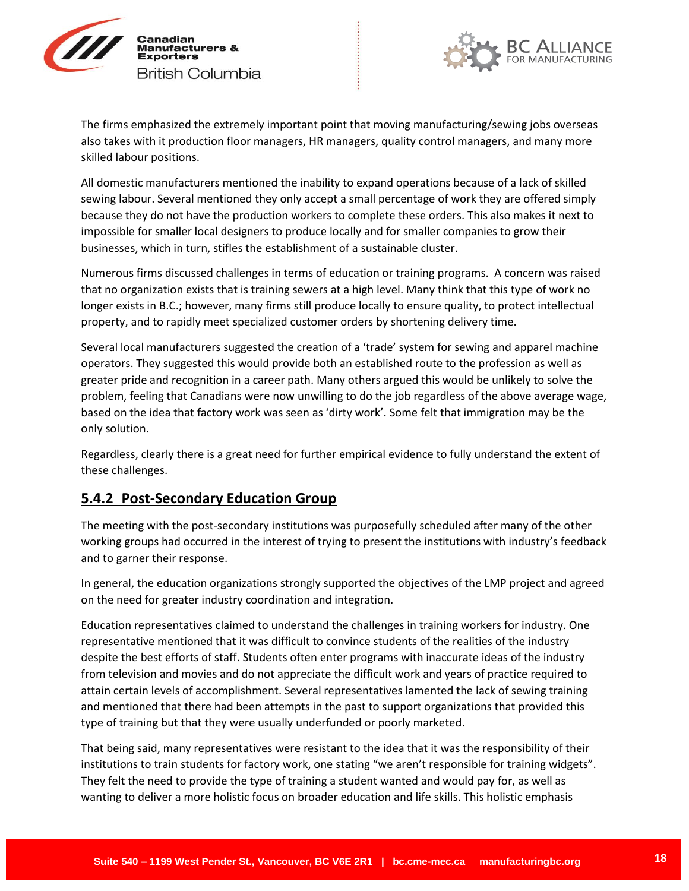The firms emphasized the extremely important point that moving manufacturing/sewing jobs overseas also takes with it production floor managers, HR managers, quality control managers, and many more skilled labour positions.

All domestic manufacturers mentioned the inability to expand operations because of a lack of skilled sewing labour. Several mentioned they only accept a small percentage of work they are offered simply because they do not have the production workers to complete these orders. This also makes it next to impossible for smaller local designers to produce locally and for smaller companies to grow their businesses, which in turn, stifles the establishment of a sustainable cluster.

Numerous firms discussed challenges in terms of education or training programs. A concern was raised that no organization exists that is training sewers at a high level. Many think that this type of work no longer exists in B.C.; however, many firms still produce locally to ensure quality, to protect intellectual property, and to rapidly meet specialized customer orders by shortening delivery time.

Several local manufacturers suggested the creation of a 'trade' system for sewing and apparel machine operators. They suggested this would provide both an established route to the profession as well as greater pride and recognition in a career path. Many others argued this would be unlikely to solve the problem, feeling that Canadians were now unwilling to do the job regardless of the above average wage, based on the idea that factory work was seen as 'dirty work'. Some felt that immigration may be the only solution.

Regardless, clearly there is a great need for further empirical evidence to fully understand the extent of these challenges.

### 5.4.2 Post-Secondary Education Group

The meeting with the post-secondary institutions was purposefully scheduled after many of the other working groups had occurred in the interest of trying to present the institutions with industry's feedback and to garner their response.

In general, the education organizations strongly supported the objectives of the LMP project and agreed on the need for greater industry coordination and integration.

Education representatives claimed to understand the challenges in training workers for industry. One representative mentioned that it was difficult to convince students of the realities of the industry despite the best efforts of staff. Students often enter programs with inaccurate ideas of the industry from television and movies and do not appreciate the difficult work and years of practice required to attain certain levels of accomplishment. Several representatives lamented the lack of sewing training and mentioned that there had been attempts in the past to support organizations that provided this type of training but that they were usually underfunded or poorly marketed.

That being said, many representatives were resistant to the idea that it was the responsibility of their institutions to train students for factory work, one stating "we aren't responsible for training widgets". They felt the need to provide the type of training a student wanted and would pay for, as well as wanting to deliver a more holistic focus on broader education and life skills. This holistic emphasis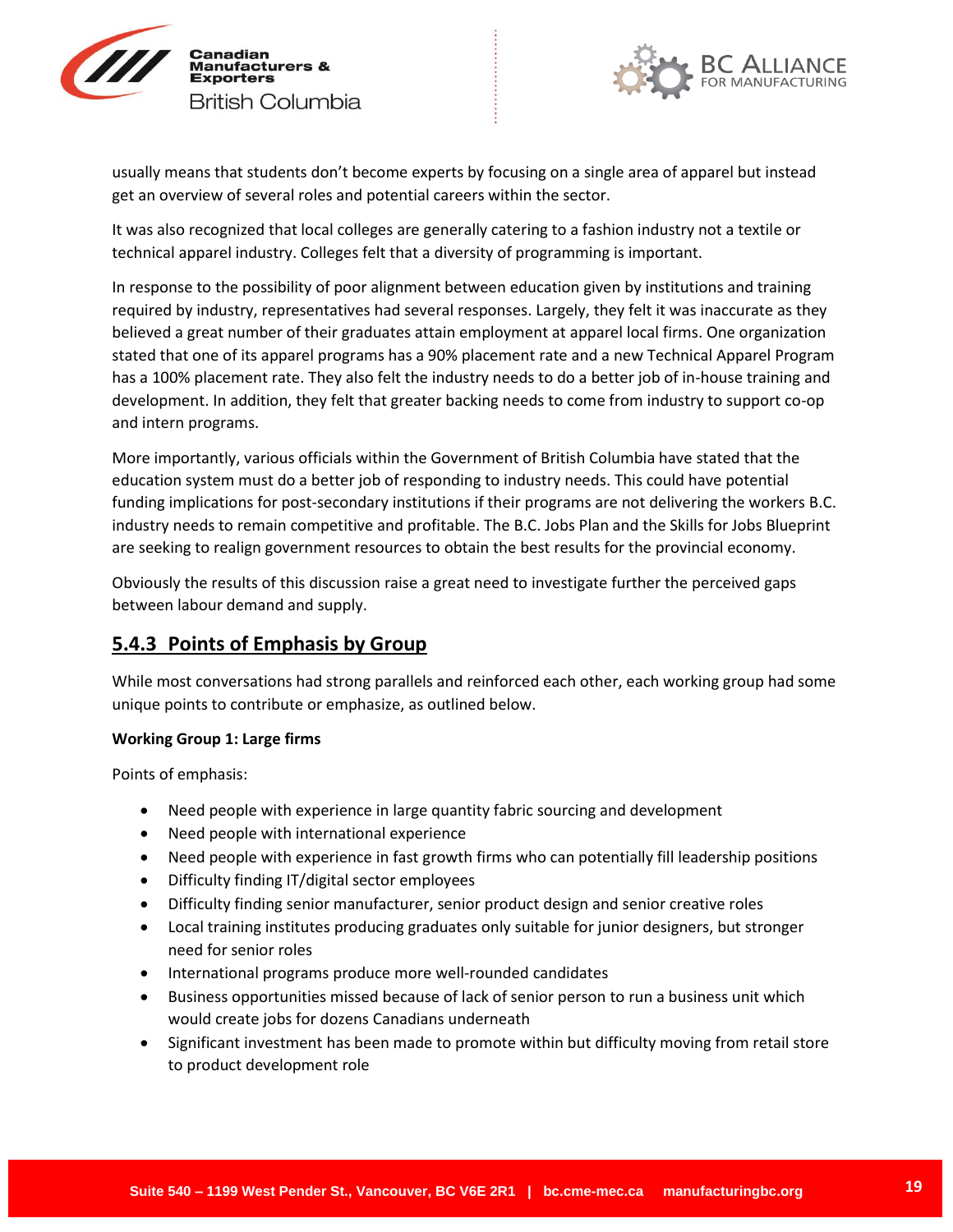usually means that students don't become experts by focusing on a single area of apparel but instead get an overview of several roles and potential careers within the sector.

It was also recognized that local colleges are generally catering to a fashion industry not a textile or technical apparel industry. Colleges felt that a diversity of programming is important.

In response to the possibility of poor alignment between education given by institutions and training required by industry, representatives had several responses. Largely, they felt it was inaccurate as they believed a great number of their graduates attain employment at apparel local firms. One organization stated that one of its apparel programs has a 90% placement rate and a new Technical Apparel Program has a 100% placement rate. They also felt the industry needs to do a better job of in-house training and development. In addition, they felt that greater backing needs to come from industry to support co-op and intern programs.

More importantly, various officials within the Government of British Columbia have stated that the education system must do a better job of responding to industry needs. This could have potential funding implications for post-secondary institutions if their programs are not delivering the workers B.C. industry needs to remain competitive and profitable. The B.C. Jobs Plan and the Skills for Jobs Blueprint are seeking to realign government resources to obtain the best results for the provincial economy.

Obviously the results of this discussion raise a great need to investigate further the perceived gaps between labour demand and supply.

### 5.4.3 Points of Emphasis by Group

While most conversations had strong parallels and reinforced each other, each working group had some unique points to contribute or emphasize, as outlined below.

**Working Group 1: Large firms**

Points of emphasis:

- Need people with experience in large quantity fabric sourcing and development
- Need people with international experience
- Need people with experience in fast growth firms who can potentially fill leadership positions
- Difficulty finding IT/digital sector employees
- Difficulty finding senior manufacturer, senior product design and senior creative roles
- Local training institutes producing graduates only suitable for junior designers, but stronger need for senior roles
- International programs produce more well-rounded candidates
- Business opportunities missed because of lack of senior person to run a business unit which would create jobs for dozens Canadians underneath
- Significant investment has been made to promote within but difficulty moving from retail store to product development role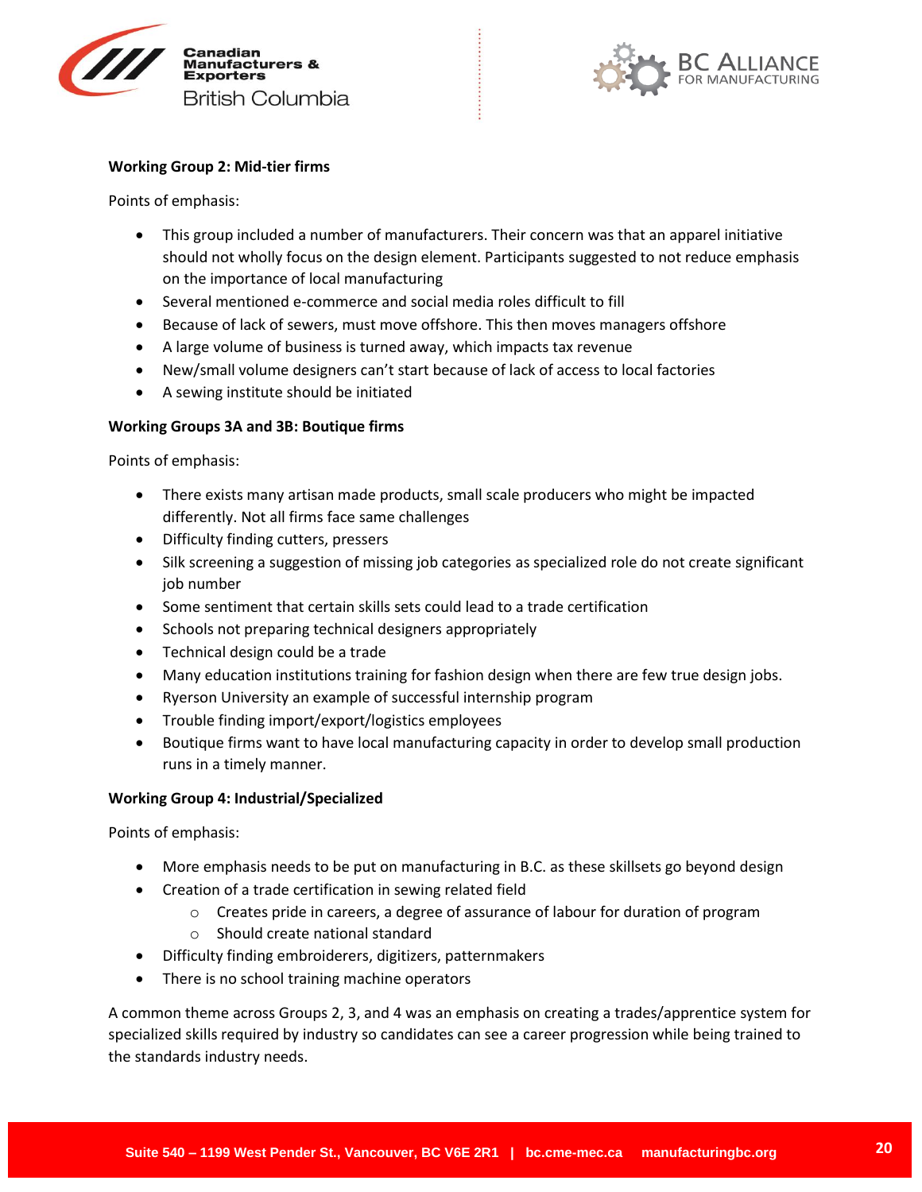**Working Group 2: Mid-tier firms**

Points of emphasis:

- This group included a number of manufacturers. Their concern was that an apparel initiative should not wholly focus on the design element. Participants suggested to not reduce emphasis on the importance of local manufacturing
- Several mentioned e-commerce and social media roles difficult to fill
- Because of lack of sewers, must move offshore. This then moves managers offshore
- A large volume of business is turned away, which impacts tax revenue
- New/small volume designers can't start because of lack of access to local factories
- A sewing institute should be initiated

**Working Groups 3A and 3B: Boutique firms**

Points of emphasis:

- There exists many artisan made products, small scale producers who might be impacted differently. Not all firms face same challenges
- Difficulty finding cutters, pressers
- Silk screening a suggestion of missing job categories as specialized role do not create significant job number
- Some sentiment that certain skills sets could lead to a trade certification
- Schools not preparing technical designers appropriately
- Technical design could be a trade
- Many education institutions training for fashion design when there are few true design jobs.
- Ryerson University an example of successful internship program
- Trouble finding import/export/logistics employees
- Boutique firms want to have local manufacturing capacity in order to develop small production runs in a timely manner.

**Working Group 4: Industrial/Specialized**

Points of emphasis:

- More emphasis needs to be put on manufacturing in B.C. as these skillsets go beyond design
- Creation of a trade certification in sewing related field
  - Creates pride in careers, a degree of assurance of labour for duration of program
  - Should create national standard
- Difficulty finding embroiderers, digitizers, patternmakers
- There is no school training machine operators

A common theme across Groups 2, 3, and 4 was an emphasis on creating a trades/apprentice system for specialized skills required by industry so candidates can see a career progression while being trained to the standards industry needs.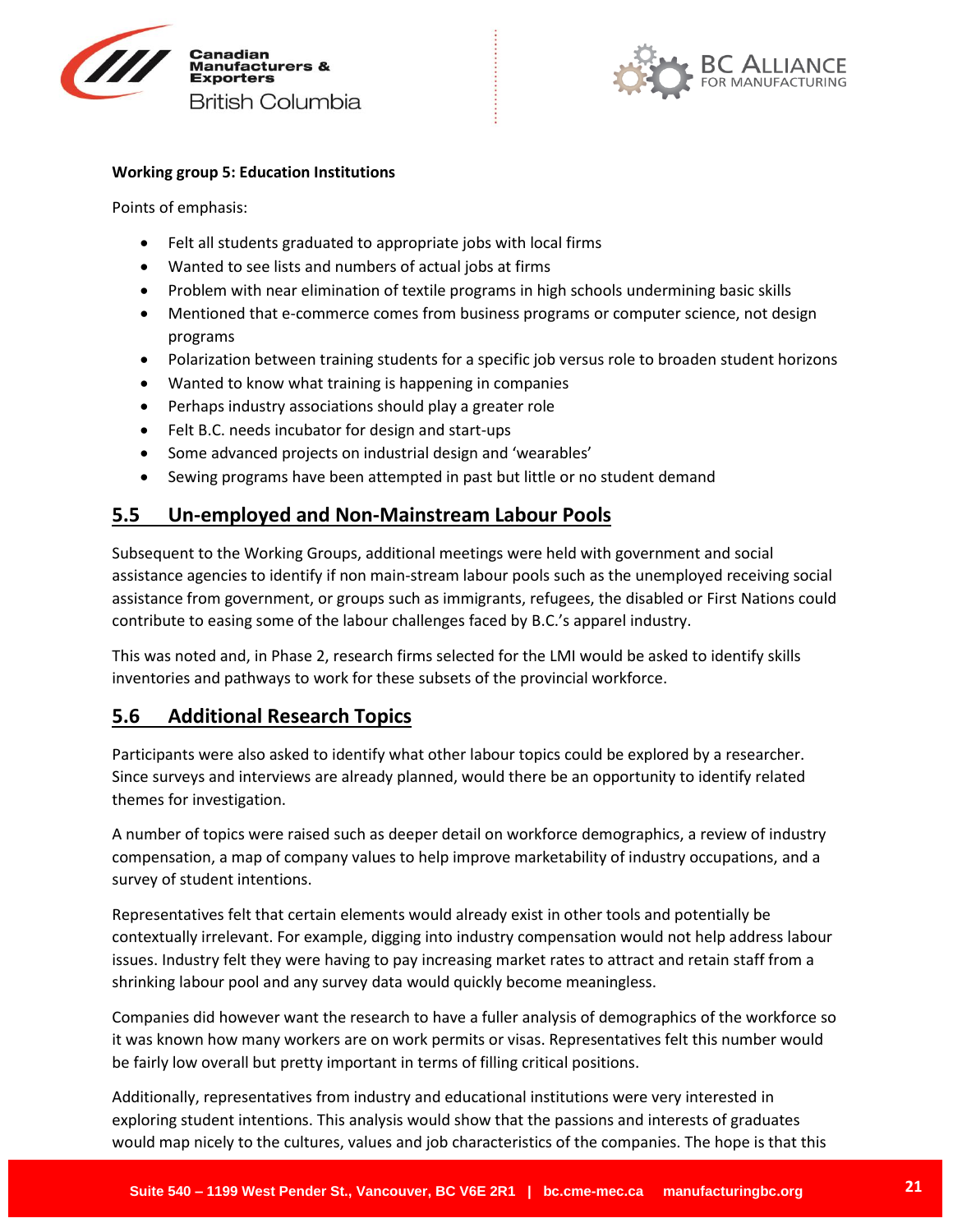**Working group 5: Education Institutions**

Points of emphasis:

- Felt all students graduated to appropriate jobs with local firms
- Wanted to see lists and numbers of actual jobs at firms
- Problem with near elimination of textile programs in high schools undermining basic skills
- Mentioned that e-commerce comes from business programs or computer science, not design programs
- Polarization between training students for a specific job versus role to broaden student horizons
- Wanted to know what training is happening in companies
- Perhaps industry associations should play a greater role
- Felt B.C. needs incubator for design and start-ups
- Some advanced projects on industrial design and 'wearables'
- Sewing programs have been attempted in past but little or no student demand

## 5.5 Un-employed and Non-Mainstream Labour Pools

Subsequent to the Working Groups, additional meetings were held with government and social assistance agencies to identify if non main-stream labour pools such as the unemployed receiving social assistance from government, or groups such as immigrants, refugees, the disabled or First Nations could contribute to easing some of the labour challenges faced by B.C.'s apparel industry.

This was noted and, in Phase 2, research firms selected for the LMI would be asked to identify skills inventories and pathways to work for these subsets of the provincial workforce.

## 5.6 Additional Research Topics

Participants were also asked to identify what other labour topics could be explored by a researcher. Since surveys and interviews are already planned, would there be an opportunity to identify related themes for investigation.

A number of topics were raised such as deeper detail on workforce demographics, a review of industry compensation, a map of company values to help improve marketability of industry occupations, and a survey of student intentions.

Representatives felt that certain elements would already exist in other tools and potentially be contextually irrelevant. For example, digging into industry compensation would not help address labour issues. Industry felt they were having to pay increasing market rates to attract and retain staff from a shrinking labour pool and any survey data would quickly become meaningless.

Companies did however want the research to have a fuller analysis of demographics of the workforce so it was known how many workers are on work permits or visas. Representatives felt this number would be fairly low overall but pretty important in terms of filling critical positions.

Additionally, representatives from industry and educational institutions were very interested in exploring student intentions. This analysis would show that the passions and interests of graduates would map nicely to the cultures, values and job characteristics of the companies. The hope is that this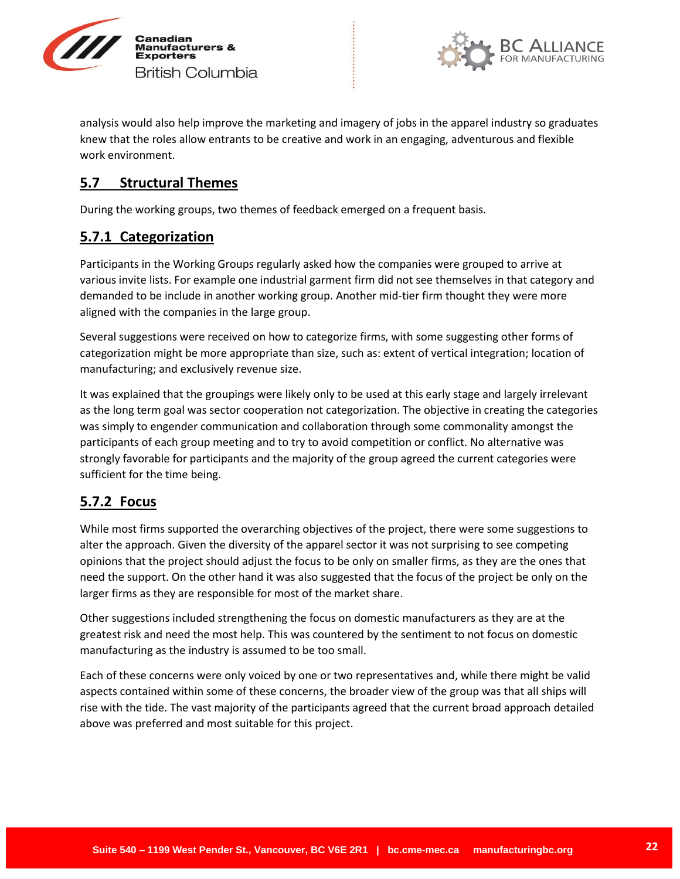analysis would also help improve the marketing and imagery of jobs in the apparel industry so graduates knew that the roles allow entrants to be creative and work in an engaging, adventurous and flexible work environment.

## 5.7 Structural Themes

During the working groups, two themes of feedback emerged on a frequent basis.

### 5.7.1 Categorization

Participants in the Working Groups regularly asked how the companies were grouped to arrive at various invite lists. For example one industrial garment firm did not see themselves in that category and demanded to be include in another working group. Another mid-tier firm thought they were more aligned with the companies in the large group.

Several suggestions were received on how to categorize firms, with some suggesting other forms of categorization might be more appropriate than size, such as: extent of vertical integration; location of manufacturing; and exclusively revenue size.

It was explained that the groupings were likely only to be used at this early stage and largely irrelevant as the long term goal was sector cooperation not categorization. The objective in creating the categories was simply to engender communication and collaboration through some commonality amongst the participants of each group meeting and to try to avoid competition or conflict. No alternative was strongly favorable for participants and the majority of the group agreed the current categories were sufficient for the time being.

### 5.7.2 Focus

While most firms supported the overarching objectives of the project, there were some suggestions to alter the approach. Given the diversity of the apparel sector it was not surprising to see competing opinions that the project should adjust the focus to be only on smaller firms, as they are the ones that need the support. On the other hand it was also suggested that the focus of the project be only on the larger firms as they are responsible for most of the market share.

Other suggestions included strengthening the focus on domestic manufacturers as they are at the greatest risk and need the most help. This was countered by the sentiment to not focus on domestic manufacturing as the industry is assumed to be too small.

Each of these concerns were only voiced by one or two representatives and, while there might be valid aspects contained within some of these concerns, the broader view of the group was that all ships will rise with the tide. The vast majority of the participants agreed that the current broad approach detailed above was preferred and most suitable for this project.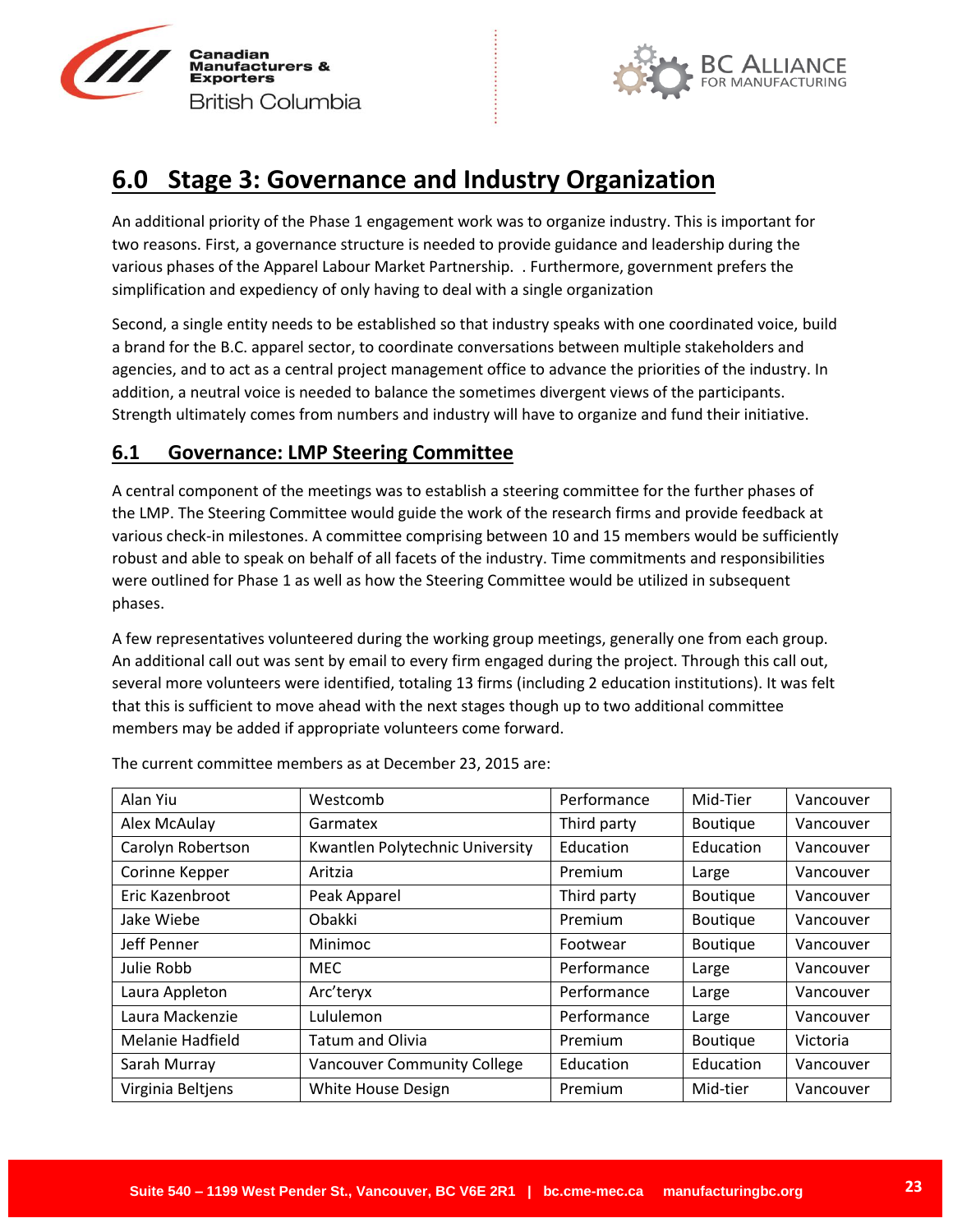# 6.0 Stage 3: Governance and Industry Organization

An additional priority of the Phase 1 engagement work was to organize industry. This is important for two reasons. First, a governance structure is needed to provide guidance and leadership during the various phases of the Apparel Labour Market Partnership. . Furthermore, government prefers the simplification and expediency of only having to deal with a single organization

Second, a single entity needs to be established so that industry speaks with one coordinated voice, build a brand for the B.C. apparel sector, to coordinate conversations between multiple stakeholders and agencies, and to act as a central project management office to advance the priorities of the industry. In addition, a neutral voice is needed to balance the sometimes divergent views of the participants. Strength ultimately comes from numbers and industry will have to organize and fund their initiative.

## 6.1 Governance: LMP Steering Committee

A central component of the meetings was to establish a steering committee for the further phases of the LMP. The Steering Committee would guide the work of the research firms and provide feedback at various check-in milestones. A committee comprising between 10 and 15 members would be sufficiently robust and able to speak on behalf of all facets of the industry. Time commitments and responsibilities were outlined for Phase 1 as well as how the Steering Committee would be utilized in subsequent phases.

A few representatives volunteered during the working group meetings, generally one from each group. An additional call out was sent by email to every firm engaged during the project. Through this call out, several more volunteers were identified, totaling 13 firms (including 2 education institutions). It was felt that this is sufficient to move ahead with the next stages though up to two additional committee members may be added if appropriate volunteers come forward.

The current committee members as at December 23, 2015 are:

| | | | | |
|---|---|---|---|---|
| Alan Yiu | Westcomb | Performance | Mid-Tier | Vancouver |
| Alex McAulay | Garmatex | Third party | Boutique | Vancouver |
| Carolyn Robertson | Kwantlen Polytechnic University | Education | Education | Vancouver |
| Corinne Kepper | Aritzia | Premium | Large | Vancouver |
| Eric Kazenbroot | Peak Apparel | Third party | Boutique | Vancouver |
| Jake Wiebe | Obakki | Premium | Boutique | Vancouver |
| Jeff Penner | Minimoc | Footwear | Boutique | Vancouver |
| Julie Robb | MEC | Performance | Large | Vancouver |
| Laura Appleton | Arc'teryx | Performance | Large | Vancouver |
| Laura Mackenzie | Lululemon | Performance | Large | Vancouver |
| Melanie Hadfield | Tatum and Olivia | Premium | Boutique | Victoria |
| Sarah Murray | Vancouver Community College | Education | Education | Vancouver |
| Virginia Beltjens | White House Design | Premium | Mid-tier | Vancouver |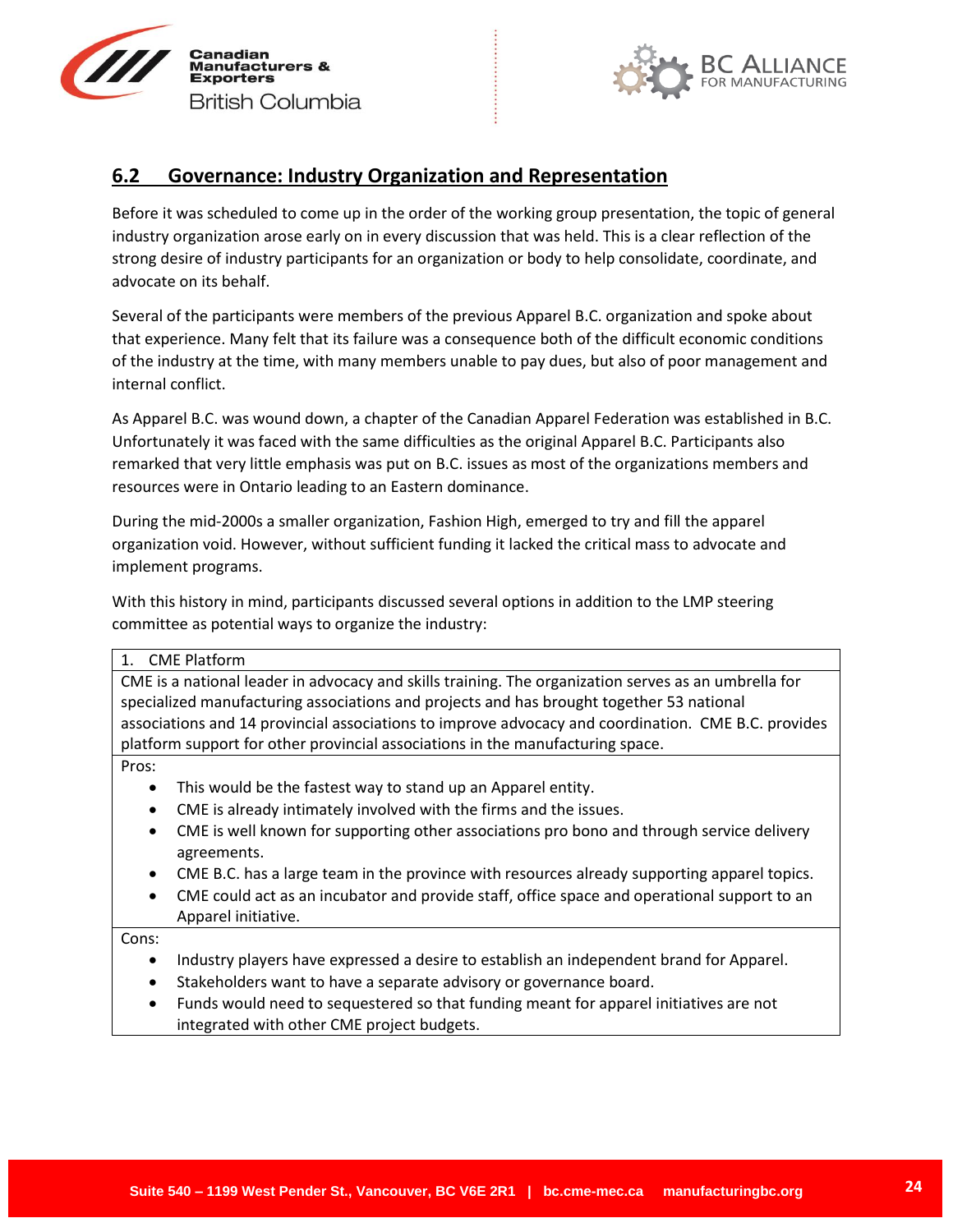## 6.2 Governance: Industry Organization and Representation

Before it was scheduled to come up in the order of the working group presentation, the topic of general industry organization arose early on in every discussion that was held. This is a clear reflection of the strong desire of industry participants for an organization or body to help consolidate, coordinate, and advocate on its behalf.

Several of the participants were members of the previous Apparel B.C. organization and spoke about that experience. Many felt that its failure was a consequence both of the difficult economic conditions of the industry at the time, with many members unable to pay dues, but also of poor management and internal conflict.

As Apparel B.C. was wound down, a chapter of the Canadian Apparel Federation was established in B.C. Unfortunately it was faced with the same difficulties as the original Apparel B.C. Participants also remarked that very little emphasis was put on B.C. issues as most of the organizations members and resources were in Ontario leading to an Eastern dominance.

During the mid-2000s a smaller organization, Fashion High, emerged to try and fill the apparel organization void. However, without sufficient funding it lacked the critical mass to advocate and implement programs.

With this history in mind, participants discussed several options in addition to the LMP steering committee as potential ways to organize the industry:

| 1. CME Platform |
|---|
| CME is a national leader in advocacy and skills training. The organization serves as an umbrella for specialized manufacturing associations and projects and has brought together 53 national associations and 14 provincial associations to improve advocacy and coordination. CME B.C. provides platform support for other provincial associations in the manufacturing space. |
| Pros:<br>• This would be the fastest way to stand up an Apparel entity.<br>• CME is already intimately involved with the firms and the issues.<br>• CME is well known for supporting other associations pro bono and through service delivery agreements.<br>• CME B.C. has a large team in the province with resources already supporting apparel topics.<br>• CME could act as an incubator and provide staff, office space and operational support to an Apparel initiative. |
| Cons:<br>• Industry players have expressed a desire to establish an independent brand for Apparel.<br>• Stakeholders want to have a separate advisory or governance board.<br>• Funds would need to sequestered so that funding meant for apparel initiatives are not integrated with other CME project budgets. |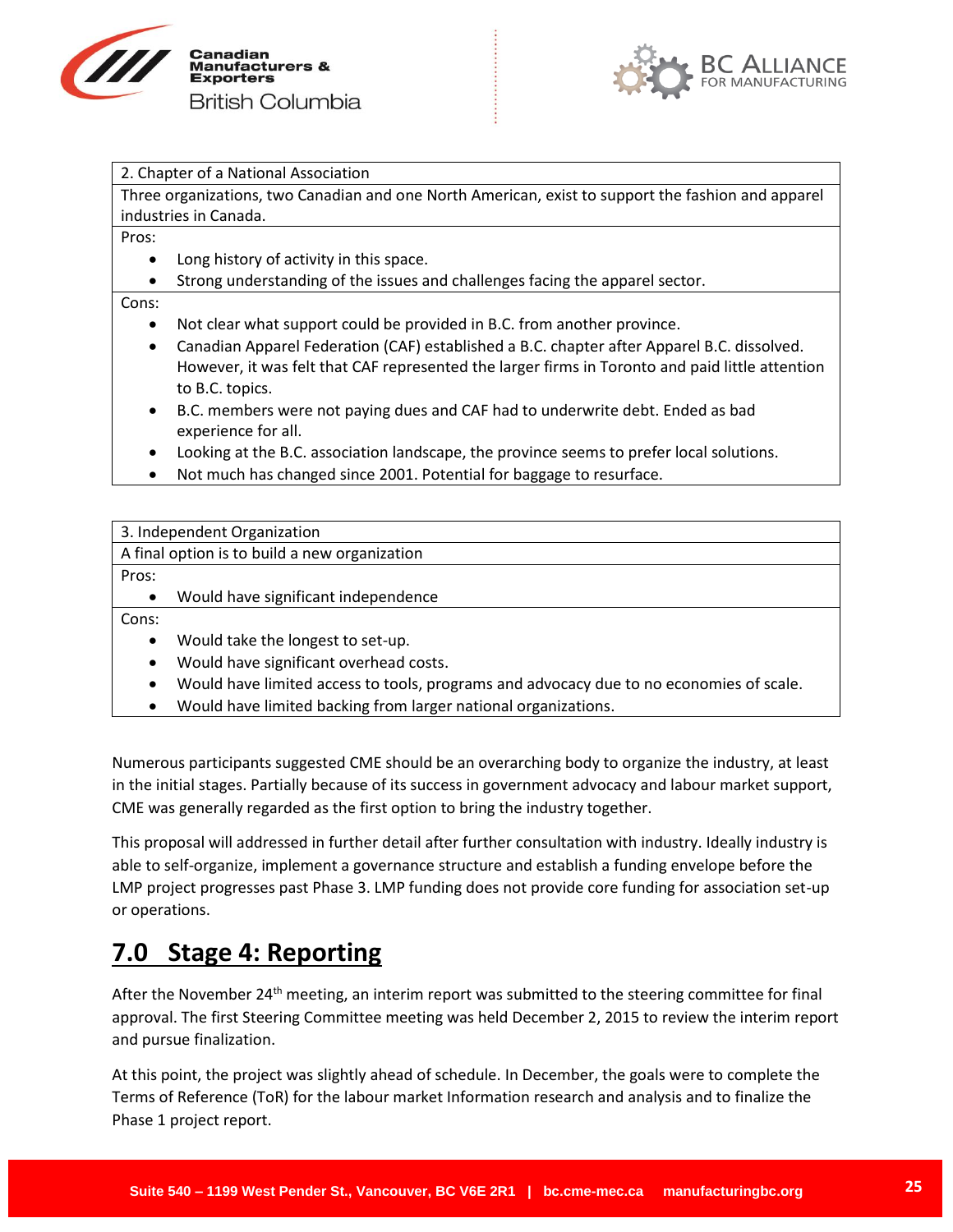| 2. Chapter of a National Association |
|---|
| Three organizations, two Canadian and one North American, exist to support the fashion and apparel industries in Canada. |
| Pros:<br>• Long history of activity in this space.<br>• Strong understanding of the issues and challenges facing the apparel sector. |
| Cons:<br>• Not clear what support could be provided in B.C. from another province.<br>• Canadian Apparel Federation (CAF) established a B.C. chapter after Apparel B.C. dissolved. However, it was felt that CAF represented the larger firms in Toronto and paid little attention to B.C. topics.<br>• B.C. members were not paying dues and CAF had to underwrite debt. Ended as bad experience for all.<br>• Looking at the B.C. association landscape, the province seems to prefer local solutions.<br>• Not much has changed since 2001. Potential for baggage to resurface. |

| 3. Independent Organization |
|---|
| A final option is to build a new organization |
| Pros:<br>• Would have significant independence |
| Cons:<br>• Would take the longest to set-up.<br>• Would have significant overhead costs.<br>• Would have limited access to tools, programs and advocacy due to no economies of scale.<br>• Would have limited backing from larger national organizations. |

Numerous participants suggested CME should be an overarching body to organize the industry, at least in the initial stages. Partially because of its success in government advocacy and labour market support, CME was generally regarded as the first option to bring the industry together.

This proposal will addressed in further detail after further consultation with industry. Ideally industry is able to self-organize, implement a governance structure and establish a funding envelope before the LMP project progresses past Phase 3. LMP funding does not provide core funding for association set-up or operations.

## 7.0 Stage 4: Reporting

After the November 24th meeting, an interim report was submitted to the steering committee for final approval. The first Steering Committee meeting was held December 2, 2015 to review the interim report and pursue finalization.

At this point, the project was slightly ahead of schedule. In December, the goals were to complete the Terms of Reference (ToR) for the labour market Information research and analysis and to finalize the Phase 1 project report.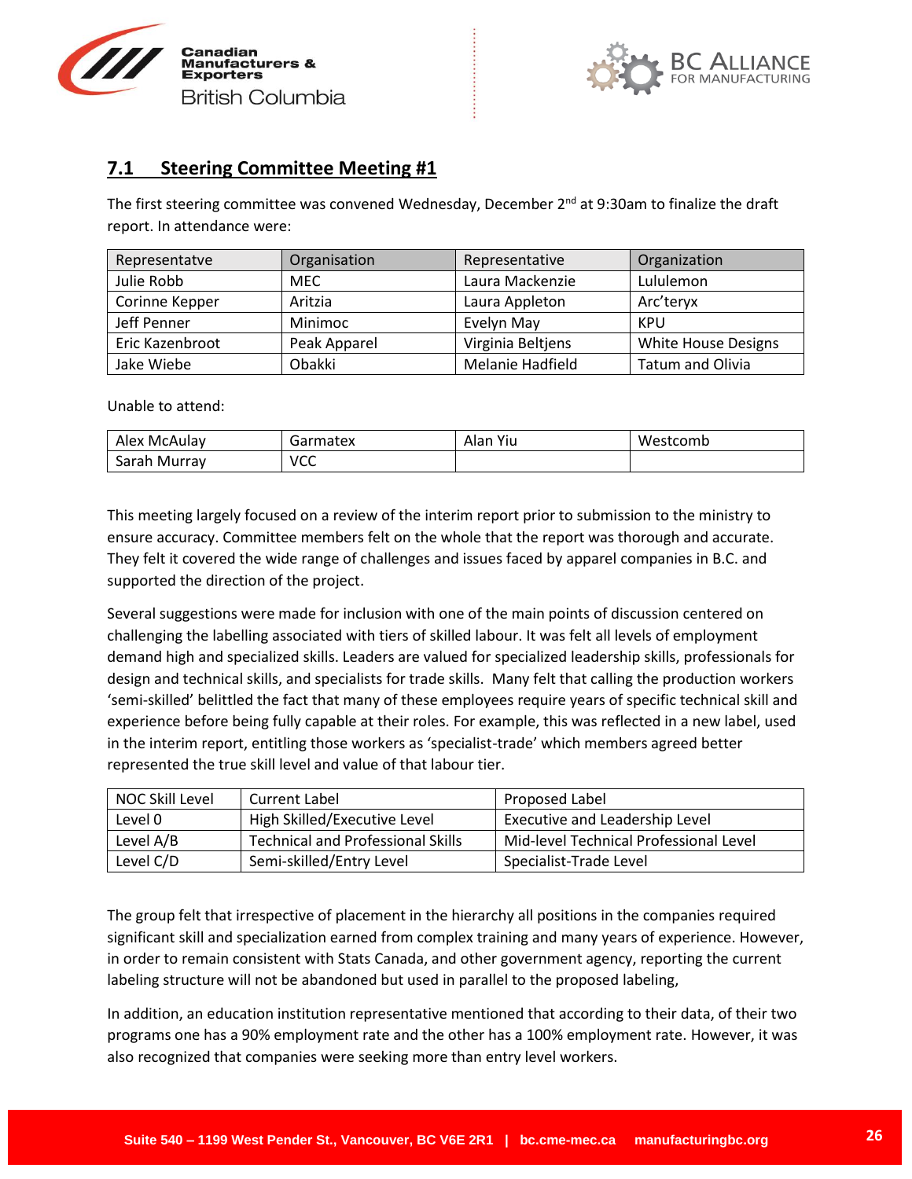## 7.1 Steering Committee Meeting #1

The first steering committee was convened Wednesday, December 2nd at 9:30am to finalize the draft report. In attendance were:

| Representatve | Organisation | Representative | Organization |
|---|---|---|---|
| Julie Robb | MEC | Laura Mackenzie | Lululemon |
| Corinne Kepper | Aritzia | Laura Appleton | Arc'teryx |
| Jeff Penner | Minimoc | Evelyn May | KPU |
| Eric Kazenbroot | Peak Apparel | Virginia Beltjens | White House Designs |
| Jake Wiebe | Obakki | Melanie Hadfield | Tatum and Olivia |

Unable to attend:

| | | | |
|---|---|---|---|
| Alex McAulay | Garmatex | Alan Yiu | Westcomb |
| Sarah Murray | VCC | | |

This meeting largely focused on a review of the interim report prior to submission to the ministry to ensure accuracy. Committee members felt on the whole that the report was thorough and accurate. They felt it covered the wide range of challenges and issues faced by apparel companies in B.C. and supported the direction of the project.

Several suggestions were made for inclusion with one of the main points of discussion centered on challenging the labelling associated with tiers of skilled labour. It was felt all levels of employment demand high and specialized skills. Leaders are valued for specialized leadership skills, professionals for design and technical skills, and specialists for trade skills. Many felt that calling the production workers 'semi-skilled' belittled the fact that many of these employees require years of specific technical skill and experience before being fully capable at their roles. For example, this was reflected in a new label, used in the interim report, entitling those workers as 'specialist-trade' which members agreed better represented the true skill level and value of that labour tier.

| NOC Skill Level | Current Label | Proposed Label |
|---|---|---|
| Level 0 | High Skilled/Executive Level | Executive and Leadership Level |
| Level A/B | Technical and Professional Skills | Mid-level Technical Professional Level |
| Level C/D | Semi-skilled/Entry Level | Specialist-Trade Level |

The group felt that irrespective of placement in the hierarchy all positions in the companies required significant skill and specialization earned from complex training and many years of experience. However, in order to remain consistent with Stats Canada, and other government agency, reporting the current labeling structure will not be abandoned but used in parallel to the proposed labeling,

In addition, an education institution representative mentioned that according to their data, of their two programs one has a 90% employment rate and the other has a 100% employment rate. However, it was also recognized that companies were seeking more than entry level workers.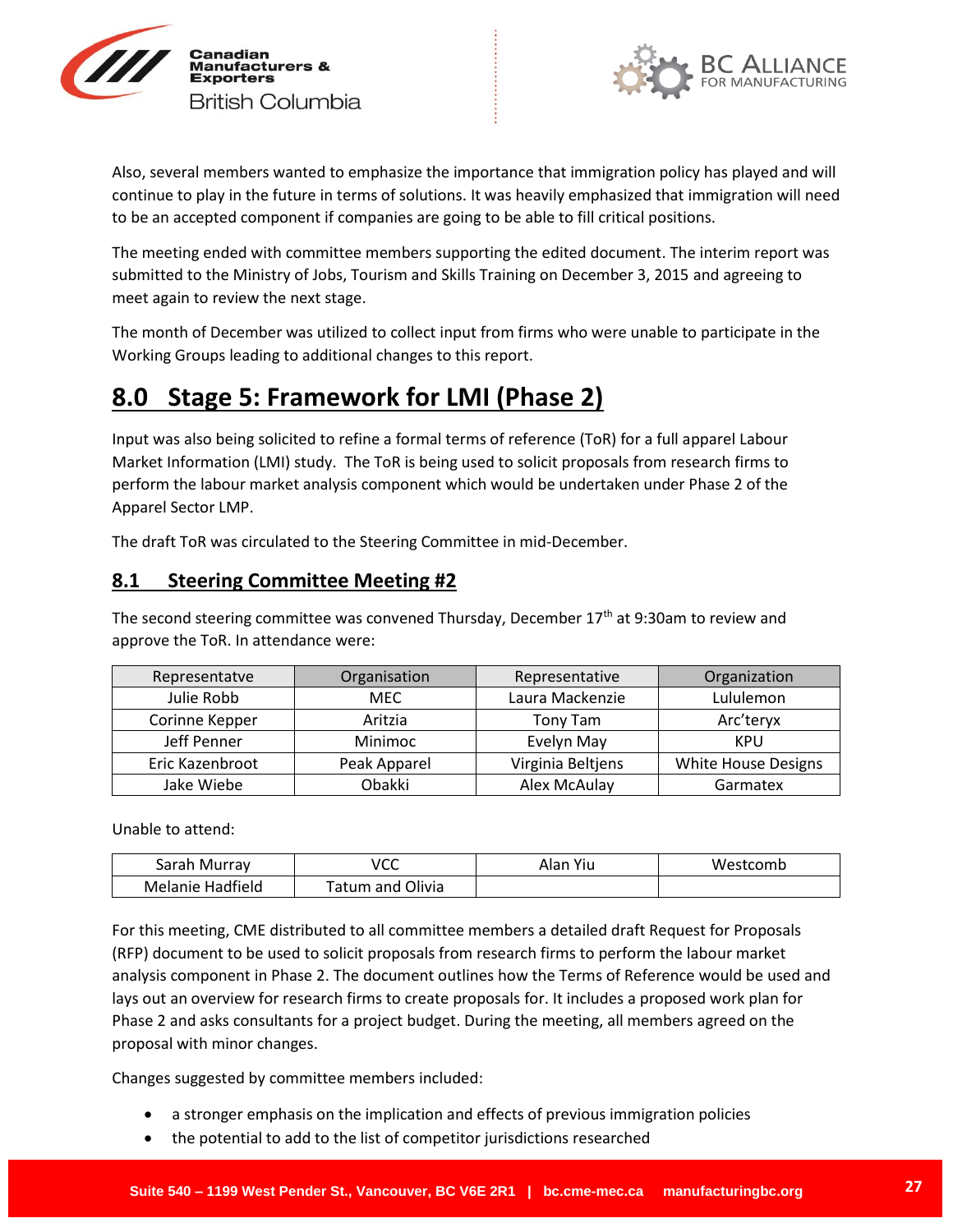Also, several members wanted to emphasize the importance that immigration policy has played and will continue to play in the future in terms of solutions. It was heavily emphasized that immigration will need to be an accepted component if companies are going to be able to fill critical positions.

The meeting ended with committee members supporting the edited document. The interim report was submitted to the Ministry of Jobs, Tourism and Skills Training on December 3, 2015 and agreeing to meet again to review the next stage.

The month of December was utilized to collect input from firms who were unable to participate in the Working Groups leading to additional changes to this report.

# 8.0 Stage 5: Framework for LMI (Phase 2)

Input was also being solicited to refine a formal terms of reference (ToR) for a full apparel Labour Market Information (LMI) study. The ToR is being used to solicit proposals from research firms to perform the labour market analysis component which would be undertaken under Phase 2 of the Apparel Sector LMP.

The draft ToR was circulated to the Steering Committee in mid-December.

## 8.1 Steering Committee Meeting #2

The second steering committee was convened Thursday, December 17th at 9:30am to review and approve the ToR. In attendance were:

| Representatve | Organisation | Representative | Organization |
|---|---|---|---|
| Julie Robb | MEC | Laura Mackenzie | Lululemon |
| Corinne Kepper | Aritzia | Tony Tam | Arc'teryx |
| Jeff Penner | Minimoc | Evelyn May | KPU |
| Eric Kazenbroot | Peak Apparel | Virginia Beltjens | White House Designs |
| Jake Wiebe | Obakki | Alex McAulay | Garmatex |

Unable to attend:

| | | | |
|---|---|---|---|
| Sarah Murray | VCC | Alan Yiu | Westcomb |
| Melanie Hadfield | Tatum and Olivia | | |

For this meeting, CME distributed to all committee members a detailed draft Request for Proposals (RFP) document to be used to solicit proposals from research firms to perform the labour market analysis component in Phase 2. The document outlines how the Terms of Reference would be used and lays out an overview for research firms to create proposals for. It includes a proposed work plan for Phase 2 and asks consultants for a project budget. During the meeting, all members agreed on the proposal with minor changes.

Changes suggested by committee members included:

- a stronger emphasis on the implication and effects of previous immigration policies
- the potential to add to the list of competitor jurisdictions researched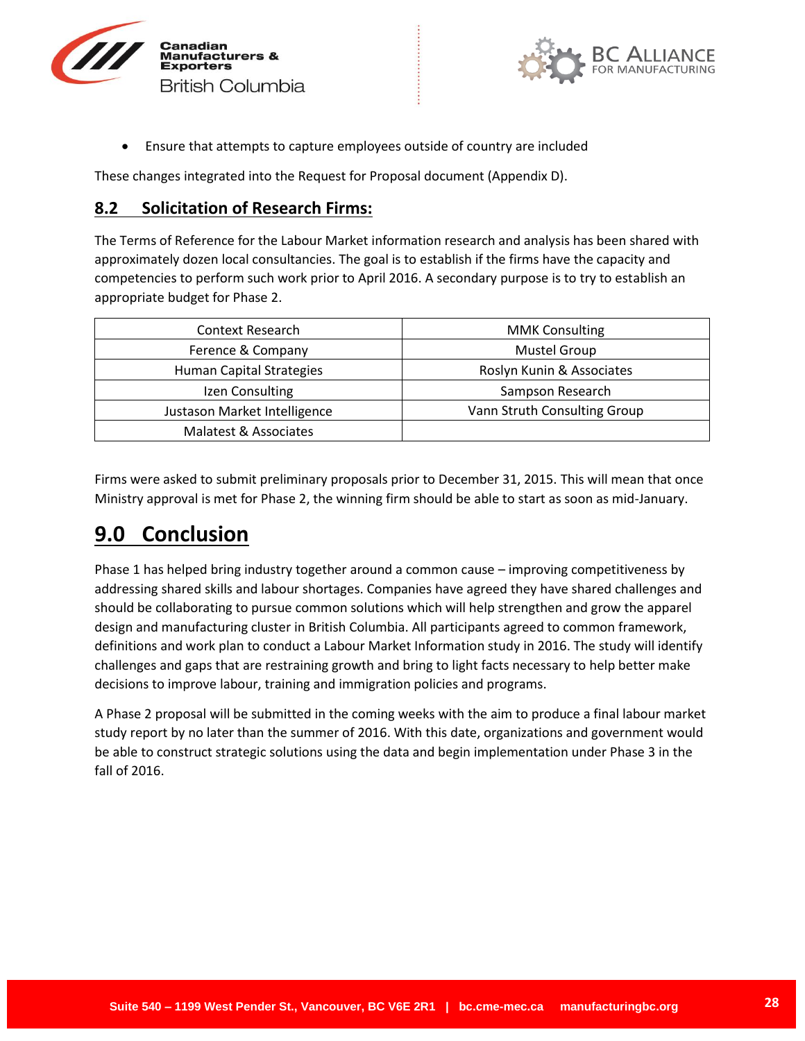- Ensure that attempts to capture employees outside of country are included

These changes integrated into the Request for Proposal document (Appendix D).

## 8.2 Solicitation of Research Firms:

The Terms of Reference for the Labour Market information research and analysis has been shared with approximately dozen local consultancies. The goal is to establish if the firms have the capacity and competencies to perform such work prior to April 2016. A secondary purpose is to try to establish an appropriate budget for Phase 2.

| | |
|---|---|
| Context Research | MMK Consulting |
| Ference & Company | Mustel Group |
| Human Capital Strategies | Roslyn Kunin & Associates |
| Izen Consulting | Sampson Research |
| Justason Market Intelligence | Vann Struth Consulting Group |
| Malatest & Associates | |

Firms were asked to submit preliminary proposals prior to December 31, 2015. This will mean that once Ministry approval is met for Phase 2, the winning firm should be able to start as soon as mid-January.

# 9.0 Conclusion

Phase 1 has helped bring industry together around a common cause – improving competitiveness by addressing shared skills and labour shortages. Companies have agreed they have shared challenges and should be collaborating to pursue common solutions which will help strengthen and grow the apparel design and manufacturing cluster in British Columbia. All participants agreed to common framework, definitions and work plan to conduct a Labour Market Information study in 2016. The study will identify challenges and gaps that are restraining growth and bring to light facts necessary to help better make decisions to improve labour, training and immigration policies and programs.

A Phase 2 proposal will be submitted in the coming weeks with the aim to produce a final labour market study report by no later than the summer of 2016. With this date, organizations and government would be able to construct strategic solutions using the data and begin implementation under Phase 3 in the fall of 2016.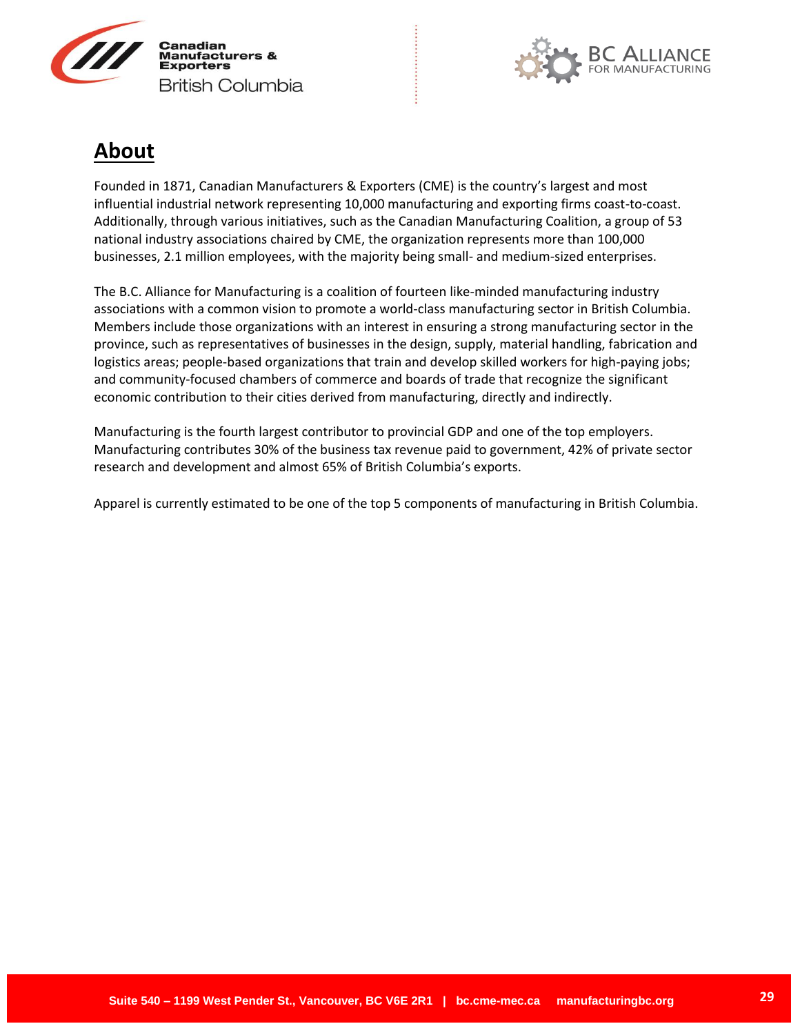## About

Founded in 1871, Canadian Manufacturers & Exporters (CME) is the country's largest and most influential industrial network representing 10,000 manufacturing and exporting firms coast-to-coast. Additionally, through various initiatives, such as the Canadian Manufacturing Coalition, a group of 53 national industry associations chaired by CME, the organization represents more than 100,000 businesses, 2.1 million employees, with the majority being small- and medium-sized enterprises.

The B.C. Alliance for Manufacturing is a coalition of fourteen like-minded manufacturing industry associations with a common vision to promote a world-class manufacturing sector in British Columbia. Members include those organizations with an interest in ensuring a strong manufacturing sector in the province, such as representatives of businesses in the design, supply, material handling, fabrication and logistics areas; people-based organizations that train and develop skilled workers for high-paying jobs; and community-focused chambers of commerce and boards of trade that recognize the significant economic contribution to their cities derived from manufacturing, directly and indirectly.

Manufacturing is the fourth largest contributor to provincial GDP and one of the top employers. Manufacturing contributes 30% of the business tax revenue paid to government, 42% of private sector research and development and almost 65% of British Columbia's exports.

Apparel is currently estimated to be one of the top 5 components of manufacturing in British Columbia.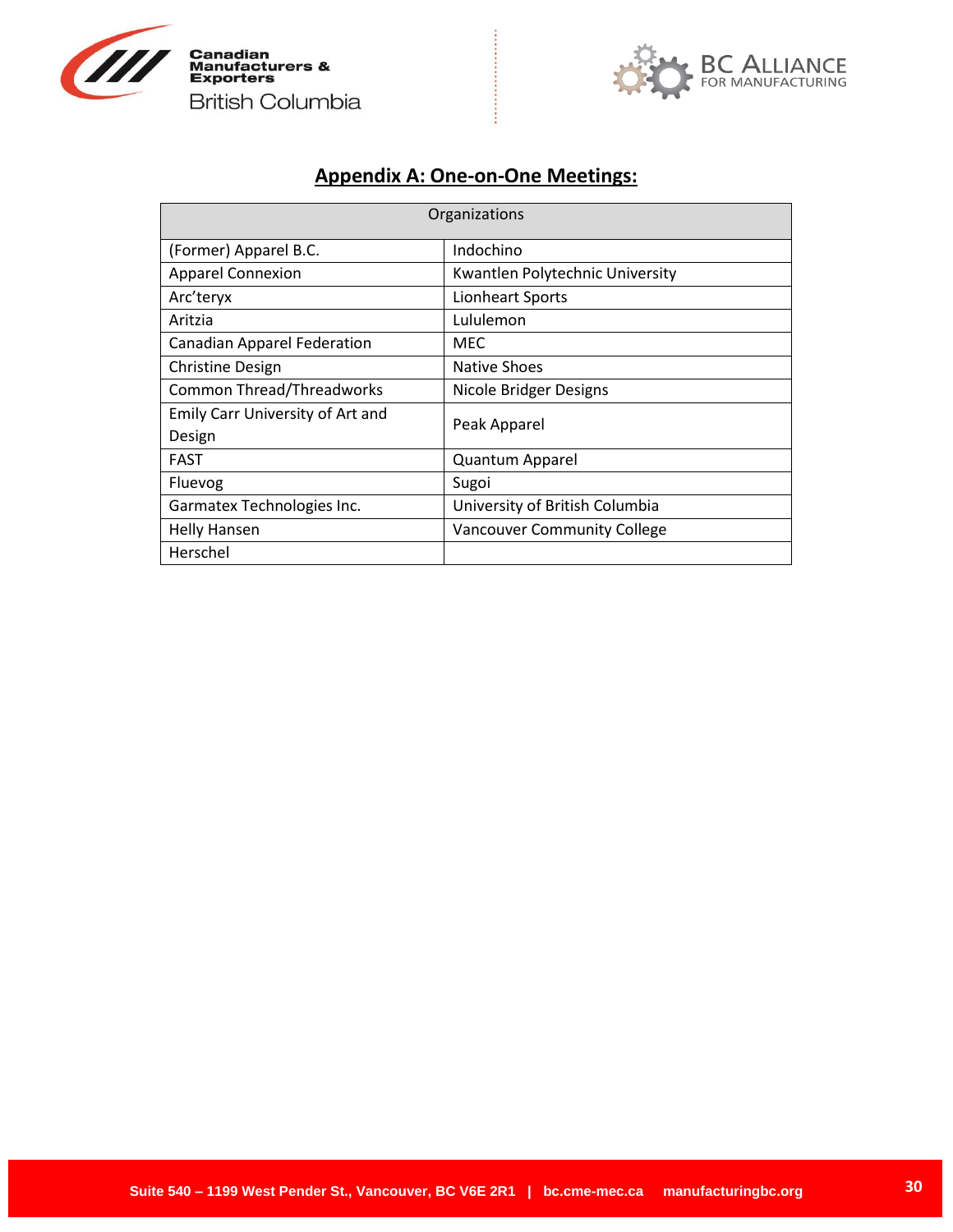## Appendix A: One-on-One Meetings:

| Organizations | |
|---|---|
| (Former) Apparel B.C. | Indochino |
| Apparel Connexion | Kwantlen Polytechnic University |
| Arc'teryx | Lionheart Sports |
| Aritzia | Lululemon |
| Canadian Apparel Federation | MEC |
| Christine Design | Native Shoes |
| Common Thread/Threadworks | Nicole Bridger Designs |
| Emily Carr University of Art and Design | Peak Apparel |
| FAST | Quantum Apparel |
| Fluevog | Sugoi |
| Garmatex Technologies Inc. | University of British Columbia |
| Helly Hansen | Vancouver Community College |
| Herschel | |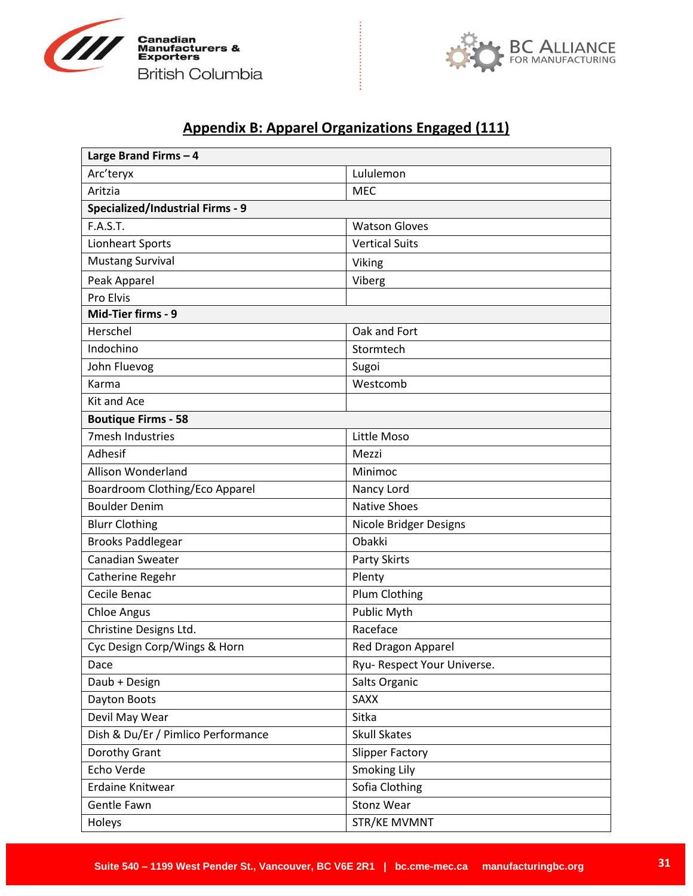## Appendix B: Apparel Organizations Engaged (111)

| Large Brand Firms – 4 | |
|---|---|
| Arc'teryx | Lululemon |
| Aritzia | MEC |
| **Specialized/Industrial Firms - 9** | |
| F.A.S.T. | Watson Gloves |
| Lionheart Sports | Vertical Suits |
| Mustang Survival | Viking |
| Peak Apparel | Viberg |
| Pro Elvis | |
| **Mid-Tier firms - 9** | |
| Herschel | Oak and Fort |
| Indochino | Stormtech |
| John Fluevog | Sugoi |
| Karma | Westcomb |
| Kit and Ace | |
| **Boutique Firms - 58** | |
| 7mesh Industries | Little Moso |
| Adhesif | Mezzi |
| Allison Wonderland | Minimoc |
| Boardroom Clothing/Eco Apparel | Nancy Lord |
| Boulder Denim | Native Shoes |
| Blurr Clothing | Nicole Bridger Designs |
| Brooks Paddlegear | Obakki |
| Canadian Sweater | Party Skirts |
| Catherine Regehr | Plenty |
| Cecile Benac | Plum Clothing |
| Chloe Angus | Public Myth |
| Christine Designs Ltd. | Raceface |
| Cyc Design Corp/Wings & Horn | Red Dragon Apparel |
| Dace | Ryu- Respect Your Universe. |
| Daub + Design | Salts Organic |
| Dayton Boots | SAXX |
| Devil May Wear | Sitka |
| Dish & Du/Er / Pimlico Performance | Skull Skates |
| Dorothy Grant | Slipper Factory |
| Echo Verde | Smoking Lily |
| Erdaine Knitwear | Sofia Clothing |
| Gentle Fawn | Stonz Wear |
| Holeys | STR/KE MVMNT |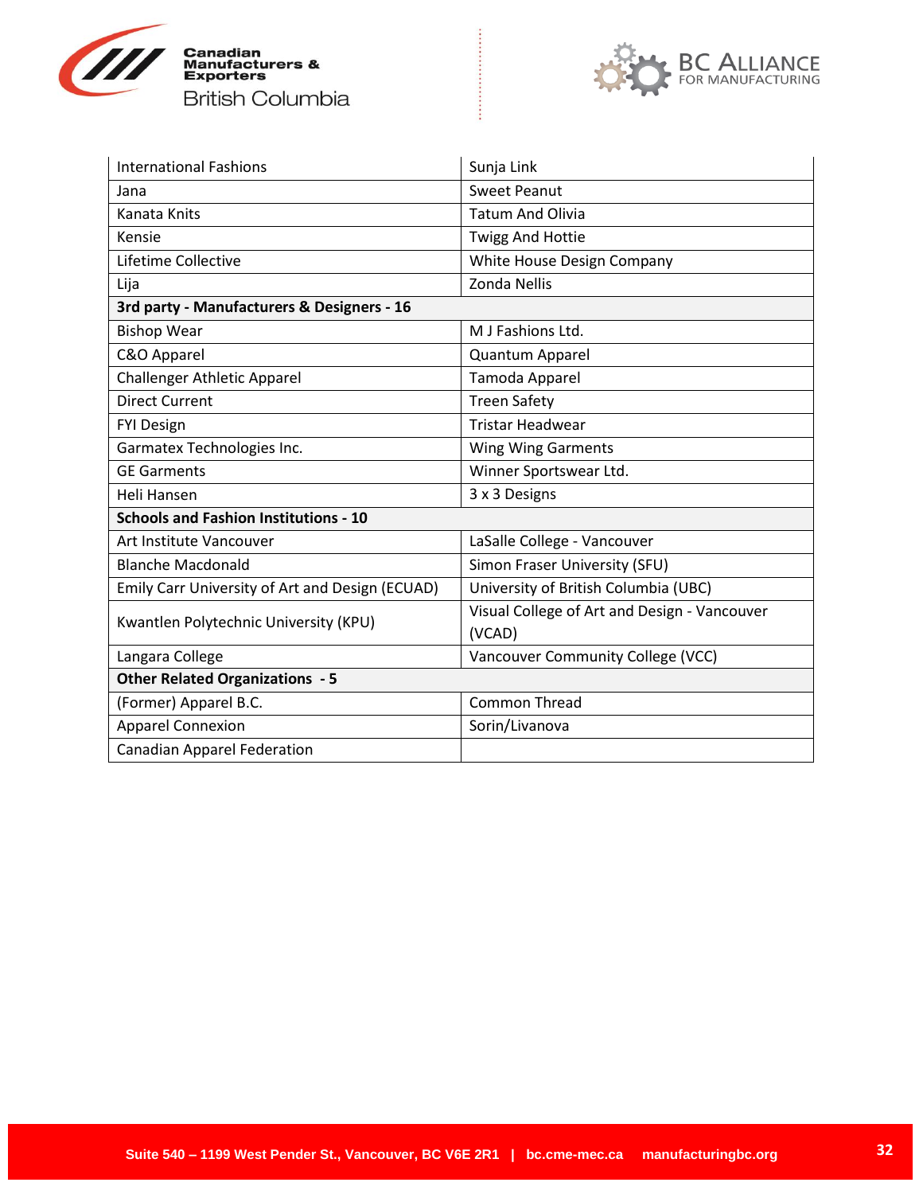| | |
|---|---|
| International Fashions | Sunja Link |
| Jana | Sweet Peanut |
| Kanata Knits | Tatum And Olivia |
| Kensie | Twigg And Hottie |
| Lifetime Collective | White House Design Company |
| Lija | Zonda Nellis |
| **3rd party - Manufacturers & Designers - 16** | |
| Bishop Wear | M J Fashions Ltd. |
| C&O Apparel | Quantum Apparel |
| Challenger Athletic Apparel | Tamoda Apparel |
| Direct Current | Treen Safety |
| FYI Design | Tristar Headwear |
| Garmatex Technologies Inc. | Wing Wing Garments |
| GE Garments | Winner Sportswear Ltd. |
| Heli Hansen | 3 x 3 Designs |
| **Schools and Fashion Institutions - 10** | |
| Art Institute Vancouver | LaSalle College - Vancouver |
| Blanche Macdonald | Simon Fraser University (SFU) |
| Emily Carr University of Art and Design (ECUAD) | University of British Columbia (UBC) |
| Kwantlen Polytechnic University (KPU) | Visual College of Art and Design - Vancouver (VCAD) |
| Langara College | Vancouver Community College (VCC) |
| **Other Related Organizations - 5** | |
| (Former) Apparel B.C. | Common Thread |
| Apparel Connexion | Sorin/Livanova |
| Canadian Apparel Federation | |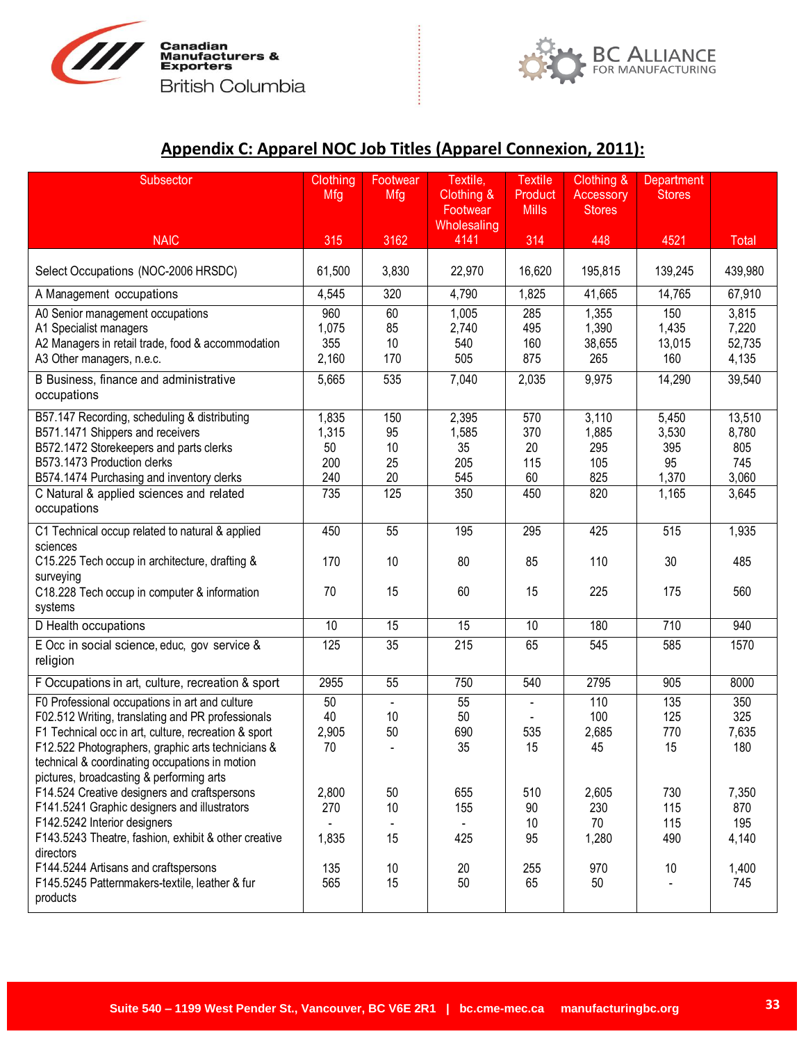## Appendix C: Apparel NOC Job Titles (Apparel Connexion, 2011):

| Subsector<br><br>NAIC | Clothing Mfg<br><br>315 | Footwear Mfg<br><br>3162 | Textile, Clothing & Footwear Wholesaling<br>4141 | Textile Product Mills<br><br>314 | Clothing & Accessory Stores<br><br>448 | Department Stores<br><br>4521 | <br><br>Total |
|---|---|---|---|---|---|---|---|
| Select Occupations (NOC-2006 HRSDC) | 61,500 | 3,830 | 22,970 | 16,620 | 195,815 | 139,245 | 439,980 |
| A Management occupations | 4,545 | 320 | 4,790 | 1,825 | 41,665 | 14,765 | 67,910 |
| A0 Senior management occupations | 960 | 60 | 1,005 | 285 | 1,355 | 150 | 3,815 |
| A1 Specialist managers | 1,075 | 85 | 2,740 | 495 | 1,390 | 1,435 | 7,220 |
| A2 Managers in retail trade, food & accommodation | 355 | 10 | 540 | 160 | 38,655 | 13,015 | 52,735 |
| A3 Other managers, n.e.c. | 2,160 | 170 | 505 | 875 | 265 | 160 | 4,135 |
| B Business, finance and administrative occupations | 5,665 | 535 | 7,040 | 2,035 | 9,975 | 14,290 | 39,540 |
| B57.147 Recording, scheduling & distributing | 1,835 | 150 | 2,395 | 570 | 3,110 | 5,450 | 13,510 |
| B571.1471 Shippers and receivers | 1,315 | 95 | 1,585 | 370 | 1,885 | 3,530 | 8,780 |
| B572.1472 Storekeepers and parts clerks | 50 | 10 | 35 | 20 | 295 | 395 | 805 |
| B573.1473 Production clerks | 200 | 25 | 205 | 115 | 105 | 95 | 745 |
| B574.1474 Purchasing and inventory clerks | 240 | 20 | 545 | 60 | 825 | 1,370 | 3,060 |
| C Natural & applied sciences and related occupations | 735 | 125 | 350 | 450 | 820 | 1,165 | 3,645 |
| C1 Technical occup related to natural & applied sciences | 450 | 55 | 195 | 295 | 425 | 515 | 1,935 |
| C15.225 Tech occup in architecture, drafting & surveying | 170 | 10 | 80 | 85 | 110 | 30 | 485 |
| C18.228 Tech occup in computer & information systems | 70 | 15 | 60 | 15 | 225 | 175 | 560 |
| D Health occupations | 10 | 15 | 15 | 10 | 180 | 710 | 940 |
| E Occ in social science, educ, gov service & religion | 125 | 35 | 215 | 65 | 545 | 585 | 1570 |
| F Occupations in art, culture, recreation & sport | 2955 | 55 | 750 | 540 | 2795 | 905 | 8000 |
| F0 Professional occupations in art and culture | 50 | - | 55 | - | 110 | 135 | 350 |
| F02.512 Writing, translating and PR professionals | 40 | 10 | 50 | - | 100 | 125 | 325 |
| F1 Technical occ in art, culture, recreation & sport | 2,905 | 50 | 690 | 535 | 2,685 | 770 | 7,635 |
| F12.522 Photographers, graphic arts technicians & technical & coordinating occupations in motion pictures, broadcasting & performing arts | 70 | - | 35 | 15 | 45 | 15 | 180 |
| F14.524 Creative designers and craftspersons | 2,800 | 50 | 655 | 510 | 2,605 | 730 | 7,350 |
| F141.5241 Graphic designers and illustrators | 270 | 10 | 155 | 90 | 230 | 115 | 870 |
| F142.5242 Interior designers | - | - | - | 10 | 70 | 115 | 195 |
| F143.5243 Theatre, fashion, exhibit & other creative directors | 1,835 | 15 | 425 | 95 | 1,280 | 490 | 4,140 |
| F144.5244 Artisans and craftspersons | 135 | 10 | 20 | 255 | 970 | 10 | 1,400 |
| F145.5245 Patternmakers-textile, leather & fur products | 565 | 15 | 50 | 65 | 50 | - | 745 |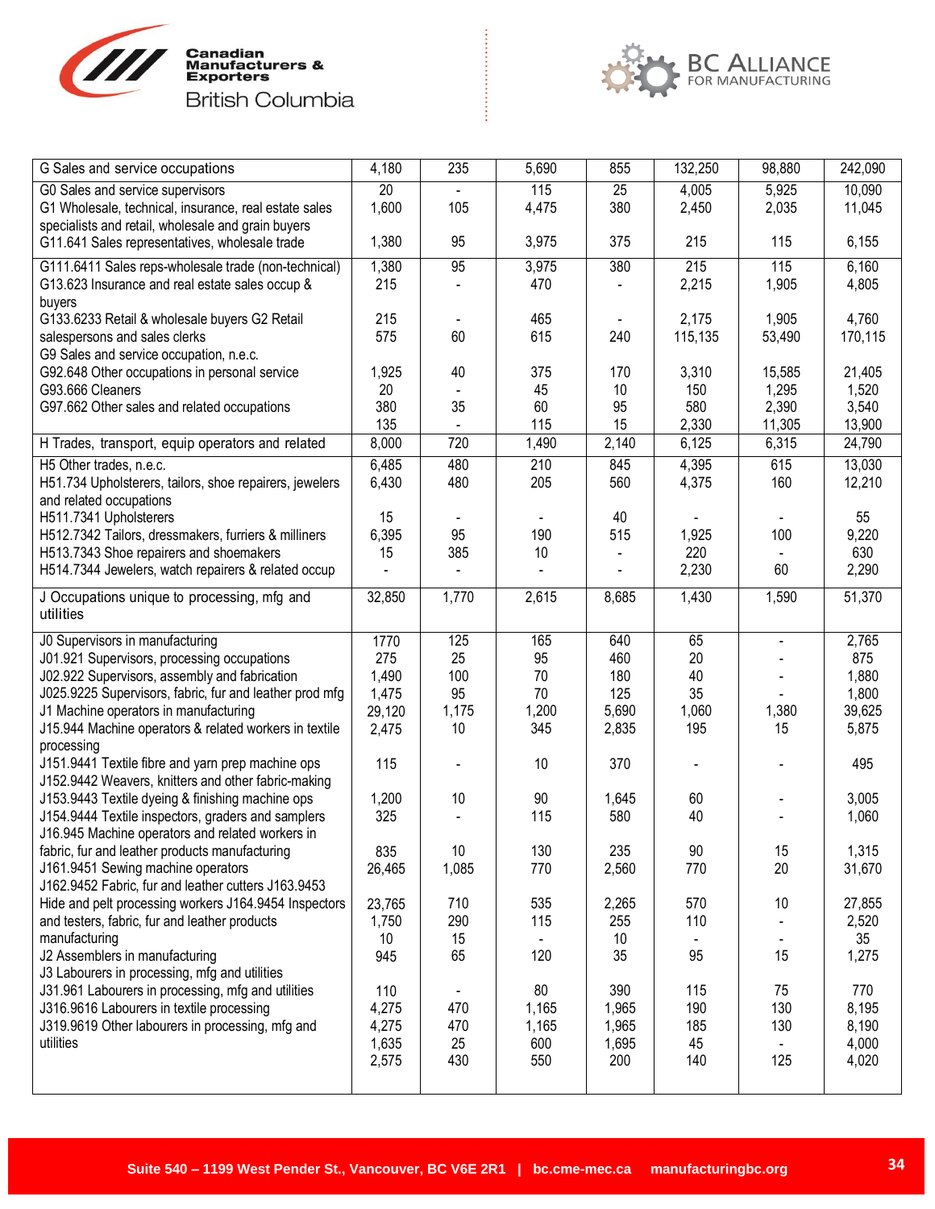| G Sales and service occupations | 4,180 | 235 | 5,690 | 855 | 132,250 | 98,880 | 242,090 |
|---|---|---|---|---|---|---|---|
| G0 Sales and service supervisors | 20 | - | 115 | 25 | 4,005 | 5,925 | 10,090 |
| G1 Wholesale, technical, insurance, real estate sales specialists and retail, wholesale and grain buyers | 1,600 | 105 | 4,475 | 380 | 2,450 | 2,035 | 11,045 |
| G11.641 Sales representatives, wholesale trade | 1,380 | 95 | 3,975 | 375 | 215 | 115 | 6,155 |
| G111.6411 Sales reps-wholesale trade (non-technical) | 1,380 | 95 | 3,975 | 380 | 215 | 115 | 6,160 |
| G13.623 Insurance and real estate sales occup & buyers | 215 | - | 470 | - | 2,215 | 1,905 | 4,805 |
| G133.6233 Retail & wholesale buyers G2 Retail | 215 | - | 465 | - | 2,175 | 1,905 | 4,760 |
| salespersons and sales clerks | 575 | 60 | 615 | 240 | 115,135 | 53,490 | 170,115 |
| G9 Sales and service occupation, n.e.c. | | | | | | | |
| G92.648 Other occupations in personal service | 1,925 | 40 | 375 | 170 | 3,310 | 15,585 | 21,405 |
| G93.666 Cleaners | 20 | - | 45 | 10 | 150 | 1,295 | 1,520 |
| G97.662 Other sales and related occupations | 380 | 35 | 60 | 95 | 580 | 2,390 | 3,540 |
| | 135 | - | 115 | 15 | 2,330 | 11,305 | 13,900 |
| H Trades, transport, equip operators and related | 8,000 | 720 | 1,490 | 2,140 | 6,125 | 6,315 | 24,790 |
| H5 Other trades, n.e.c. | 6,485 | 480 | 210 | 845 | 4,395 | 615 | 13,030 |
| H51.734 Upholsterers, tailors, shoe repairers, jewelers and related occupations | 6,430 | 480 | 205 | 560 | 4,375 | 160 | 12,210 |
| H511.7341 Upholsterers | 15 | - | - | 40 | - | - | 55 |
| H512.7342 Tailors, dressmakers, furriers & milliners | 6,395 | 95 | 190 | 515 | 1,925 | 100 | 9,220 |
| H513.7343 Shoe repairers and shoemakers | 15 | 385 | 10 | - | 220 | - | 630 |
| H514.7344 Jewelers, watch repairers & related occup | - | - | - | - | 2,230 | 60 | 2,290 |
| J Occupations unique to processing, mfg and utilities | 32,850 | 1,770 | 2,615 | 8,685 | 1,430 | 1,590 | 51,370 |
| J0 Supervisors in manufacturing | 1770 | 125 | 165 | 640 | 65 | - | 2,765 |
| J01.921 Supervisors, processing occupations | 275 | 25 | 95 | 460 | 20 | - | 875 |
| J02.922 Supervisors, assembly and fabrication | 1,490 | 100 | 70 | 180 | 40 | - | 1,880 |
| J025.9225 Supervisors, fabric, fur and leather prod mfg | 1,475 | 95 | 70 | 125 | 35 | - | 1,800 |
| J1 Machine operators in manufacturing | 29,120 | 1,175 | 1,200 | 5,690 | 1,060 | 1,380 | 39,625 |
| J15.944 Machine operators & related workers in textile processing | 2,475 | 10 | 345 | 2,835 | 195 | 15 | 5,875 |
| J151.9441 Textile fibre and yarn prep machine ops | 115 | - | 10 | 370 | - | - | 495 |
| J152.9442 Weavers, knitters and other fabric-making | | | | | | | |
| J153.9443 Textile dyeing & finishing machine ops | 1,200 | 10 | 90 | 1,645 | 60 | - | 3,005 |
| J154.9444 Textile inspectors, graders and samplers | 325 | - | 115 | 580 | 40 | - | 1,060 |
| J16.945 Machine operators and related workers in fabric, fur and leather products manufacturing | 835 | 10 | 130 | 235 | 90 | 15 | 1,315 |
| J161.9451 Sewing machine operators | 26,465 | 1,085 | 770 | 2,560 | 770 | 20 | 31,670 |
| J162.9452 Fabric, fur and leather cutters J163.9453 Hide and pelt processing workers J164.9454 Inspectors | 23,765 | 710 | 535 | 2,265 | 570 | 10 | 27,855 |
| and testers, fabric, fur and leather products | 1,750 | 290 | 115 | 255 | 110 | - | 2,520 |
| manufacturing | 10 | 15 | - | 10 | - | - | 35 |
| J2 Assemblers in manufacturing | 945 | 65 | 120 | 35 | 95 | 15 | 1,275 |
| J3 Labourers in processing, mfg and utilities | | | | | | | |
| J31.961 Labourers in processing, mfg and utilities | 110 | - | 80 | 390 | 115 | 75 | 770 |
| J316.9616 Labourers in textile processing | 4,275 | 470 | 1,165 | 1,965 | 190 | 130 | 8,195 |
| J319.9619 Other labourers in processing, mfg and | 4,275 | 470 | 1,165 | 1,965 | 185 | 130 | 8,190 |
| utilities | 1,635 | 25 | 600 | 1,695 | 45 | - | 4,000 |
| | 2,575 | 430 | 550 | 200 | 140 | 125 | 4,020 |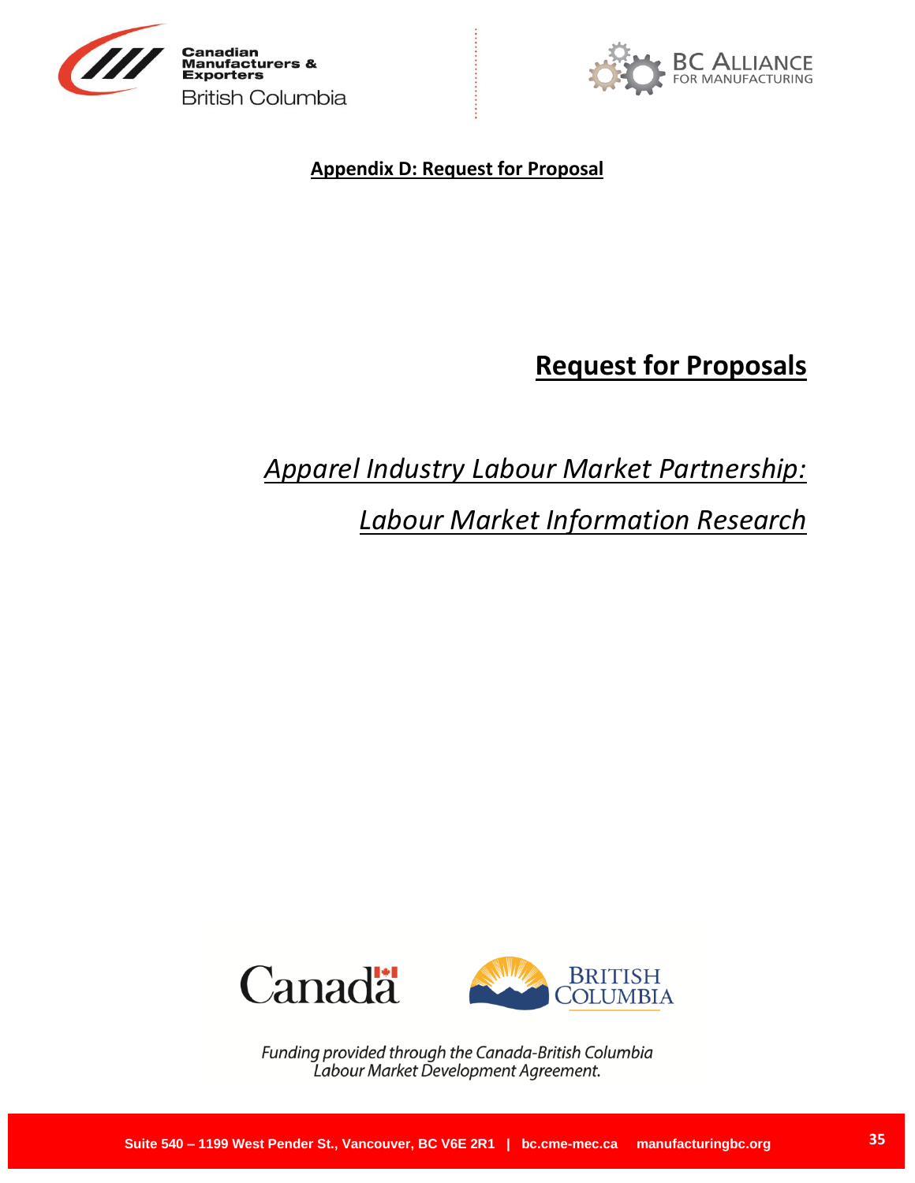**Appendix D: Request for Proposal**

# Request for Proposals

## *Apparel Industry Labour Market Partnership:*

## *Labour Market Information Research*

*Funding provided through the Canada-British Columbia Labour Market Development Agreement.*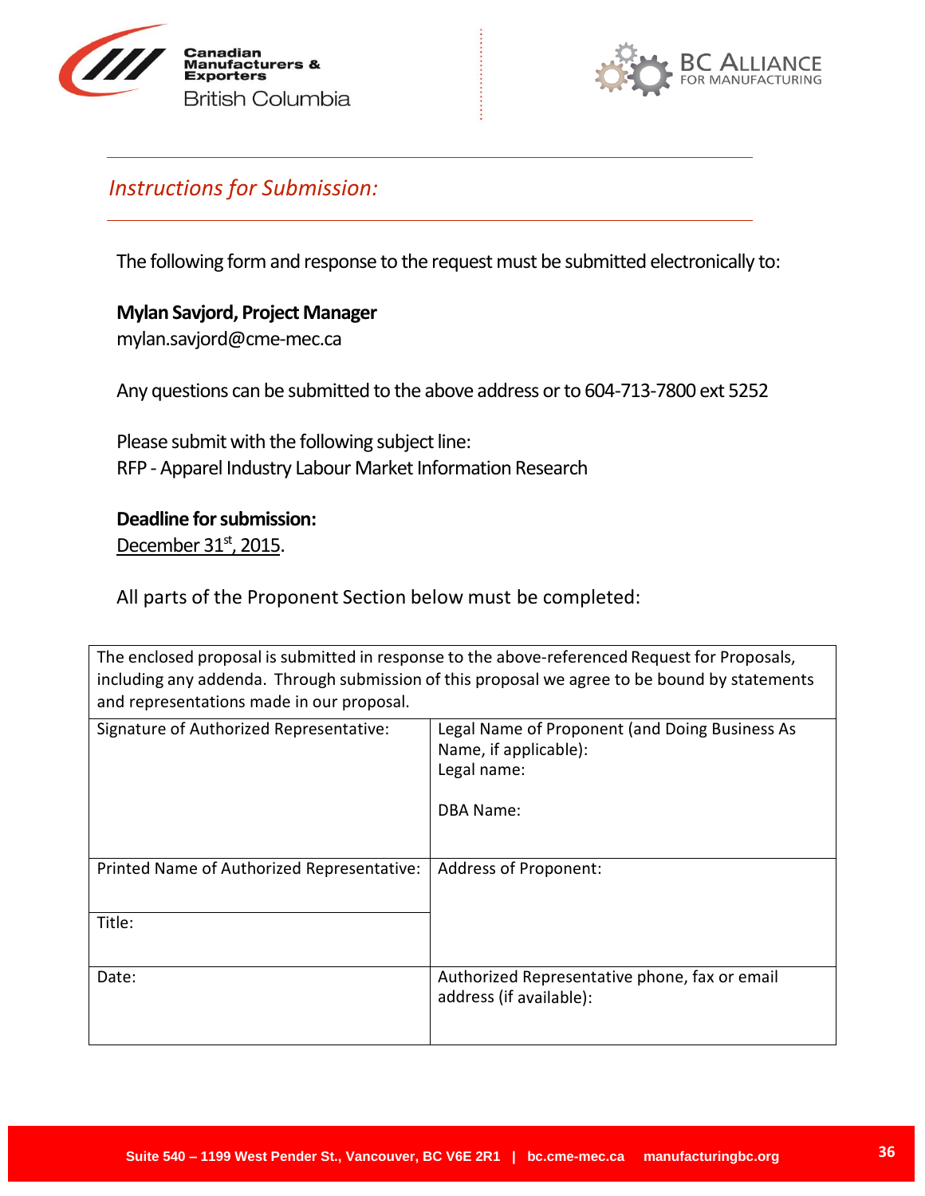*Instructions for Submission:*

The following form and response to the request must be submitted electronically to:

**Mylan Savjord, Project Manager**
mylan.savjord@cme-mec.ca

Any questions can be submitted to the above address or to 604-713-7800 ext 5252

Please submit with the following subject line:
RFP - Apparel Industry Labour Market Information Research

**Deadline for submission:**
December 31st, 2015.

All parts of the Proponent Section below must be completed:

| The enclosed proposal is submitted in response to the above-referenced Request for Proposals, including any addenda. Through submission of this proposal we agree to be bound by statements and representations made in our proposal. | |
|---|---|
| Signature of Authorized Representative: | Legal Name of Proponent (and Doing Business As Name, if applicable):<br>Legal name:<br><br>DBA Name: |
| Printed Name of Authorized Representative: | Address of Proponent: |
| Title: | |
| Date: | Authorized Representative phone, fax or email address (if available): |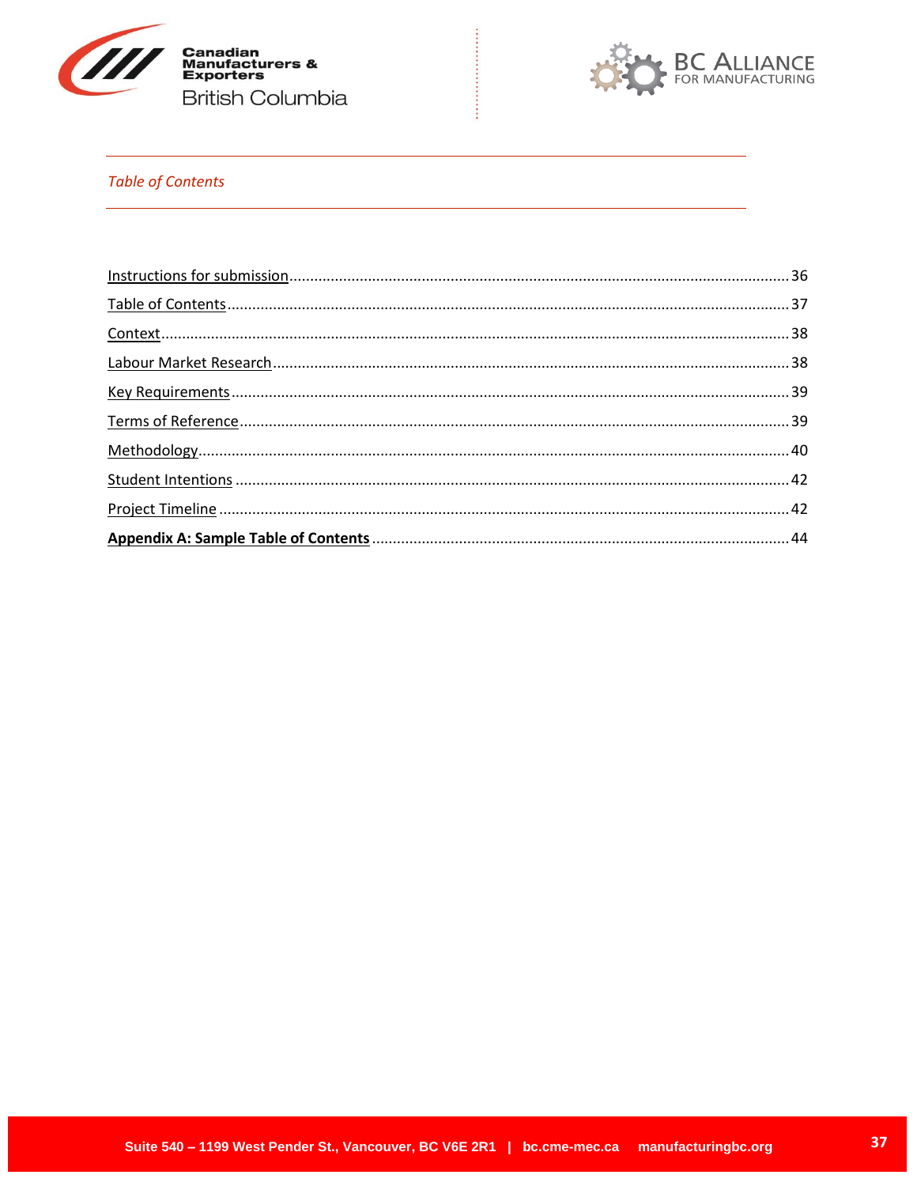*Table of Contents*

| | |
|---|---|
| Instructions for submission | 36 |
| Table of Contents | 37 |
| Context | 38 |
| Labour Market Research | 38 |
| Key Requirements | 39 |
| Terms of Reference | 39 |
| Methodology | 40 |
| Student Intentions | 42 |
| Project Timeline | 42 |
| **Appendix A: Sample Table of Contents** | 44 |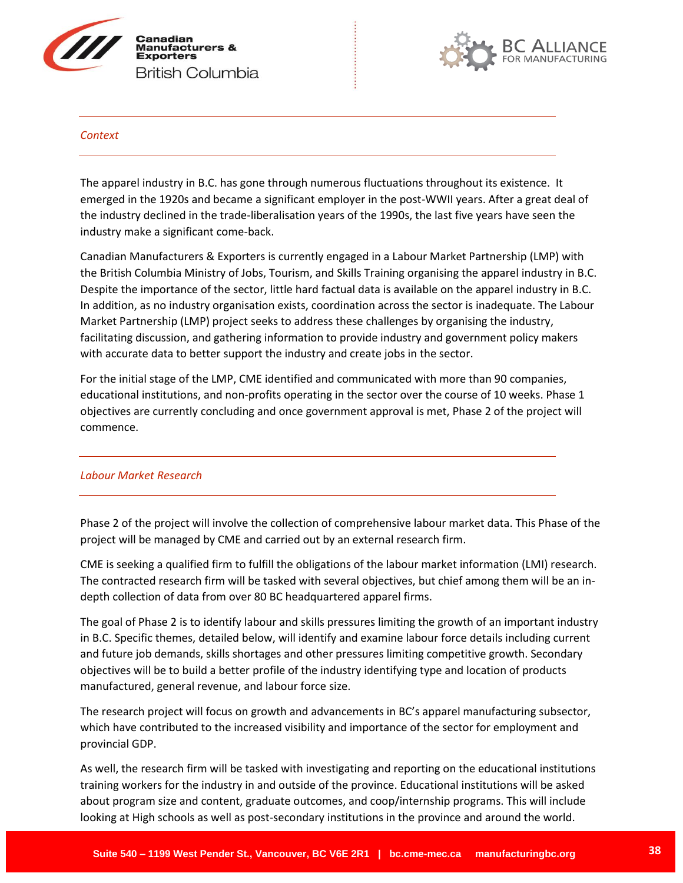## *Context*

The apparel industry in B.C. has gone through numerous fluctuations throughout its existence. It emerged in the 1920s and became a significant employer in the post-WWII years. After a great deal of the industry declined in the trade-liberalisation years of the 1990s, the last five years have seen the industry make a significant come-back.

Canadian Manufacturers & Exporters is currently engaged in a Labour Market Partnership (LMP) with the British Columbia Ministry of Jobs, Tourism, and Skills Training organising the apparel industry in B.C. Despite the importance of the sector, little hard factual data is available on the apparel industry in B.C. In addition, as no industry organisation exists, coordination across the sector is inadequate. The Labour Market Partnership (LMP) project seeks to address these challenges by organising the industry, facilitating discussion, and gathering information to provide industry and government policy makers with accurate data to better support the industry and create jobs in the sector.

For the initial stage of the LMP, CME identified and communicated with more than 90 companies, educational institutions, and non-profits operating in the sector over the course of 10 weeks. Phase 1 objectives are currently concluding and once government approval is met, Phase 2 of the project will commence.

## *Labour Market Research*

Phase 2 of the project will involve the collection of comprehensive labour market data. This Phase of the project will be managed by CME and carried out by an external research firm.

CME is seeking a qualified firm to fulfill the obligations of the labour market information (LMI) research. The contracted research firm will be tasked with several objectives, but chief among them will be an in-depth collection of data from over 80 BC headquartered apparel firms.

The goal of Phase 2 is to identify labour and skills pressures limiting the growth of an important industry in B.C. Specific themes, detailed below, will identify and examine labour force details including current and future job demands, skills shortages and other pressures limiting competitive growth. Secondary objectives will be to build a better profile of the industry identifying type and location of products manufactured, general revenue, and labour force size.

The research project will focus on growth and advancements in BC's apparel manufacturing subsector, which have contributed to the increased visibility and importance of the sector for employment and provincial GDP.

As well, the research firm will be tasked with investigating and reporting on the educational institutions training workers for the industry in and outside of the province. Educational institutions will be asked about program size and content, graduate outcomes, and coop/internship programs. This will include looking at High schools as well as post-secondary institutions in the province and around the world.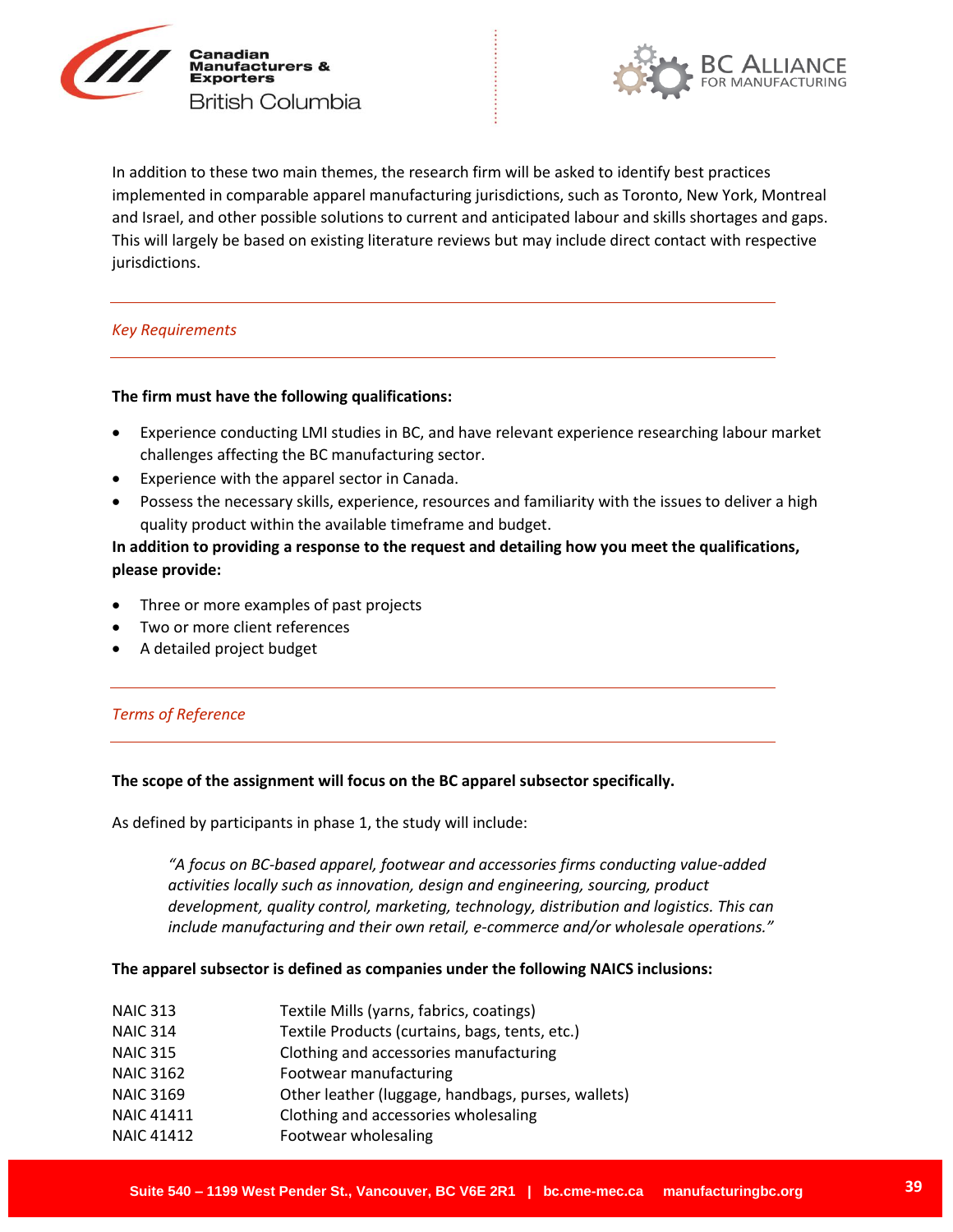In addition to these two main themes, the research firm will be asked to identify best practices implemented in comparable apparel manufacturing jurisdictions, such as Toronto, New York, Montreal and Israel, and other possible solutions to current and anticipated labour and skills shortages and gaps. This will largely be based on existing literature reviews but may include direct contact with respective jurisdictions.

---

*Key Requirements*

---

**The firm must have the following qualifications:**

- Experience conducting LMI studies in BC, and have relevant experience researching labour market challenges affecting the BC manufacturing sector.
- Experience with the apparel sector in Canada.
- Possess the necessary skills, experience, resources and familiarity with the issues to deliver a high quality product within the available timeframe and budget.

**In addition to providing a response to the request and detailing how you meet the qualifications, please provide:**

- Three or more examples of past projects
- Two or more client references
- A detailed project budget

---

*Terms of Reference*

---

**The scope of the assignment will focus on the BC apparel subsector specifically.**

As defined by participants in phase 1, the study will include:

> *"A focus on BC-based apparel, footwear and accessories firms conducting value-added activities locally such as innovation, design and engineering, sourcing, product development, quality control, marketing, technology, distribution and logistics. This can include manufacturing and their own retail, e-commerce and/or wholesale operations."*

**The apparel subsector is defined as companies under the following NAICS inclusions:**

| | |
|---|---|
| NAIC 313 | Textile Mills (yarns, fabrics, coatings) |
| NAIC 314 | Textile Products (curtains, bags, tents, etc.) |
| NAIC 315 | Clothing and accessories manufacturing |
| NAIC 3162 | Footwear manufacturing |
| NAIC 3169 | Other leather (luggage, handbags, purses, wallets) |
| NAIC 41411 | Clothing and accessories wholesaling |
| NAIC 41412 | Footwear wholesaling |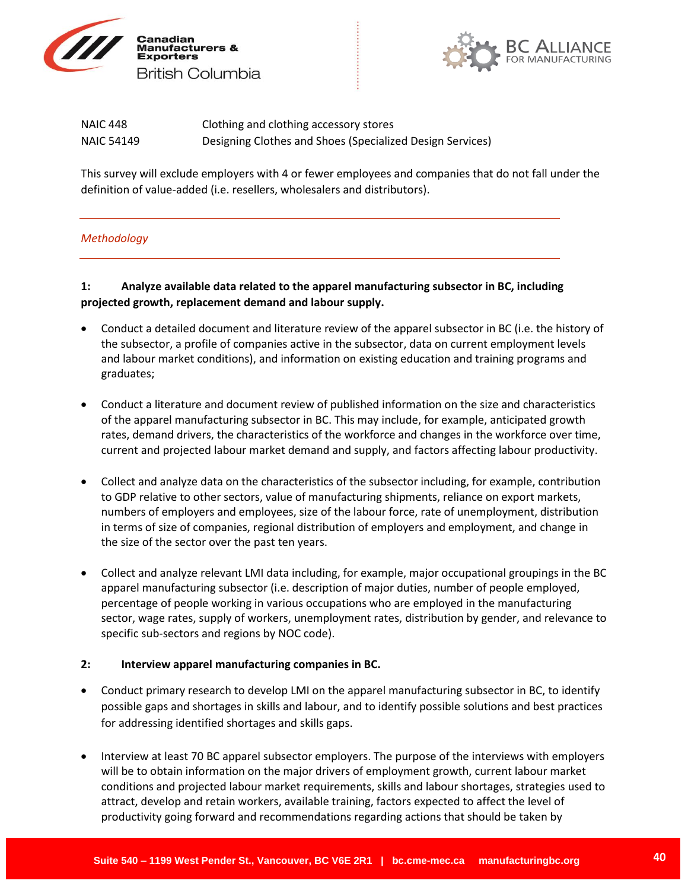| | |
|---|---|
| NAIC 448 | Clothing and clothing accessory stores |
| NAIC 54149 | Designing Clothes and Shoes (Specialized Design Services) |

This survey will exclude employers with 4 or fewer employees and companies that do not fall under the definition of value-added (i.e. resellers, wholesalers and distributors).

*Methodology*

**1: Analyze available data related to the apparel manufacturing subsector in BC, including projected growth, replacement demand and labour supply.**

- Conduct a detailed document and literature review of the apparel subsector in BC (i.e. the history of the subsector, a profile of companies active in the subsector, data on current employment levels and labour market conditions), and information on existing education and training programs and graduates;

- Conduct a literature and document review of published information on the size and characteristics of the apparel manufacturing subsector in BC. This may include, for example, anticipated growth rates, demand drivers, the characteristics of the workforce and changes in the workforce over time, current and projected labour market demand and supply, and factors affecting labour productivity.

- Collect and analyze data on the characteristics of the subsector including, for example, contribution to GDP relative to other sectors, value of manufacturing shipments, reliance on export markets, numbers of employers and employees, size of the labour force, rate of unemployment, distribution in terms of size of companies, regional distribution of employers and employment, and change in the size of the sector over the past ten years.

- Collect and analyze relevant LMI data including, for example, major occupational groupings in the BC apparel manufacturing subsector (i.e. description of major duties, number of people employed, percentage of people working in various occupations who are employed in the manufacturing sector, wage rates, supply of workers, unemployment rates, distribution by gender, and relevance to specific sub-sectors and regions by NOC code).

**2: Interview apparel manufacturing companies in BC.**

- Conduct primary research to develop LMI on the apparel manufacturing subsector in BC, to identify possible gaps and shortages in skills and labour, and to identify possible solutions and best practices for addressing identified shortages and skills gaps.

- Interview at least 70 BC apparel subsector employers. The purpose of the interviews with employers will be to obtain information on the major drivers of employment growth, current labour market conditions and projected labour market requirements, skills and labour shortages, strategies used to attract, develop and retain workers, available training, factors expected to affect the level of productivity going forward and recommendations regarding actions that should be taken by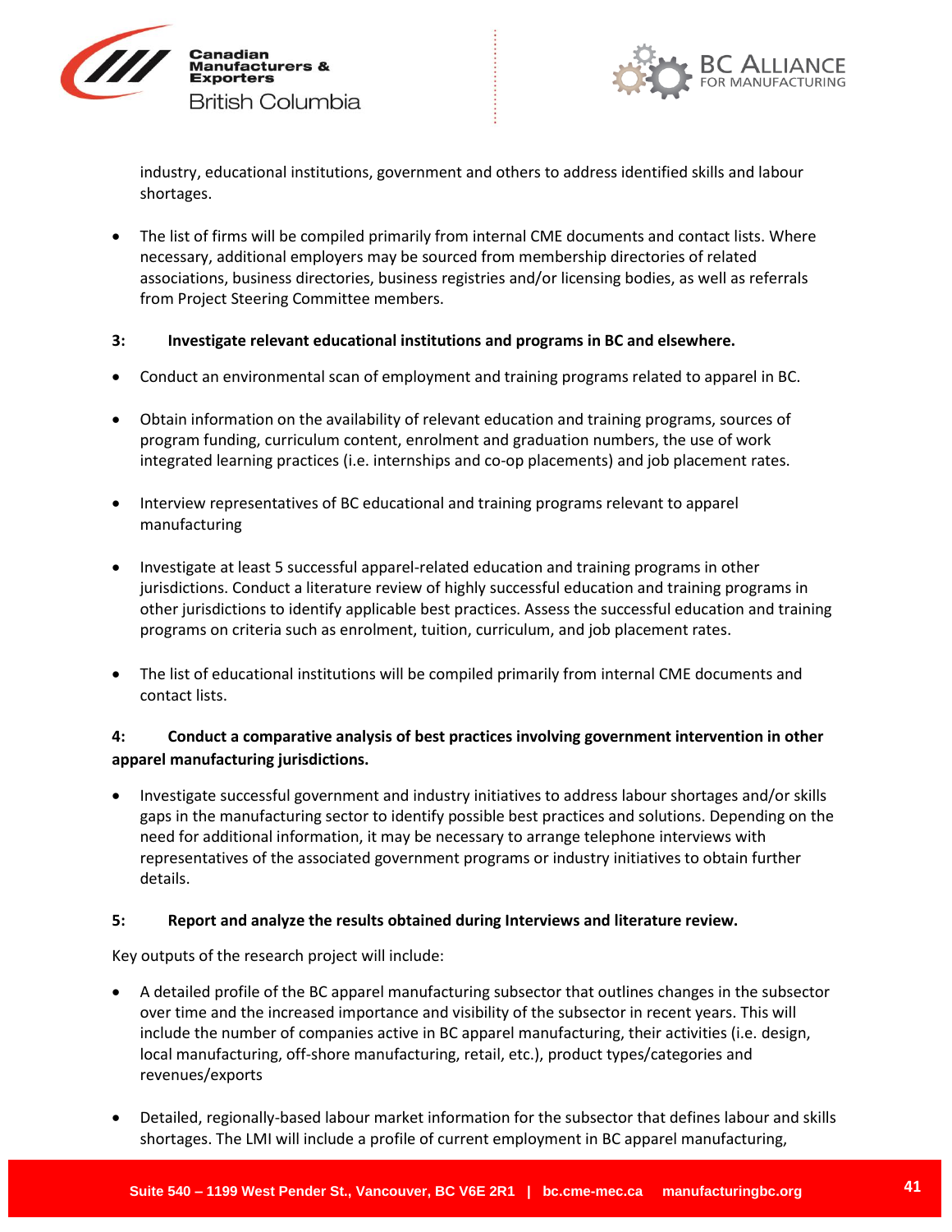industry, educational institutions, government and others to address identified skills and labour shortages.

- The list of firms will be compiled primarily from internal CME documents and contact lists. Where necessary, additional employers may be sourced from membership directories of related associations, business directories, business registries and/or licensing bodies, as well as referrals from Project Steering Committee members.

**3: Investigate relevant educational institutions and programs in BC and elsewhere.**

- Conduct an environmental scan of employment and training programs related to apparel in BC.

- Obtain information on the availability of relevant education and training programs, sources of program funding, curriculum content, enrolment and graduation numbers, the use of work integrated learning practices (i.e. internships and co-op placements) and job placement rates.

- Interview representatives of BC educational and training programs relevant to apparel manufacturing

- Investigate at least 5 successful apparel-related education and training programs in other jurisdictions. Conduct a literature review of highly successful education and training programs in other jurisdictions to identify applicable best practices. Assess the successful education and training programs on criteria such as enrolment, tuition, curriculum, and job placement rates.

- The list of educational institutions will be compiled primarily from internal CME documents and contact lists.

**4: Conduct a comparative analysis of best practices involving government intervention in other apparel manufacturing jurisdictions.**

- Investigate successful government and industry initiatives to address labour shortages and/or skills gaps in the manufacturing sector to identify possible best practices and solutions. Depending on the need for additional information, it may be necessary to arrange telephone interviews with representatives of the associated government programs or industry initiatives to obtain further details.

**5: Report and analyze the results obtained during Interviews and literature review.**

Key outputs of the research project will include:

- A detailed profile of the BC apparel manufacturing subsector that outlines changes in the subsector over time and the increased importance and visibility of the subsector in recent years. This will include the number of companies active in BC apparel manufacturing, their activities (i.e. design, local manufacturing, off-shore manufacturing, retail, etc.), product types/categories and revenues/exports

- Detailed, regionally-based labour market information for the subsector that defines labour and skills shortages. The LMI will include a profile of current employment in BC apparel manufacturing,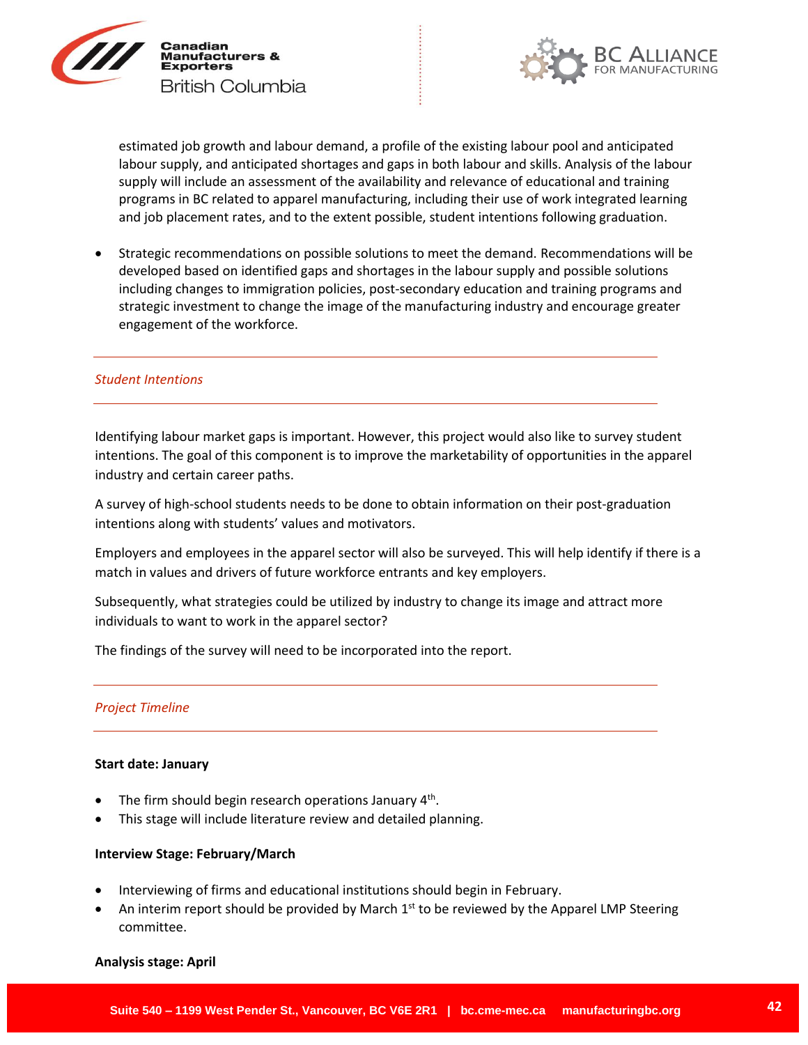estimated job growth and labour demand, a profile of the existing labour pool and anticipated labour supply, and anticipated shortages and gaps in both labour and skills. Analysis of the labour supply will include an assessment of the availability and relevance of educational and training programs in BC related to apparel manufacturing, including their use of work integrated learning and job placement rates, and to the extent possible, student intentions following graduation.

- Strategic recommendations on possible solutions to meet the demand. Recommendations will be developed based on identified gaps and shortages in the labour supply and possible solutions including changes to immigration policies, post-secondary education and training programs and strategic investment to change the image of the manufacturing industry and encourage greater engagement of the workforce.

---

## *Student Intentions*

---

Identifying labour market gaps is important. However, this project would also like to survey student intentions. The goal of this component is to improve the marketability of opportunities in the apparel industry and certain career paths.

A survey of high-school students needs to be done to obtain information on their post-graduation intentions along with students' values and motivators.

Employers and employees in the apparel sector will also be surveyed. This will help identify if there is a match in values and drivers of future workforce entrants and key employers.

Subsequently, what strategies could be utilized by industry to change its image and attract more individuals to want to work in the apparel sector?

The findings of the survey will need to be incorporated into the report.

---

## *Project Timeline*

---

**Start date: January**

- The firm should begin research operations January 4th.
- This stage will include literature review and detailed planning.

**Interview Stage: February/March**

- Interviewing of firms and educational institutions should begin in February.
- An interim report should be provided by March 1st to be reviewed by the Apparel LMP Steering committee.

**Analysis stage: April**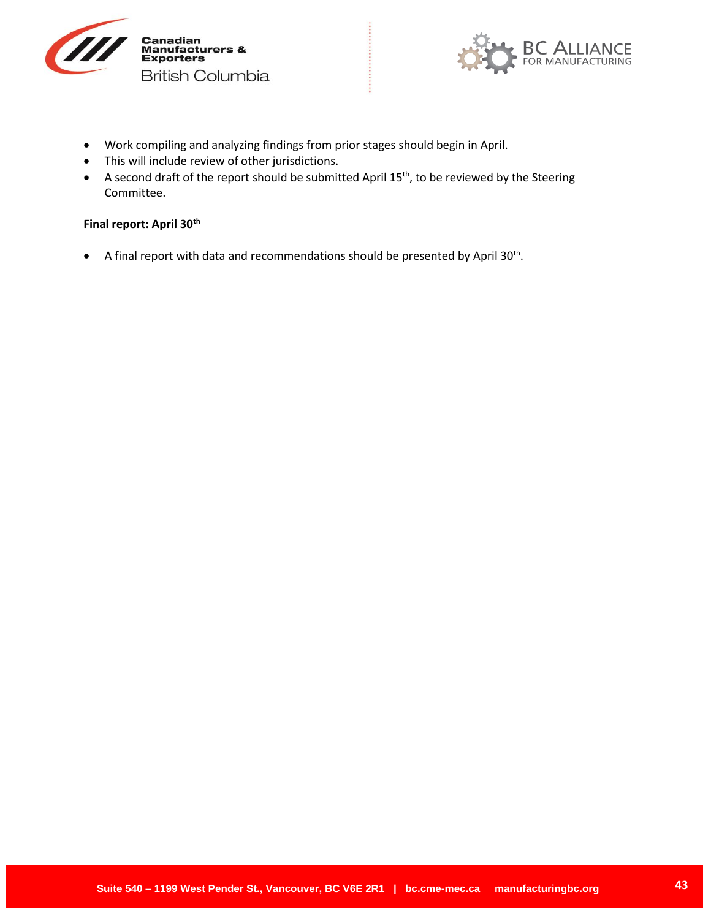- Work compiling and analyzing findings from prior stages should begin in April.
- This will include review of other jurisdictions.
- A second draft of the report should be submitted April 15th, to be reviewed by the Steering Committee.

**Final report: April 30th**

- A final report with data and recommendations should be presented by April 30th.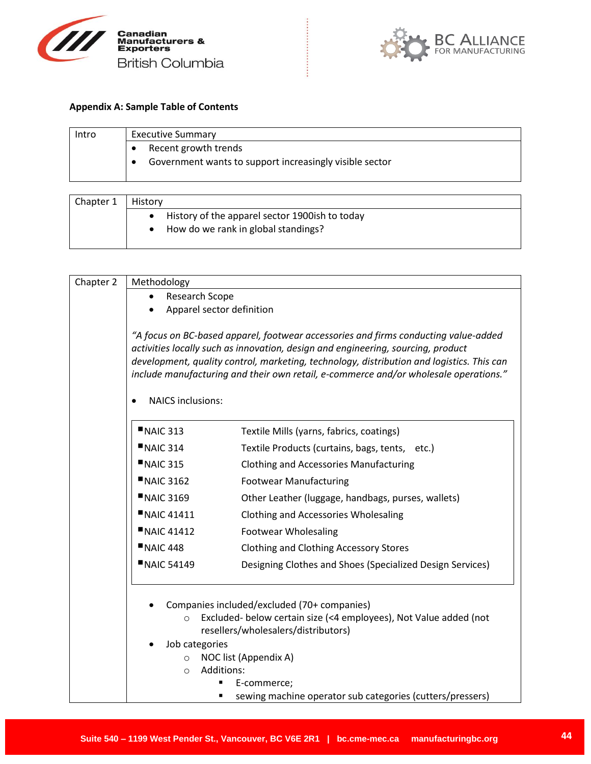**Appendix A: Sample Table of Contents**

| Intro | Executive Summary |
|---|---|
| | • Recent growth trends<br>• Government wants to support increasingly visible sector |

| Chapter 1 | History |
|---|---|
| | • History of the apparel sector 1900ish to today<br>• How do we rank in global standings? |

| Chapter 2 | Methodology |
|---|---|

- Research Scope
- Apparel sector definition

*"A focus on BC-based apparel, footwear accessories and firms conducting value-added activities locally such as innovation, design and engineering, sourcing, product development, quality control, marketing, technology, distribution and logistics. This can include manufacturing and their own retail, e-commerce and/or wholesale operations."*

- NAICS inclusions:

| NAIC | Description |
|---|---|
| NAIC 313 | Textile Mills (yarns, fabrics, coatings) |
| NAIC 314 | Textile Products (curtains, bags, tents, etc.) |
| NAIC 315 | Clothing and Accessories Manufacturing |
| NAIC 3162 | Footwear Manufacturing |
| NAIC 3169 | Other Leather (luggage, handbags, purses, wallets) |
| NAIC 41411 | Clothing and Accessories Wholesaling |
| NAIC 41412 | Footwear Wholesaling |
| NAIC 448 | Clothing and Clothing Accessory Stores |
| NAIC 54149 | Designing Clothes and Shoes (Specialized Design Services) |

- Companies included/excluded (70+ companies)
  - Excluded- below certain size (<4 employees), Not Value added (not resellers/wholesalers/distributors)
- Job categories
  - NOC list (Appendix A)
  - Additions:
    - E-commerce;
    - sewing machine operator sub categories (cutters/pressers)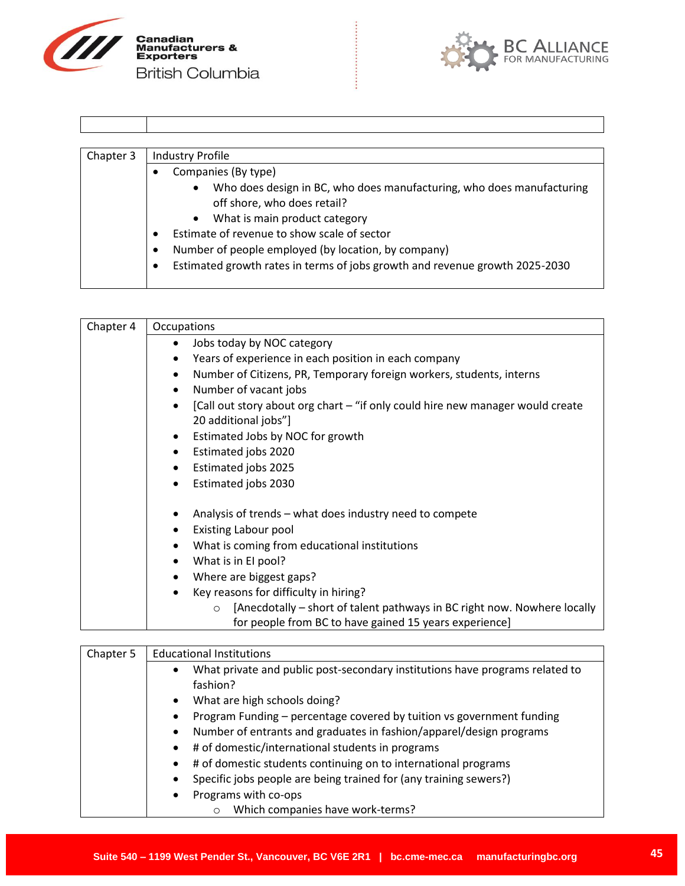| | |
|---|---|
| | |

| Chapter 3 | Industry Profile |
|---|---|
| | • Companies (By type)<br>  ◦ Who does design in BC, who does manufacturing, who does manufacturing off shore, who does retail?<br>  ◦ What is main product category<br>• Estimate of revenue to show scale of sector<br>• Number of people employed (by location, by company)<br>• Estimated growth rates in terms of jobs growth and revenue growth 2025-2030 |

| Chapter 4 | Occupations |
|---|---|
| | • Jobs today by NOC category<br>• Years of experience in each position in each company<br>• Number of Citizens, PR, Temporary foreign workers, students, interns<br>• Number of vacant jobs<br>• [Call out story about org chart – "if only could hire new manager would create 20 additional jobs"]<br>• Estimated Jobs by NOC for growth<br>• Estimated jobs 2020<br>• Estimated jobs 2025<br>• Estimated jobs 2030<br><br>• Analysis of trends – what does industry need to compete<br>• Existing Labour pool<br>• What is coming from educational institutions<br>• What is in EI pool?<br>• Where are biggest gaps?<br>• Key reasons for difficulty in hiring?<br>  ◦ [Anecdotally – short of talent pathways in BC right now. Nowhere locally for people from BC to have gained 15 years experience] |

| Chapter 5 | Educational Institutions |
|---|---|
| | • What private and public post-secondary institutions have programs related to fashion?<br>• What are high schools doing?<br>• Program Funding – percentage covered by tuition vs government funding<br>• Number of entrants and graduates in fashion/apparel/design programs<br>• # of domestic/international students in programs<br>• # of domestic students continuing on to international programs<br>• Specific jobs people are being trained for (any training sewers?)<br>• Programs with co-ops<br>  ◦ Which companies have work-terms? |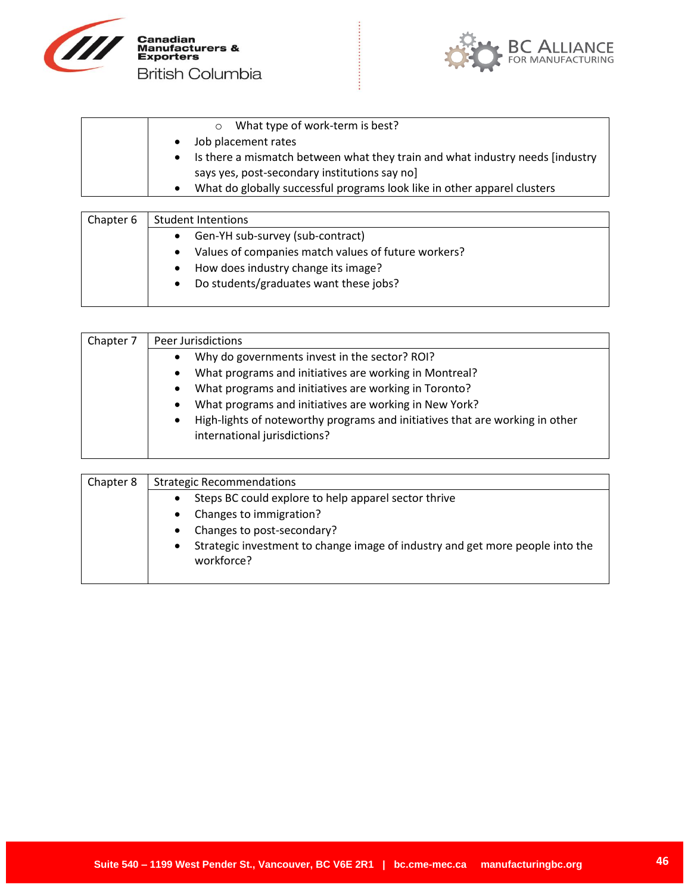| | |
|---|---|
| | ◦ What type of work-term is best?<br>• Job placement rates<br>• Is there a mismatch between what they train and what industry needs [industry says yes, post-secondary institutions say no]<br>• What do globally successful programs look like in other apparel clusters |

| Chapter 6 | Student Intentions |
|---|---|
| | • Gen-YH sub-survey (sub-contract)<br>• Values of companies match values of future workers?<br>• How does industry change its image?<br>• Do students/graduates want these jobs? |

| Chapter 7 | Peer Jurisdictions |
|---|---|
| | • Why do governments invest in the sector? ROI?<br>• What programs and initiatives are working in Montreal?<br>• What programs and initiatives are working in Toronto?<br>• What programs and initiatives are working in New York?<br>• High-lights of noteworthy programs and initiatives that are working in other international jurisdictions? |

| Chapter 8 | Strategic Recommendations |
|---|---|
| | • Steps BC could explore to help apparel sector thrive<br>• Changes to immigration?<br>• Changes to post-secondary?<br>• Strategic investment to change image of industry and get more people into the workforce? |